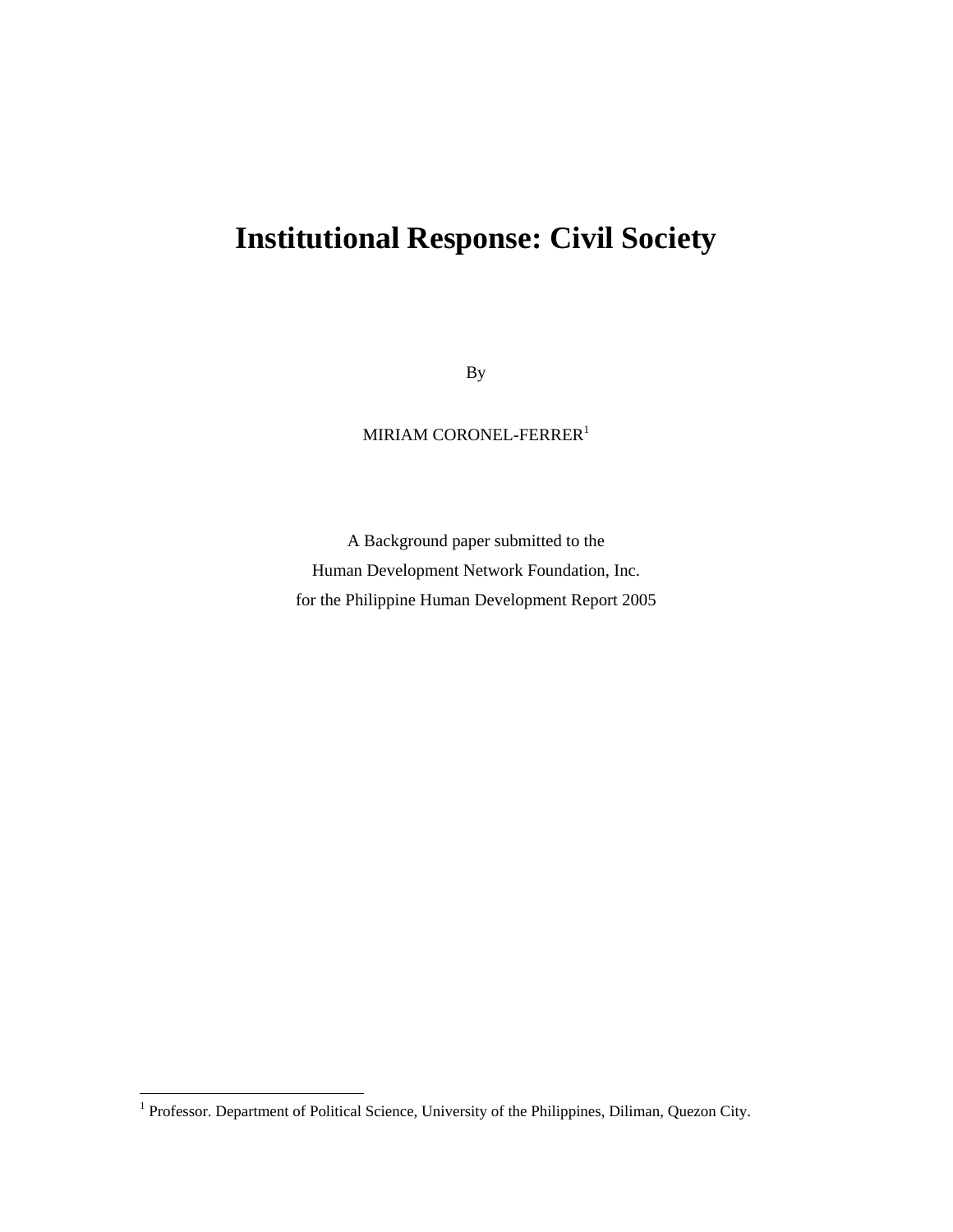# Institutional Response: Civil Society

By

MIRIAM CORONEL-FERRER[1]

A Background paper submitted to the
Human Development Network Foundation, Inc.
for the Philippine Human Development Report 2005

[1] Professor. Department of Political Science, University of the Philippines, Diliman, Quezon City.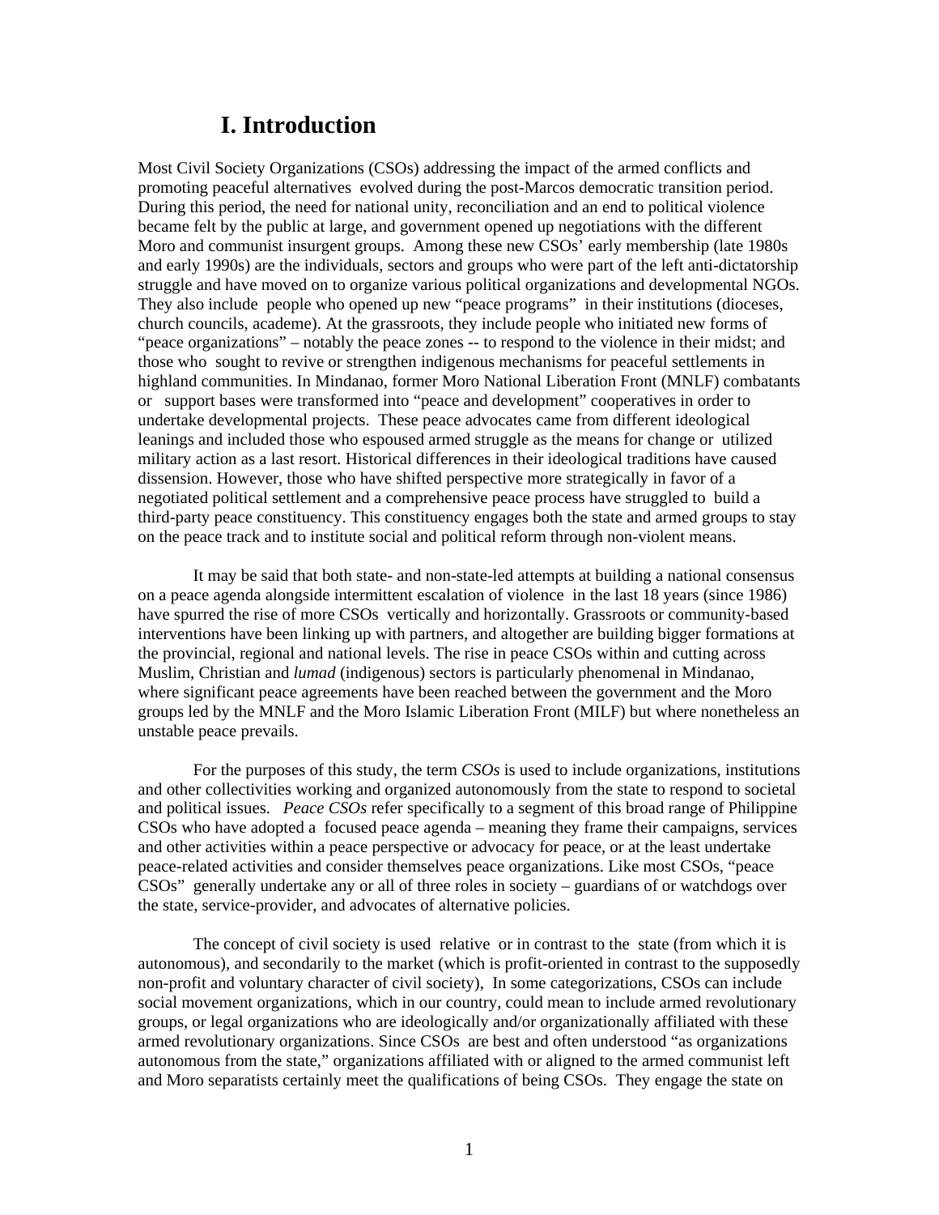# I. Introduction

Most Civil Society Organizations (CSOs) addressing the impact of the armed conflicts and promoting peaceful alternatives evolved during the post-Marcos democratic transition period. During this period, the need for national unity, reconciliation and an end to political violence became felt by the public at large, and government opened up negotiations with the different Moro and communist insurgent groups. Among these new CSOs' early membership (late 1980s and early 1990s) are the individuals, sectors and groups who were part of the left anti-dictatorship struggle and have moved on to organize various political organizations and developmental NGOs. They also include people who opened up new "peace programs" in their institutions (dioceses, church councils, academe). At the grassroots, they include people who initiated new forms of "peace organizations" – notably the peace zones -- to respond to the violence in their midst; and those who sought to revive or strengthen indigenous mechanisms for peaceful settlements in highland communities. In Mindanao, former Moro National Liberation Front (MNLF) combatants or support bases were transformed into "peace and development" cooperatives in order to undertake developmental projects. These peace advocates came from different ideological leanings and included those who espoused armed struggle as the means for change or utilized military action as a last resort. Historical differences in their ideological traditions have caused dissension. However, those who have shifted perspective more strategically in favor of a negotiated political settlement and a comprehensive peace process have struggled to build a third-party peace constituency. This constituency engages both the state and armed groups to stay on the peace track and to institute social and political reform through non-violent means.

It may be said that both state- and non-state-led attempts at building a national consensus on a peace agenda alongside intermittent escalation of violence in the last 18 years (since 1986) have spurred the rise of more CSOs vertically and horizontally. Grassroots or community-based interventions have been linking up with partners, and altogether are building bigger formations at the provincial, regional and national levels. The rise in peace CSOs within and cutting across Muslim, Christian and *lumad* (indigenous) sectors is particularly phenomenal in Mindanao, where significant peace agreements have been reached between the government and the Moro groups led by the MNLF and the Moro Islamic Liberation Front (MILF) but where nonetheless an unstable peace prevails.

For the purposes of this study, the term *CSOs* is used to include organizations, institutions and other collectivities working and organized autonomously from the state to respond to societal and political issues. *Peace CSOs* refer specifically to a segment of this broad range of Philippine CSOs who have adopted a focused peace agenda – meaning they frame their campaigns, services and other activities within a peace perspective or advocacy for peace, or at the least undertake peace-related activities and consider themselves peace organizations. Like most CSOs, "peace CSOs" generally undertake any or all of three roles in society – guardians of or watchdogs over the state, service-provider, and advocates of alternative policies.

The concept of civil society is used relative or in contrast to the state (from which it is autonomous), and secondarily to the market (which is profit-oriented in contrast to the supposedly non-profit and voluntary character of civil society), In some categorizations, CSOs can include social movement organizations, which in our country, could mean to include armed revolutionary groups, or legal organizations who are ideologically and/or organizationally affiliated with these armed revolutionary organizations. Since CSOs are best and often understood "as organizations autonomous from the state," organizations affiliated with or aligned to the armed communist left and Moro separatists certainly meet the qualifications of being CSOs. They engage the state on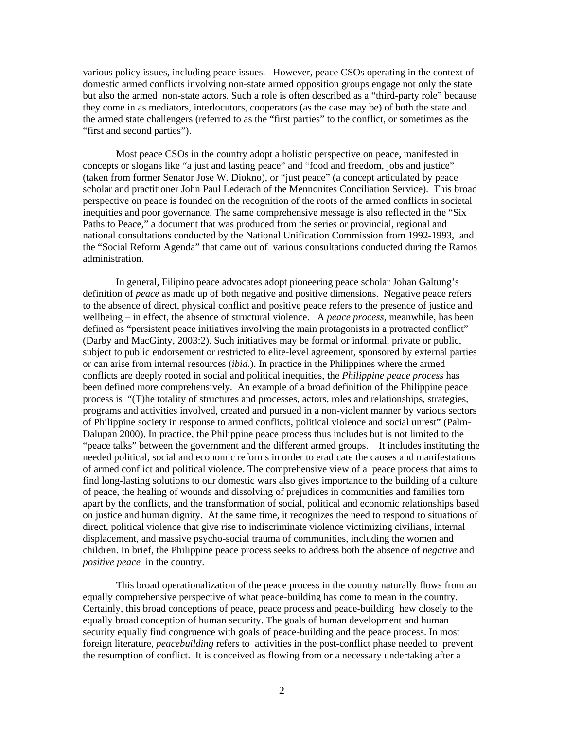various policy issues, including peace issues. However, peace CSOs operating in the context of domestic armed conflicts involving non-state armed opposition groups engage not only the state but also the armed non-state actors. Such a role is often described as a "third-party role" because they come in as mediators, interlocutors, cooperators (as the case may be) of both the state and the armed state challengers (referred to as the "first parties" to the conflict, or sometimes as the "first and second parties").

Most peace CSOs in the country adopt a holistic perspective on peace, manifested in concepts or slogans like "a just and lasting peace" and "food and freedom, jobs and justice" (taken from former Senator Jose W. Diokno), or "just peace" (a concept articulated by peace scholar and practitioner John Paul Lederach of the Mennonites Conciliation Service). This broad perspective on peace is founded on the recognition of the roots of the armed conflicts in societal inequities and poor governance. The same comprehensive message is also reflected in the "Six Paths to Peace," a document that was produced from the series or provincial, regional and national consultations conducted by the National Unification Commission from 1992-1993, and the "Social Reform Agenda" that came out of various consultations conducted during the Ramos administration.

In general, Filipino peace advocates adopt pioneering peace scholar Johan Galtung's definition of *peace* as made up of both negative and positive dimensions. Negative peace refers to the absence of direct, physical conflict and positive peace refers to the presence of justice and wellbeing – in effect, the absence of structural violence. A *peace process*, meanwhile, has been defined as "persistent peace initiatives involving the main protagonists in a protracted conflict" (Darby and MacGinty, 2003:2). Such initiatives may be formal or informal, private or public, subject to public endorsement or restricted to elite-level agreement, sponsored by external parties or can arise from internal resources (*ibid.*). In practice in the Philippines where the armed conflicts are deeply rooted in social and political inequities, the *Philippine peace process* has been defined more comprehensively. An example of a broad definition of the Philippine peace process is "(T)he totality of structures and processes, actors, roles and relationships, strategies, programs and activities involved, created and pursued in a non-violent manner by various sectors of Philippine society in response to armed conflicts, political violence and social unrest" (Palm-Dalupan 2000). In practice, the Philippine peace process thus includes but is not limited to the "peace talks" between the government and the different armed groups. It includes instituting the needed political, social and economic reforms in order to eradicate the causes and manifestations of armed conflict and political violence. The comprehensive view of a peace process that aims to find long-lasting solutions to our domestic wars also gives importance to the building of a culture of peace, the healing of wounds and dissolving of prejudices in communities and families torn apart by the conflicts, and the transformation of social, political and economic relationships based on justice and human dignity. At the same time, it recognizes the need to respond to situations of direct, political violence that give rise to indiscriminate violence victimizing civilians, internal displacement, and massive psycho-social trauma of communities, including the women and children. In brief, the Philippine peace process seeks to address both the absence of *negative* and *positive peace* in the country.

This broad operationalization of the peace process in the country naturally flows from an equally comprehensive perspective of what peace-building has come to mean in the country. Certainly, this broad conceptions of peace, peace process and peace-building hew closely to the equally broad conception of human security. The goals of human development and human security equally find congruence with goals of peace-building and the peace process. In most foreign literature, *peacebuilding* refers to activities in the post-conflict phase needed to prevent the resumption of conflict. It is conceived as flowing from or a necessary undertaking after a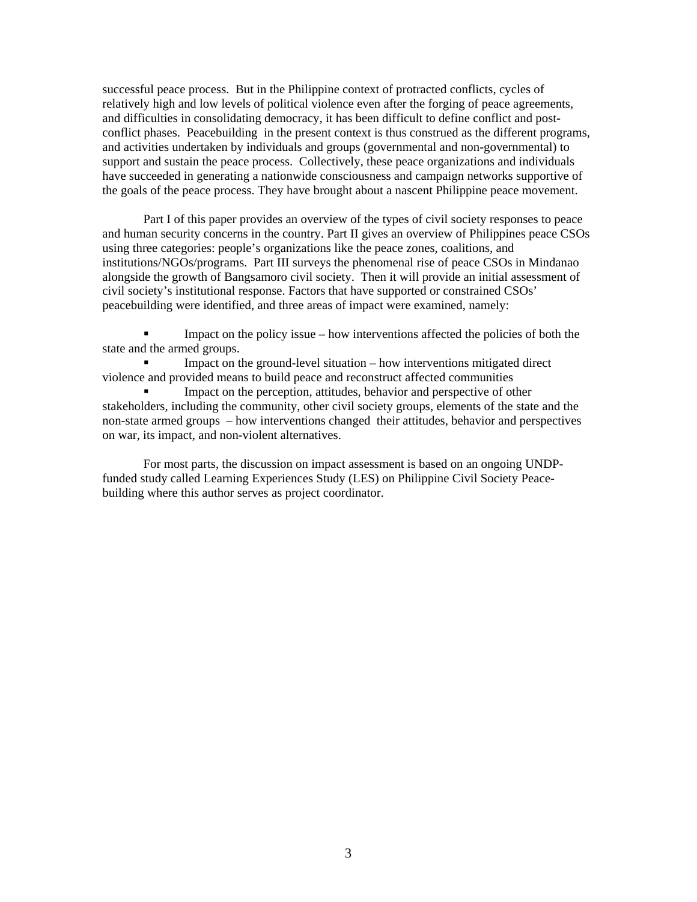successful peace process. But in the Philippine context of protracted conflicts, cycles of relatively high and low levels of political violence even after the forging of peace agreements, and difficulties in consolidating democracy, it has been difficult to define conflict and post-conflict phases. Peacebuilding in the present context is thus construed as the different programs, and activities undertaken by individuals and groups (governmental and non-governmental) to support and sustain the peace process. Collectively, these peace organizations and individuals have succeeded in generating a nationwide consciousness and campaign networks supportive of the goals of the peace process. They have brought about a nascent Philippine peace movement.

Part I of this paper provides an overview of the types of civil society responses to peace and human security concerns in the country. Part II gives an overview of Philippines peace CSOs using three categories: people's organizations like the peace zones, coalitions, and institutions/NGOs/programs. Part III surveys the phenomenal rise of peace CSOs in Mindanao alongside the growth of Bangsamoro civil society. Then it will provide an initial assessment of civil society's institutional response. Factors that have supported or constrained CSOs' peacebuilding were identified, and three areas of impact were examined, namely:

- Impact on the policy issue – how interventions affected the policies of both the state and the armed groups.
- Impact on the ground-level situation – how interventions mitigated direct violence and provided means to build peace and reconstruct affected communities
- Impact on the perception, attitudes, behavior and perspective of other stakeholders, including the community, other civil society groups, elements of the state and the non-state armed groups – how interventions changed their attitudes, behavior and perspectives on war, its impact, and non-violent alternatives.

For most parts, the discussion on impact assessment is based on an ongoing UNDP-funded study called Learning Experiences Study (LES) on Philippine Civil Society Peace-building where this author serves as project coordinator.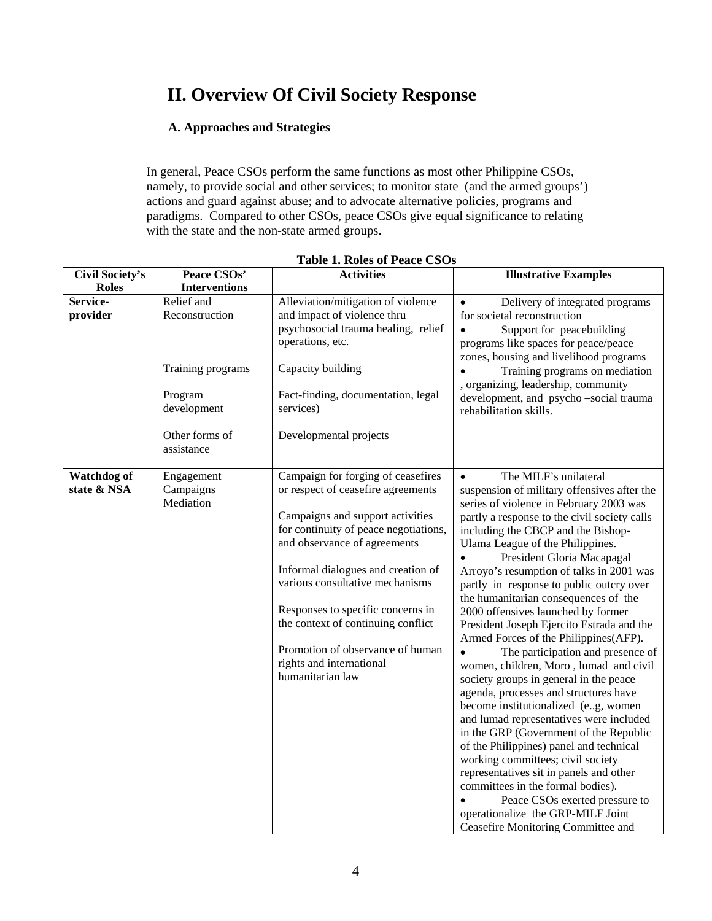# II. Overview Of Civil Society Response

## A. Approaches and Strategies

In general, Peace CSOs perform the same functions as most other Philippine CSOs, namely, to provide social and other services; to monitor state (and the armed groups') actions and guard against abuse; and to advocate alternative policies, programs and paradigms. Compared to other CSOs, peace CSOs give equal significance to relating with the state and the non-state armed groups.

**Table 1. Roles of Peace CSOs**

| Civil Society's Roles | Peace CSOs' Interventions | Activities | Illustrative Examples |
|---|---|---|---|
| **Service-provider** | Relief and Reconstruction<br><br>Training programs<br><br>Program development<br><br>Other forms of assistance | Alleviation/mitigation of violence and impact of violence thru psychosocial trauma healing, relief operations, etc.<br><br>Capacity building<br><br>Fact-finding, documentation, legal services)<br><br>Developmental projects | • Delivery of integrated programs for societal reconstruction<br>• Support for peacebuilding programs like spaces for peace/peace zones, housing and livelihood programs<br>• Training programs on mediation , organizing, leadership, community development, and psycho –social trauma rehabilitation skills. |
| **Watchdog of state & NSA** | Engagement<br>Campaigns<br>Mediation | Campaign for forging of ceasefires or respect of ceasefire agreements<br><br>Campaigns and support activities for continuity of peace negotiations, and observance of agreements<br><br>Informal dialogues and creation of various consultative mechanisms<br><br>Responses to specific concerns in the context of continuing conflict<br><br>Promotion of observance of human rights and international humanitarian law | • The MILF's unilateral suspension of military offensives after the series of violence in February 2003 was partly a response to the civil society calls including the CBCP and the Bishop-Ulama League of the Philippines.<br>• President Gloria Macapagal Arroyo's resumption of talks in 2001 was partly in response to public outcry over the humanitarian consequences of the 2000 offensives launched by former President Joseph Ejercito Estrada and the Armed Forces of the Philippines(AFP).<br>• The participation and presence of women, children, Moro , lumad and civil society groups in general in the peace agenda, processes and structures have become institutionalized (e..g, women and lumad representatives were included in the GRP (Government of the Republic of the Philippines) panel and technical working committees; civil society representatives sit in panels and other committees in the formal bodies).<br>• Peace CSOs exerted pressure to operationalize the GRP-MILF Joint Ceasefire Monitoring Committee and |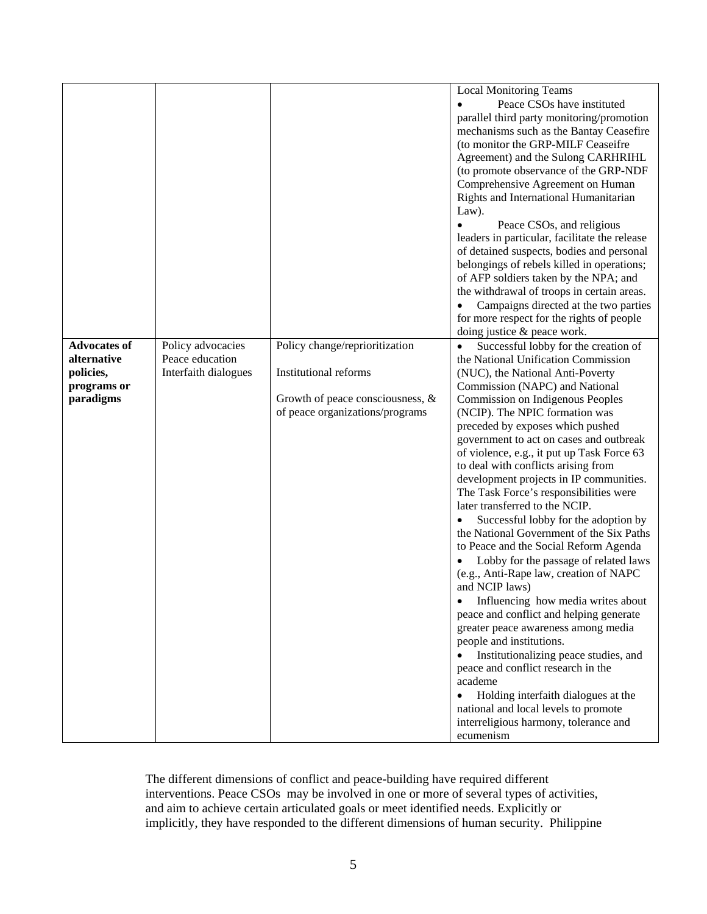| | | | |
|---|---|---|---|
| | | | Local Monitoring Teams<br>• Peace CSOs have instituted parallel third party monitoring/promotion mechanisms such as the Bantay Ceasefire (to monitor the GRP-MILF Ceaseifre Agreement) and the Sulong CARHRIHL (to promote observance of the GRP-NDF Comprehensive Agreement on Human Rights and International Humanitarian Law).<br>• Peace CSOs, and religious leaders in particular, facilitate the release of detained suspects, bodies and personal belongings of rebels killed in operations; of AFP soldiers taken by the NPA; and the withdrawal of troops in certain areas.<br>• Campaigns directed at the two parties for more respect for the rights of people doing justice & peace work. |
| **Advocates of alternative policies, programs or paradigms** | Policy advocacies<br>Peace education<br>Interfaith dialogues | Policy change/reprioritization<br><br>Institutional reforms<br><br>Growth of peace consciousness, & of peace organizations/programs | • Successful lobby for the creation of the National Unification Commission (NUC), the National Anti-Poverty Commission (NAPC) and National Commission on Indigenous Peoples (NCIP). The NPIC formation was preceded by exposes which pushed government to act on cases and outbreak of violence, e.g., it put up Task Force 63 to deal with conflicts arising from development projects in IP communities. The Task Force's responsibilities were later transferred to the NCIP.<br>• Successful lobby for the adoption by the National Government of the Six Paths to Peace and the Social Reform Agenda<br>• Lobby for the passage of related laws (e.g., Anti-Rape law, creation of NAPC and NCIP laws)<br>• Influencing how media writes about peace and conflict and helping generate greater peace awareness among media people and institutions.<br>• Institutionalizing peace studies, and peace and conflict research in the academe<br>• Holding interfaith dialogues at the national and local levels to promote interreligious harmony, tolerance and ecumenism |

The different dimensions of conflict and peace-building have required different interventions. Peace CSOs may be involved in one or more of several types of activities, and aim to achieve certain articulated goals or meet identified needs. Explicitly or implicitly, they have responded to the different dimensions of human security. Philippine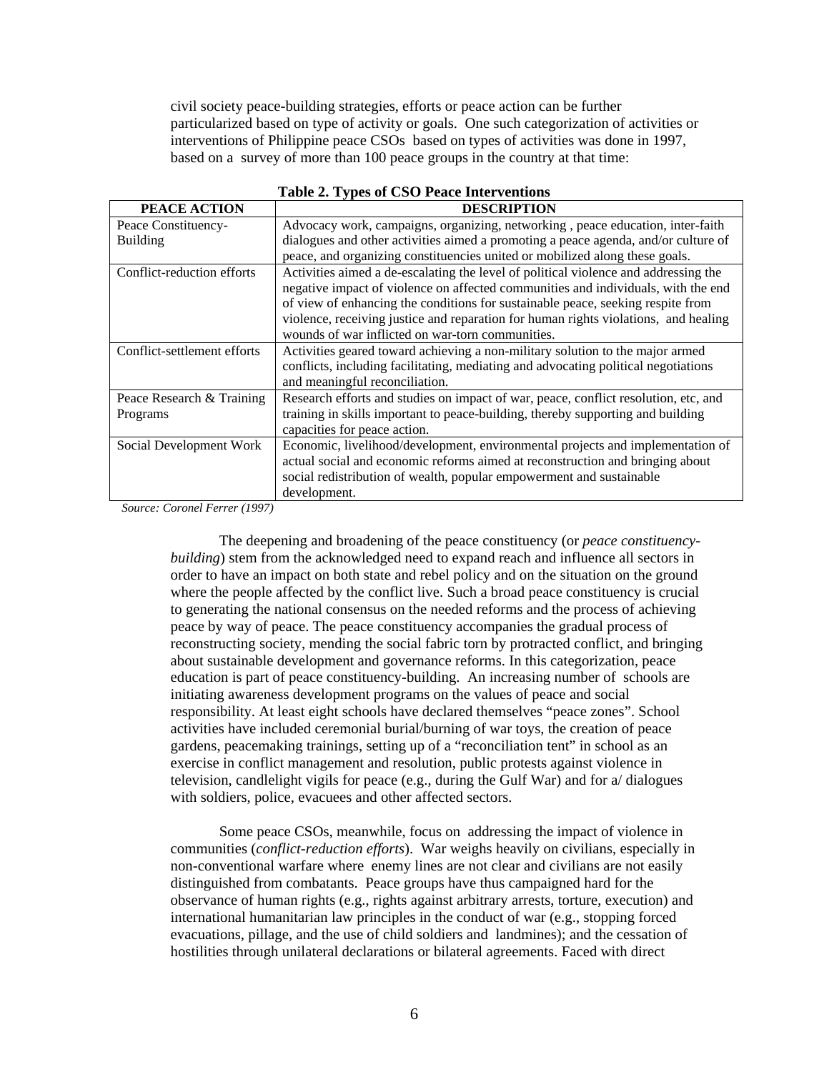civil society peace-building strategies, efforts or peace action can be further particularized based on type of activity or goals. One such categorization of activities or interventions of Philippine peace CSOs based on types of activities was done in 1997, based on a survey of more than 100 peace groups in the country at that time:

**Table 2. Types of CSO Peace Interventions**

| PEACE ACTION | DESCRIPTION |
|---|---|
| Peace Constituency-Building | Advocacy work, campaigns, organizing, networking , peace education, inter-faith dialogues and other activities aimed a promoting a peace agenda, and/or culture of peace, and organizing constituencies united or mobilized along these goals. |
| Conflict-reduction efforts | Activities aimed a de-escalating the level of political violence and addressing the negative impact of violence on affected communities and individuals, with the end of view of enhancing the conditions for sustainable peace, seeking respite from violence, receiving justice and reparation for human rights violations, and healing wounds of war inflicted on war-torn communities. |
| Conflict-settlement efforts | Activities geared toward achieving a non-military solution to the major armed conflicts, including facilitating, mediating and advocating political negotiations and meaningful reconciliation. |
| Peace Research & Training Programs | Research efforts and studies on impact of war, peace, conflict resolution, etc, and training in skills important to peace-building, thereby supporting and building capacities for peace action. |
| Social Development Work | Economic, livelihood/development, environmental projects and implementation of actual social and economic reforms aimed at reconstruction and bringing about social redistribution of wealth, popular empowerment and sustainable development. |

*Source: Coronel Ferrer (1997)*

The deepening and broadening of the peace constituency (or *peace constituency-building*) stem from the acknowledged need to expand reach and influence all sectors in order to have an impact on both state and rebel policy and on the situation on the ground where the people affected by the conflict live. Such a broad peace constituency is crucial to generating the national consensus on the needed reforms and the process of achieving peace by way of peace. The peace constituency accompanies the gradual process of reconstructing society, mending the social fabric torn by protracted conflict, and bringing about sustainable development and governance reforms. In this categorization, peace education is part of peace constituency-building. An increasing number of schools are initiating awareness development programs on the values of peace and social responsibility. At least eight schools have declared themselves "peace zones". School activities have included ceremonial burial/burning of war toys, the creation of peace gardens, peacemaking trainings, setting up of a "reconciliation tent" in school as an exercise in conflict management and resolution, public protests against violence in television, candlelight vigils for peace (e.g., during the Gulf War) and for a/ dialogues with soldiers, police, evacuees and other affected sectors.

Some peace CSOs, meanwhile, focus on addressing the impact of violence in communities (*conflict-reduction efforts*). War weighs heavily on civilians, especially in non-conventional warfare where enemy lines are not clear and civilians are not easily distinguished from combatants. Peace groups have thus campaigned hard for the observance of human rights (e.g., rights against arbitrary arrests, torture, execution) and international humanitarian law principles in the conduct of war (e.g., stopping forced evacuations, pillage, and the use of child soldiers and landmines); and the cessation of hostilities through unilateral declarations or bilateral agreements. Faced with direct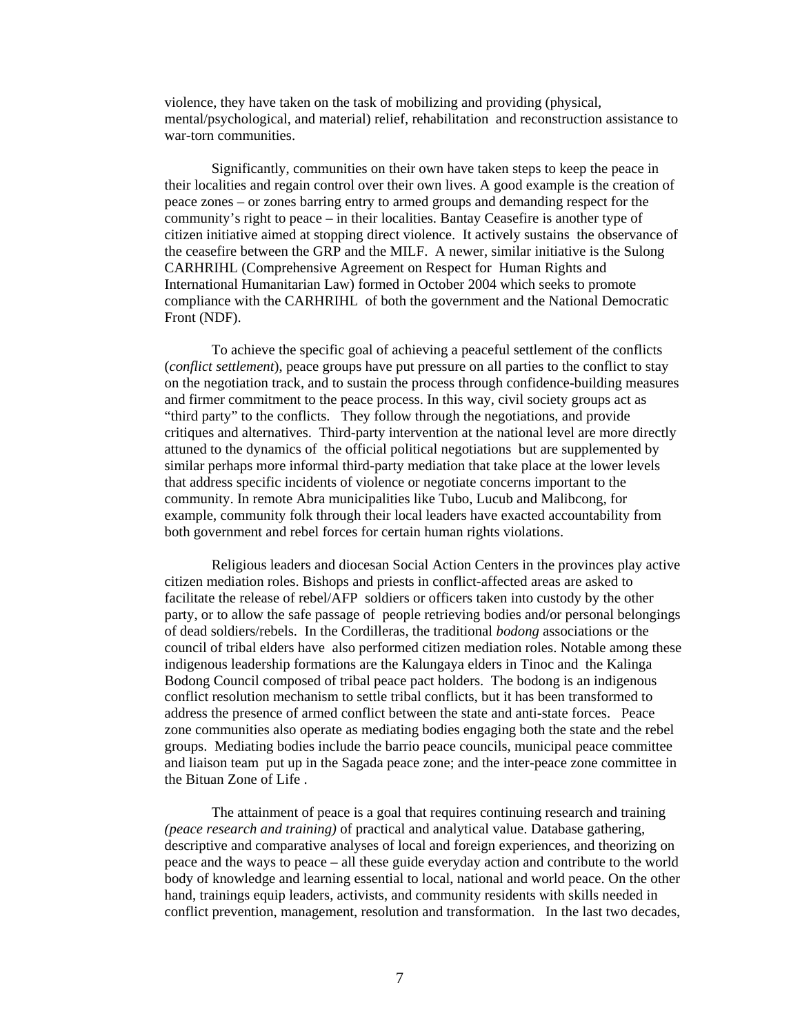violence, they have taken on the task of mobilizing and providing (physical, mental/psychological, and material) relief, rehabilitation and reconstruction assistance to war-torn communities.

Significantly, communities on their own have taken steps to keep the peace in their localities and regain control over their own lives. A good example is the creation of peace zones – or zones barring entry to armed groups and demanding respect for the community's right to peace – in their localities. Bantay Ceasefire is another type of citizen initiative aimed at stopping direct violence. It actively sustains the observance of the ceasefire between the GRP and the MILF. A newer, similar initiative is the Sulong CARHRIHL (Comprehensive Agreement on Respect for Human Rights and International Humanitarian Law) formed in October 2004 which seeks to promote compliance with the CARHRIHL of both the government and the National Democratic Front (NDF).

To achieve the specific goal of achieving a peaceful settlement of the conflicts (*conflict settlement*), peace groups have put pressure on all parties to the conflict to stay on the negotiation track, and to sustain the process through confidence-building measures and firmer commitment to the peace process. In this way, civil society groups act as "third party" to the conflicts. They follow through the negotiations, and provide critiques and alternatives. Third-party intervention at the national level are more directly attuned to the dynamics of the official political negotiations but are supplemented by similar perhaps more informal third-party mediation that take place at the lower levels that address specific incidents of violence or negotiate concerns important to the community. In remote Abra municipalities like Tubo, Lucub and Malibcong, for example, community folk through their local leaders have exacted accountability from both government and rebel forces for certain human rights violations.

Religious leaders and diocesan Social Action Centers in the provinces play active citizen mediation roles. Bishops and priests in conflict-affected areas are asked to facilitate the release of rebel/AFP soldiers or officers taken into custody by the other party, or to allow the safe passage of people retrieving bodies and/or personal belongings of dead soldiers/rebels. In the Cordilleras, the traditional *bodong* associations or the council of tribal elders have also performed citizen mediation roles. Notable among these indigenous leadership formations are the Kalungaya elders in Tinoc and the Kalinga Bodong Council composed of tribal peace pact holders. The bodong is an indigenous conflict resolution mechanism to settle tribal conflicts, but it has been transformed to address the presence of armed conflict between the state and anti-state forces. Peace zone communities also operate as mediating bodies engaging both the state and the rebel groups. Mediating bodies include the barrio peace councils, municipal peace committee and liaison team put up in the Sagada peace zone; and the inter-peace zone committee in the Bituan Zone of Life .

The attainment of peace is a goal that requires continuing research and training *(peace research and training)* of practical and analytical value. Database gathering, descriptive and comparative analyses of local and foreign experiences, and theorizing on peace and the ways to peace – all these guide everyday action and contribute to the world body of knowledge and learning essential to local, national and world peace. On the other hand, trainings equip leaders, activists, and community residents with skills needed in conflict prevention, management, resolution and transformation. In the last two decades,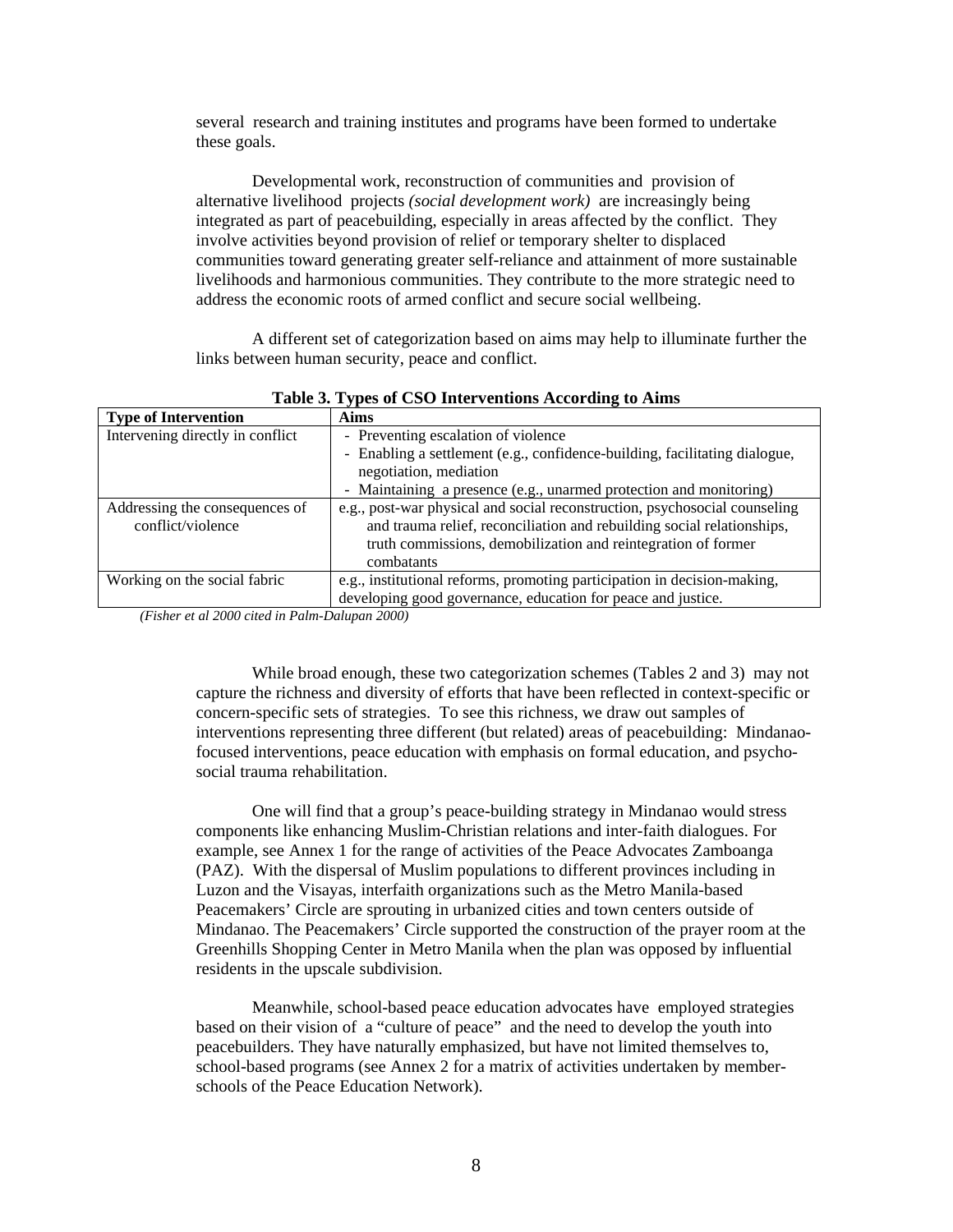several research and training institutes and programs have been formed to undertake these goals.

Developmental work, reconstruction of communities and provision of alternative livelihood projects *(social development work)* are increasingly being integrated as part of peacebuilding, especially in areas affected by the conflict. They involve activities beyond provision of relief or temporary shelter to displaced communities toward generating greater self-reliance and attainment of more sustainable livelihoods and harmonious communities. They contribute to the more strategic need to address the economic roots of armed conflict and secure social wellbeing.

A different set of categorization based on aims may help to illuminate further the links between human security, peace and conflict.

**Table 3. Types of CSO Interventions According to Aims**

| **Type of Intervention** | **Aims** |
|---|---|
| Intervening directly in conflict | - Preventing escalation of violence<br>- Enabling a settlement (e.g., confidence-building, facilitating dialogue, negotiation, mediation<br>- Maintaining a presence (e.g., unarmed protection and monitoring) |
| Addressing the consequences of conflict/violence | e.g., post-war physical and social reconstruction, psychosocial counseling and trauma relief, reconciliation and rebuilding social relationships, truth commissions, demobilization and reintegration of former combatants |
| Working on the social fabric | e.g., institutional reforms, promoting participation in decision-making, developing good governance, education for peace and justice. |

*(Fisher et al 2000 cited in Palm-Dalupan 2000)*

While broad enough, these two categorization schemes (Tables 2 and 3) may not capture the richness and diversity of efforts that have been reflected in context-specific or concern-specific sets of strategies. To see this richness, we draw out samples of interventions representing three different (but related) areas of peacebuilding: Mindanao-focused interventions, peace education with emphasis on formal education, and psycho-social trauma rehabilitation.

One will find that a group's peace-building strategy in Mindanao would stress components like enhancing Muslim-Christian relations and inter-faith dialogues. For example, see Annex 1 for the range of activities of the Peace Advocates Zamboanga (PAZ). With the dispersal of Muslim populations to different provinces including in Luzon and the Visayas, interfaith organizations such as the Metro Manila-based Peacemakers' Circle are sprouting in urbanized cities and town centers outside of Mindanao. The Peacemakers' Circle supported the construction of the prayer room at the Greenhills Shopping Center in Metro Manila when the plan was opposed by influential residents in the upscale subdivision.

Meanwhile, school-based peace education advocates have employed strategies based on their vision of a "culture of peace" and the need to develop the youth into peacebuilders. They have naturally emphasized, but have not limited themselves to, school-based programs (see Annex 2 for a matrix of activities undertaken by member-schools of the Peace Education Network).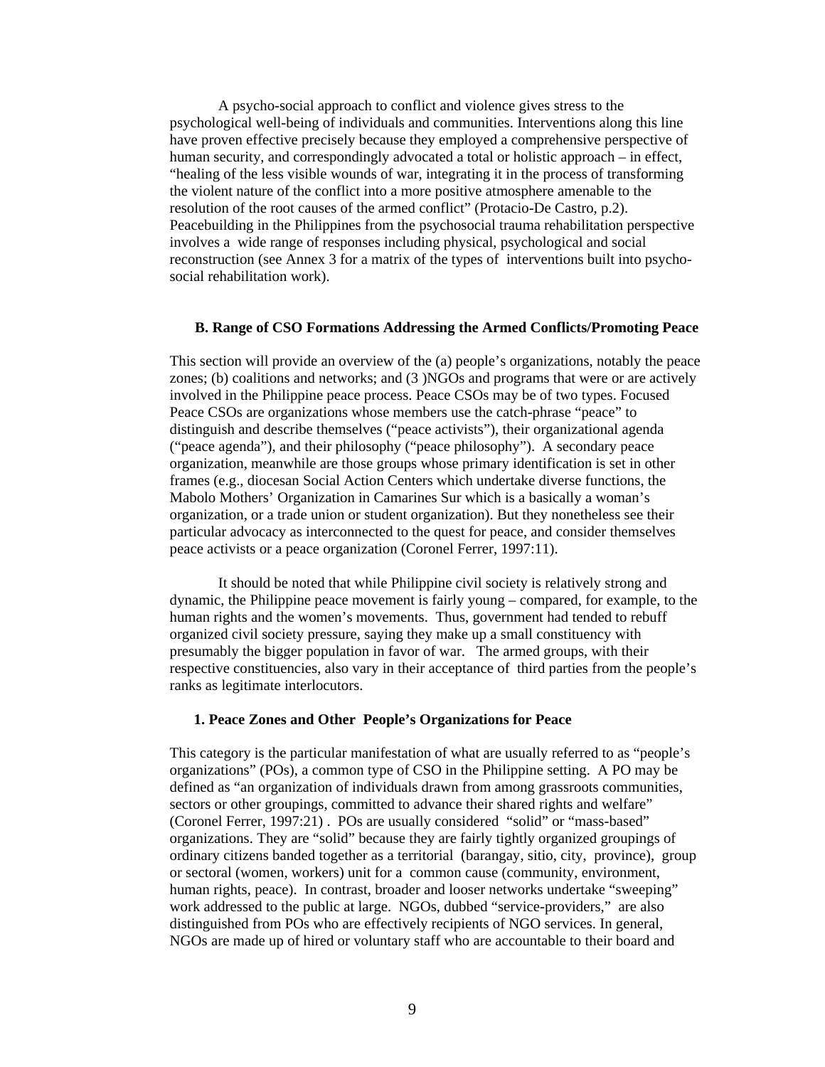A psycho-social approach to conflict and violence gives stress to the psychological well-being of individuals and communities. Interventions along this line have proven effective precisely because they employed a comprehensive perspective of human security, and correspondingly advocated a total or holistic approach – in effect, "healing of the less visible wounds of war, integrating it in the process of transforming the violent nature of the conflict into a more positive atmosphere amenable to the resolution of the root causes of the armed conflict" (Protacio-De Castro, p.2). Peacebuilding in the Philippines from the psychosocial trauma rehabilitation perspective involves a wide range of responses including physical, psychological and social reconstruction (see Annex 3 for a matrix of the types of interventions built into psycho-social rehabilitation work).

### B. Range of CSO Formations Addressing the Armed Conflicts/Promoting Peace

This section will provide an overview of the (a) people's organizations, notably the peace zones; (b) coalitions and networks; and (3 )NGOs and programs that were or are actively involved in the Philippine peace process. Peace CSOs may be of two types. Focused Peace CSOs are organizations whose members use the catch-phrase "peace" to distinguish and describe themselves ("peace activists"), their organizational agenda ("peace agenda"), and their philosophy ("peace philosophy"). A secondary peace organization, meanwhile are those groups whose primary identification is set in other frames (e.g., diocesan Social Action Centers which undertake diverse functions, the Mabolo Mothers' Organization in Camarines Sur which is a basically a woman's organization, or a trade union or student organization). But they nonetheless see their particular advocacy as interconnected to the quest for peace, and consider themselves peace activists or a peace organization (Coronel Ferrer, 1997:11).

It should be noted that while Philippine civil society is relatively strong and dynamic, the Philippine peace movement is fairly young – compared, for example, to the human rights and the women's movements. Thus, government had tended to rebuff organized civil society pressure, saying they make up a small constituency with presumably the bigger population in favor of war. The armed groups, with their respective constituencies, also vary in their acceptance of third parties from the people's ranks as legitimate interlocutors.

#### 1. Peace Zones and Other People's Organizations for Peace

This category is the particular manifestation of what are usually referred to as "people's organizations" (POs), a common type of CSO in the Philippine setting. A PO may be defined as "an organization of individuals drawn from among grassroots communities, sectors or other groupings, committed to advance their shared rights and welfare" (Coronel Ferrer, 1997:21) . POs are usually considered "solid" or "mass-based" organizations. They are "solid" because they are fairly tightly organized groupings of ordinary citizens banded together as a territorial (barangay, sitio, city, province), group or sectoral (women, workers) unit for a common cause (community, environment, human rights, peace). In contrast, broader and looser networks undertake "sweeping" work addressed to the public at large. NGOs, dubbed "service-providers," are also distinguished from POs who are effectively recipients of NGO services. In general, NGOs are made up of hired or voluntary staff who are accountable to their board and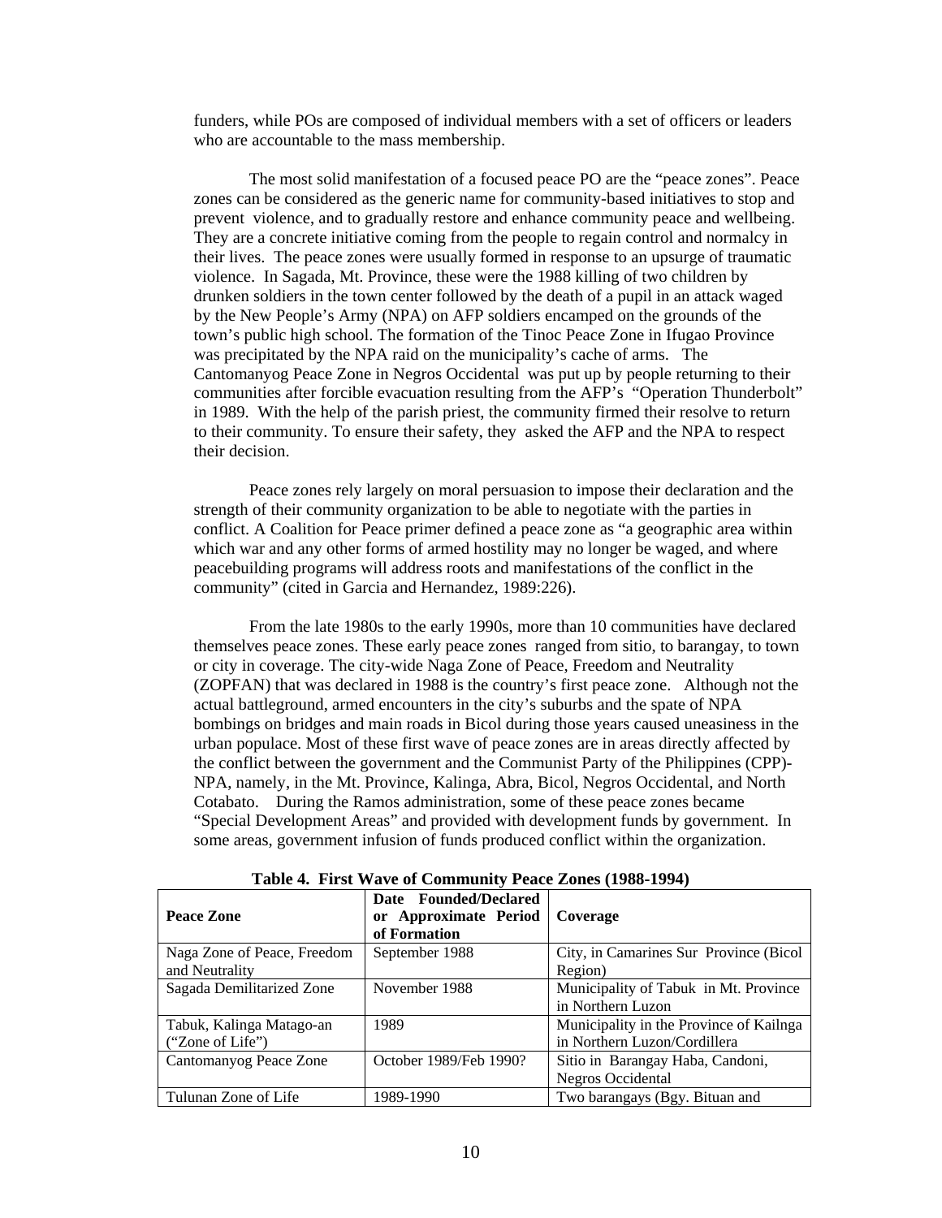funders, while POs are composed of individual members with a set of officers or leaders who are accountable to the mass membership.

The most solid manifestation of a focused peace PO are the "peace zones". Peace zones can be considered as the generic name for community-based initiatives to stop and prevent violence, and to gradually restore and enhance community peace and wellbeing. They are a concrete initiative coming from the people to regain control and normalcy in their lives. The peace zones were usually formed in response to an upsurge of traumatic violence. In Sagada, Mt. Province, these were the 1988 killing of two children by drunken soldiers in the town center followed by the death of a pupil in an attack waged by the New People's Army (NPA) on AFP soldiers encamped on the grounds of the town's public high school. The formation of the Tinoc Peace Zone in Ifugao Province was precipitated by the NPA raid on the municipality's cache of arms. The Cantomanyog Peace Zone in Negros Occidental was put up by people returning to their communities after forcible evacuation resulting from the AFP's "Operation Thunderbolt" in 1989. With the help of the parish priest, the community firmed their resolve to return to their community. To ensure their safety, they asked the AFP and the NPA to respect their decision.

Peace zones rely largely on moral persuasion to impose their declaration and the strength of their community organization to be able to negotiate with the parties in conflict. A Coalition for Peace primer defined a peace zone as "a geographic area within which war and any other forms of armed hostility may no longer be waged, and where peacebuilding programs will address roots and manifestations of the conflict in the community" (cited in Garcia and Hernandez, 1989:226).

From the late 1980s to the early 1990s, more than 10 communities have declared themselves peace zones. These early peace zones ranged from sitio, to barangay, to town or city in coverage. The city-wide Naga Zone of Peace, Freedom and Neutrality (ZOPFAN) that was declared in 1988 is the country's first peace zone. Although not the actual battleground, armed encounters in the city's suburbs and the spate of NPA bombings on bridges and main roads in Bicol during those years caused uneasiness in the urban populace. Most of these first wave of peace zones are in areas directly affected by the conflict between the government and the Communist Party of the Philippines (CPP)-NPA, namely, in the Mt. Province, Kalinga, Abra, Bicol, Negros Occidental, and North Cotabato. During the Ramos administration, some of these peace zones became "Special Development Areas" and provided with development funds by government. In some areas, government infusion of funds produced conflict within the organization.

**Table 4. First Wave of Community Peace Zones (1988-1994)**

| Peace Zone | Date Founded/Declared or Approximate Period of Formation | Coverage |
|---|---|---|
| Naga Zone of Peace, Freedom and Neutrality | September 1988 | City, in Camarines Sur Province (Bicol Region) |
| Sagada Demilitarized Zone | November 1988 | Municipality of Tabuk in Mt. Province in Northern Luzon |
| Tabuk, Kalinga Matago-an ("Zone of Life") | 1989 | Municipality in the Province of Kailnga in Northern Luzon/Cordillera |
| Cantomanyog Peace Zone | October 1989/Feb 1990? | Sitio in Barangay Haba, Candoni, Negros Occidental |
| Tulunan Zone of Life | 1989-1990 | Two barangays (Bgy. Bituan and |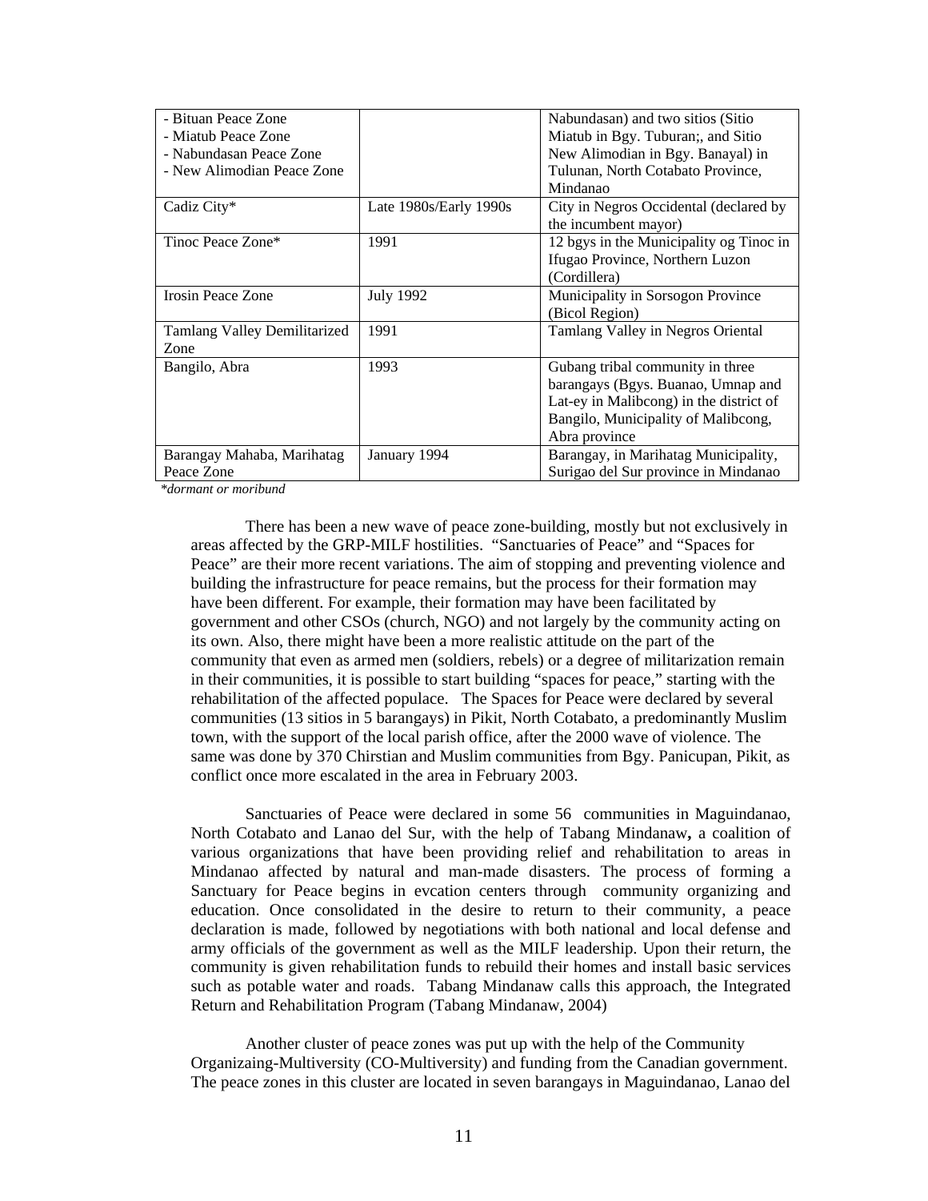| | | |
|---|---|---|
| - Bituan Peace Zone<br>- Miatub Peace Zone<br>- Nabundasan Peace Zone<br>- New Alimodian Peace Zone | | Nabundasan) and two sitios (Sitio Miatub in Bgy. Tuburan;, and Sitio New Alimodian in Bgy. Banayal) in Tulunan, North Cotabato Province, Mindanao |
| Cadiz City* | Late 1980s/Early 1990s | City in Negros Occidental (declared by the incumbent mayor) |
| Tinoc Peace Zone* | 1991 | 12 bgys in the Municipality og Tinoc in Ifugao Province, Northern Luzon (Cordillera) |
| Irosin Peace Zone | July 1992 | Municipality in Sorsogon Province (Bicol Region) |
| Tamlang Valley Demilitarized Zone | 1991 | Tamlang Valley in Negros Oriental |
| Bangilo, Abra | 1993 | Gubang tribal community in three barangays (Bgys. Buanao, Umnap and Lat-ey in Malibcong) in the district of Bangilo, Municipality of Malibcong, Abra province |
| Barangay Mahaba, Marihatag Peace Zone | January 1994 | Barangay, in Marihatag Municipality, Surigao del Sur province in Mindanao |

*\*dormant or moribund*

There has been a new wave of peace zone-building, mostly but not exclusively in areas affected by the GRP-MILF hostilities. "Sanctuaries of Peace" and "Spaces for Peace" are their more recent variations. The aim of stopping and preventing violence and building the infrastructure for peace remains, but the process for their formation may have been different. For example, their formation may have been facilitated by government and other CSOs (church, NGO) and not largely by the community acting on its own. Also, there might have been a more realistic attitude on the part of the community that even as armed men (soldiers, rebels) or a degree of militarization remain in their communities, it is possible to start building "spaces for peace," starting with the rehabilitation of the affected populace. The Spaces for Peace were declared by several communities (13 sitios in 5 barangays) in Pikit, North Cotabato, a predominantly Muslim town, with the support of the local parish office, after the 2000 wave of violence. The same was done by 370 Chirstian and Muslim communities from Bgy. Panicupan, Pikit, as conflict once more escalated in the area in February 2003.

Sanctuaries of Peace were declared in some 56 communities in Maguindanao, North Cotabato and Lanao del Sur, with the help of Tabang Mindanaw**,** a coalition of various organizations that have been providing relief and rehabilitation to areas in Mindanao affected by natural and man-made disasters. The process of forming a Sanctuary for Peace begins in evcation centers through community organizing and education. Once consolidated in the desire to return to their community, a peace declaration is made, followed by negotiations with both national and local defense and army officials of the government as well as the MILF leadership. Upon their return, the community is given rehabilitation funds to rebuild their homes and install basic services such as potable water and roads. Tabang Mindanaw calls this approach, the Integrated Return and Rehabilitation Program (Tabang Mindanaw, 2004)

Another cluster of peace zones was put up with the help of the Community Organizaing-Multiversity (CO-Multiversity) and funding from the Canadian government. The peace zones in this cluster are located in seven barangays in Maguindanao, Lanao del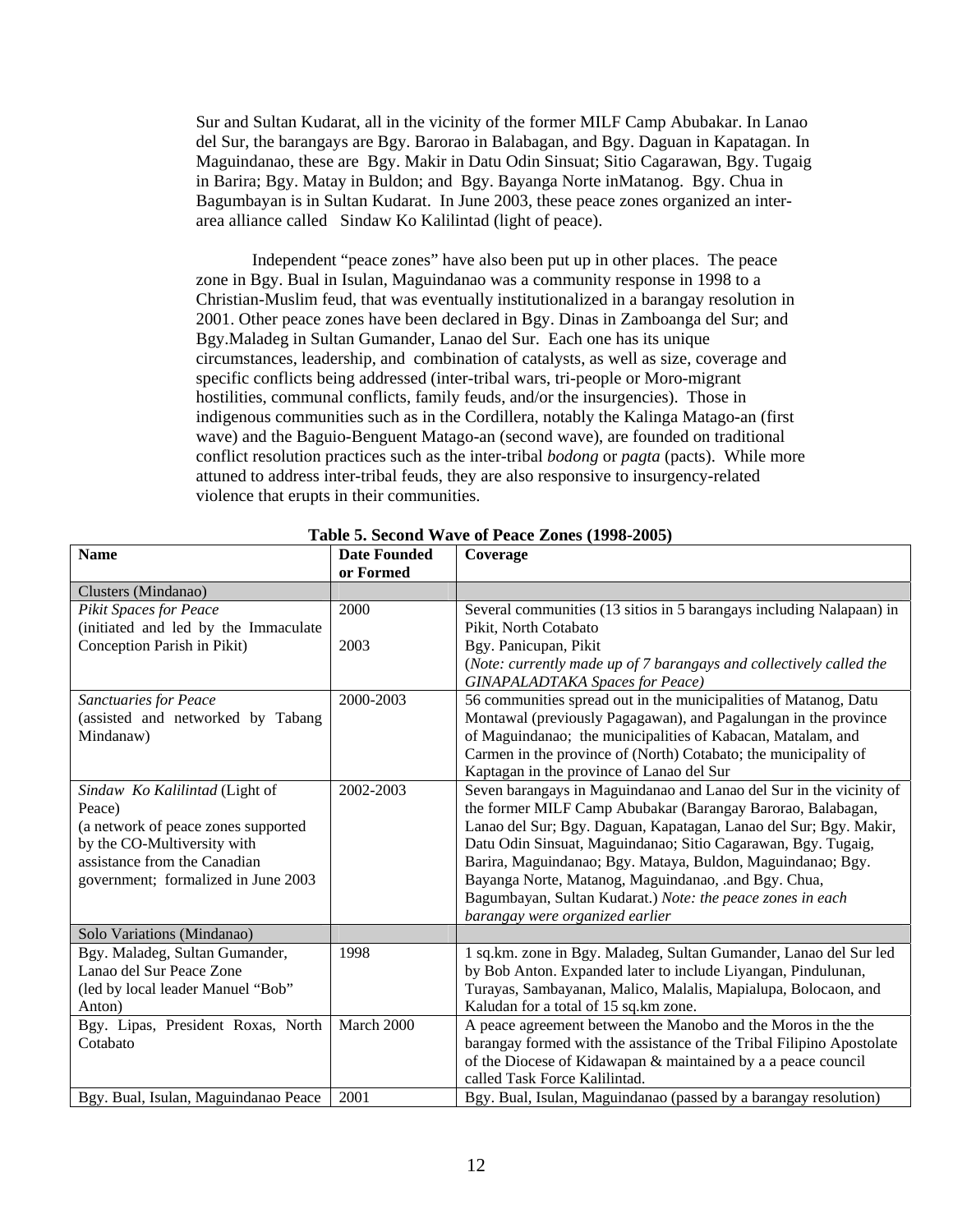Sur and Sultan Kudarat, all in the vicinity of the former MILF Camp Abubakar. In Lanao del Sur, the barangays are Bgy. Barorao in Balabagan, and Bgy. Daguan in Kapatagan. In Maguindanao, these are Bgy. Makir in Datu Odin Sinsuat; Sitio Cagarawan, Bgy. Tugaig in Barira; Bgy. Matay in Buldon; and Bgy. Bayanga Norte inMatanog. Bgy. Chua in Bagumbayan is in Sultan Kudarat. In June 2003, these peace zones organized an inter-area alliance called Sindaw Ko Kalilintad (light of peace).

Independent "peace zones" have also been put up in other places. The peace zone in Bgy. Bual in Isulan, Maguindanao was a community response in 1998 to a Christian-Muslim feud, that was eventually institutionalized in a barangay resolution in 2001. Other peace zones have been declared in Bgy. Dinas in Zamboanga del Sur; and Bgy.Maladeg in Sultan Gumander, Lanao del Sur. Each one has its unique circumstances, leadership, and combination of catalysts, as well as size, coverage and specific conflicts being addressed (inter-tribal wars, tri-people or Moro-migrant hostilities, communal conflicts, family feuds, and/or the insurgencies). Those in indigenous communities such as in the Cordillera, notably the Kalinga Matago-an (first wave) and the Baguio-Benguent Matago-an (second wave), are founded on traditional conflict resolution practices such as the inter-tribal *bodong* or *pagta* (pacts). While more attuned to address inter-tribal feuds, they are also responsive to insurgency-related violence that erupts in their communities.

**Table 5. Second Wave of Peace Zones (1998-2005)**

| Name | Date Founded or Formed | Coverage |
|---|---|---|
| Clusters (Mindanao) | | |
| *Pikit Spaces for Peace* (initiated and led by the Immaculate Conception Parish in Pikit) | 2000<br><br>2003 | Several communities (13 sitios in 5 barangays including Nalapaan) in Pikit, North Cotabato<br>Bgy. Panicupan, Pikit<br>(*Note: currently made up of 7 barangays and collectively called the GINAPALADTAKA Spaces for Peace)* |
| *Sanctuaries for Peace* (assisted and networked by Tabang Mindanaw) | 2000-2003 | 56 communities spread out in the municipalities of Matanog, Datu Montawal (previously Pagagawan), and Pagalungan in the province of Maguindanao; the municipalities of Kabacan, Matalam, and Carmen in the province of (North) Cotabato; the municipality of Kaptagan in the province of Lanao del Sur |
| *Sindaw Ko Kalilintad* (Light of Peace) (a network of peace zones supported by the CO-Multiversity with assistance from the Canadian government; formalized in June 2003 | 2002-2003 | Seven barangays in Maguindanao and Lanao del Sur in the vicinity of the former MILF Camp Abubakar (Barangay Barorao, Balabagan, Lanao del Sur; Bgy. Daguan, Kapatagan, Lanao del Sur; Bgy. Makir, Datu Odin Sinsuat, Maguindanao; Sitio Cagarawan, Bgy. Tugaig, Barira, Maguindanao; Bgy. Mataya, Buldon, Maguindanao; Bgy. Bayanga Norte, Matanog, Maguindanao, .and Bgy. Chua, Bagumbayan, Sultan Kudarat.) *Note: the peace zones in each barangay were organized earlier* |
| Solo Variations (Mindanao) | | |
| Bgy. Maladeg, Sultan Gumander, Lanao del Sur Peace Zone (led by local leader Manuel "Bob" Anton) | 1998 | 1 sq.km. zone in Bgy. Maladeg, Sultan Gumander, Lanao del Sur led by Bob Anton. Expanded later to include Liyangan, Pindulunan, Turayas, Sambayanan, Malico, Malalis, Mapialupa, Bolocaon, and Kaludan for a total of 15 sq.km zone. |
| Bgy. Lipas, President Roxas, North Cotabato | March 2000 | A peace agreement between the Manobo and the Moros in the the barangay formed with the assistance of the Tribal Filipino Apostolate of the Diocese of Kidawapan & maintained by a a peace council called Task Force Kalilintad. |
| Bgy. Bual, Isulan, Maguindanao Peace | 2001 | Bgy. Bual, Isulan, Maguindanao (passed by a barangay resolution) |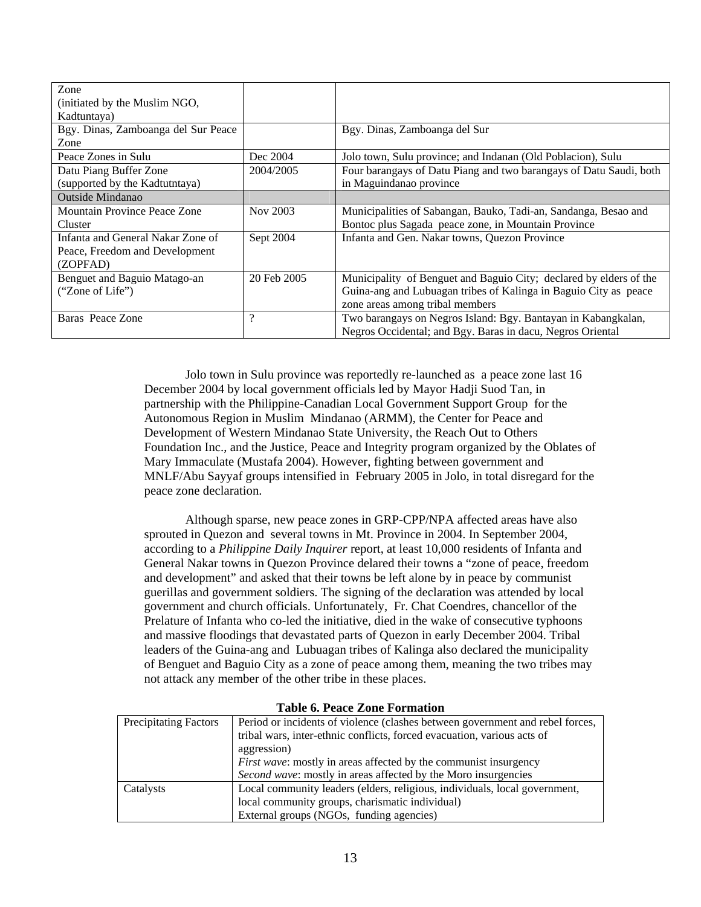| | | |
|---|---|---|
| Zone (initiated by the Muslim NGO, Kadtuntaya) | | |
| Bgy. Dinas, Zamboanga del Sur Peace Zone | | Bgy. Dinas, Zamboanga del Sur |
| Peace Zones in Sulu | Dec 2004 | Jolo town, Sulu province; and Indanan (Old Poblacion), Sulu |
| Datu Piang Buffer Zone (supported by the Kadtutntaya) | 2004/2005 | Four barangays of Datu Piang and two barangays of Datu Saudi, both in Maguindanao province |
| Outside Mindanao | | |
| Mountain Province Peace Zone Cluster | Nov 2003 | Municipalities of Sabangan, Bauko, Tadi-an, Sandanga, Besao and Bontoc plus Sagada peace zone, in Mountain Province |
| Infanta and General Nakar Zone of Peace, Freedom and Development (ZOPFAD) | Sept 2004 | Infanta and Gen. Nakar towns, Quezon Province |
| Benguet and Baguio Matago-an ("Zone of Life") | 20 Feb 2005 | Municipality of Benguet and Baguio City; declared by elders of the Guina-ang and Lubuagan tribes of Kalinga in Baguio City as peace zone areas among tribal members |
| Baras Peace Zone | ? | Two barangays on Negros Island: Bgy. Bantayan in Kabangkalan, Negros Occidental; and Bgy. Baras in dacu, Negros Oriental |

Jolo town in Sulu province was reportedly re-launched as a peace zone last 16 December 2004 by local government officials led by Mayor Hadji Suod Tan, in partnership with the Philippine-Canadian Local Government Support Group for the Autonomous Region in Muslim Mindanao (ARMM), the Center for Peace and Development of Western Mindanao State University, the Reach Out to Others Foundation Inc., and the Justice, Peace and Integrity program organized by the Oblates of Mary Immaculate (Mustafa 2004). However, fighting between government and MNLF/Abu Sayyaf groups intensified in February 2005 in Jolo, in total disregard for the peace zone declaration.

Although sparse, new peace zones in GRP-CPP/NPA affected areas have also sprouted in Quezon and several towns in Mt. Province in 2004. In September 2004, according to a *Philippine Daily Inquirer* report, at least 10,000 residents of Infanta and General Nakar towns in Quezon Province delared their towns a "zone of peace, freedom and development" and asked that their towns be left alone by in peace by communist guerillas and government soldiers. The signing of the declaration was attended by local government and church officials. Unfortunately, Fr. Chat Coendres, chancellor of the Prelature of Infanta who co-led the initiative, died in the wake of consecutive typhoons and massive floodings that devastated parts of Quezon in early December 2004. Tribal leaders of the Guina-ang and Lubuagan tribes of Kalinga also declared the municipality of Benguet and Baguio City as a zone of peace among them, meaning the two tribes may not attack any member of the other tribe in these places.

**Table 6. Peace Zone Formation**

| | |
|---|---|
| Precipitating Factors | Period or incidents of violence (clashes between government and rebel forces, tribal wars, inter-ethnic conflicts, forced evacuation, various acts of aggression)<br>*First wave*: mostly in areas affected by the communist insurgency<br>*Second wave*: mostly in areas affected by the Moro insurgencies |
| Catalysts | Local community leaders (elders, religious, individuals, local government, local community groups, charismatic individual)<br>External groups (NGOs, funding agencies) |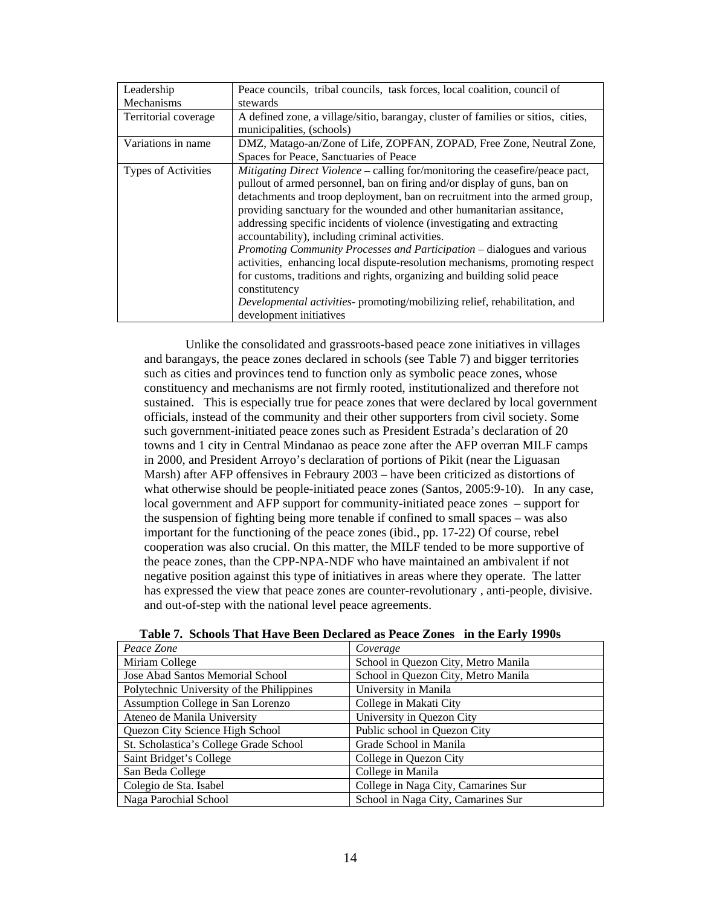| Leadership Mechanisms | Peace councils, tribal councils, task forces, local coalition, council of stewards |
|---|---|
| Territorial coverage | A defined zone, a village/sitio, barangay, cluster of families or sitios, cities, municipalities, (schools) |
| Variations in name | DMZ, Matago-an/Zone of Life, ZOPFAN, ZOPAD, Free Zone, Neutral Zone, Spaces for Peace, Sanctuaries of Peace |
| Types of Activities | *Mitigating Direct Violence* – calling for/monitoring the ceasefire/peace pact, pullout of armed personnel, ban on firing and/or display of guns, ban on detachments and troop deployment, ban on recruitment into the armed group, providing sanctuary for the wounded and other humanitarian assitance, addressing specific incidents of violence (investigating and extracting accountability), including criminal activities. *Promoting Community Processes and Participation* – dialogues and various activities, enhancing local dispute-resolution mechanisms, promoting respect for customs, traditions and rights, organizing and building solid peace constitutency *Developmental activities*- promoting/mobilizing relief, rehabilitation, and development initiatives |

Unlike the consolidated and grassroots-based peace zone initiatives in villages and barangays, the peace zones declared in schools (see Table 7) and bigger territories such as cities and provinces tend to function only as symbolic peace zones, whose constituency and mechanisms are not firmly rooted, institutionalized and therefore not sustained. This is especially true for peace zones that were declared by local government officials, instead of the community and their other supporters from civil society. Some such government-initiated peace zones such as President Estrada's declaration of 20 towns and 1 city in Central Mindanao as peace zone after the AFP overran MILF camps in 2000, and President Arroyo's declaration of portions of Pikit (near the Liguasan Marsh) after AFP offensives in Febraury 2003 – have been criticized as distortions of what otherwise should be people-initiated peace zones (Santos, 2005:9-10). In any case, local government and AFP support for community-initiated peace zones – support for the suspension of fighting being more tenable if confined to small spaces – was also important for the functioning of the peace zones (ibid., pp. 17-22) Of course, rebel cooperation was also crucial. On this matter, the MILF tended to be more supportive of the peace zones, than the CPP-NPA-NDF who have maintained an ambivalent if not negative position against this type of initiatives in areas where they operate. The latter has expressed the view that peace zones are counter-revolutionary , anti-people, divisive. and out-of-step with the national level peace agreements.

**Table 7. Schools That Have Been Declared as Peace Zones in the Early 1990s**

| *Peace Zone* | *Coverage* |
|---|---|
| Miriam College | School in Quezon City, Metro Manila |
| Jose Abad Santos Memorial School | School in Quezon City, Metro Manila |
| Polytechnic University of the Philippines | University in Manila |
| Assumption College in San Lorenzo | College in Makati City |
| Ateneo de Manila University | University in Quezon City |
| Quezon City Science High School | Public school in Quezon City |
| St. Scholastica's College Grade School | Grade School in Manila |
| Saint Bridget's College | College in Quezon City |
| San Beda College | College in Manila |
| Colegio de Sta. Isabel | College in Naga City, Camarines Sur |
| Naga Parochial School | School in Naga City, Camarines Sur |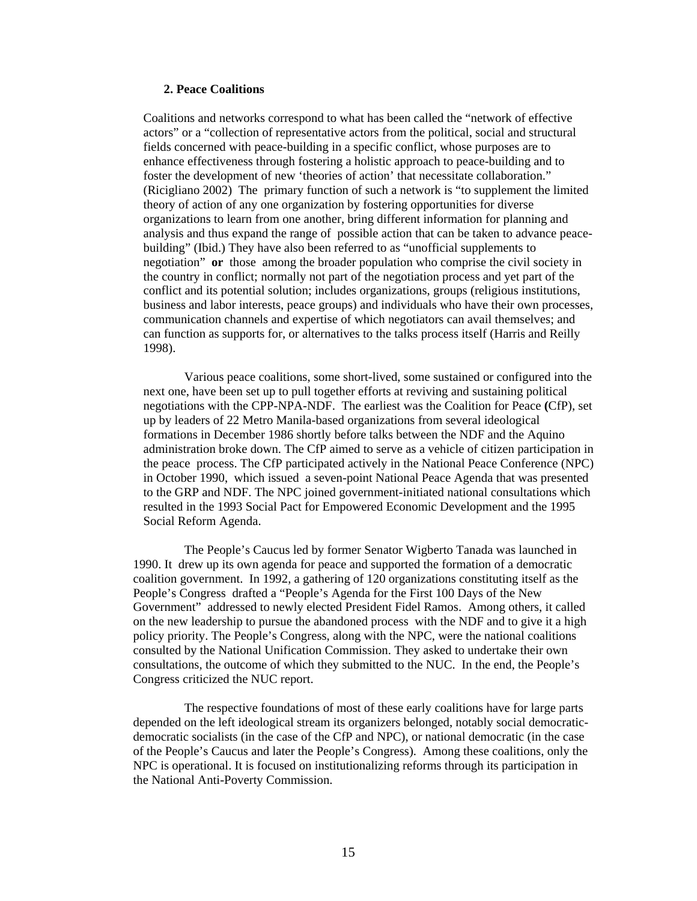## 2. Peace Coalitions

Coalitions and networks correspond to what has been called the "network of effective actors" or a "collection of representative actors from the political, social and structural fields concerned with peace-building in a specific conflict, whose purposes are to enhance effectiveness through fostering a holistic approach to peace-building and to foster the development of new 'theories of action' that necessitate collaboration." (Ricigliano 2002) The primary function of such a network is "to supplement the limited theory of action of any one organization by fostering opportunities for diverse organizations to learn from one another, bring different information for planning and analysis and thus expand the range of possible action that can be taken to advance peace-building" (Ibid.) They have also been referred to as "unofficial supplements to negotiation" **or** those among the broader population who comprise the civil society in the country in conflict; normally not part of the negotiation process and yet part of the conflict and its potential solution; includes organizations, groups (religious institutions, business and labor interests, peace groups) and individuals who have their own processes, communication channels and expertise of which negotiators can avail themselves; and can function as supports for, or alternatives to the talks process itself (Harris and Reilly 1998).

Various peace coalitions, some short-lived, some sustained or configured into the next one, have been set up to pull together efforts at reviving and sustaining political negotiations with the CPP-NPA-NDF. The earliest was the Coalition for Peace **(**CfP), set up by leaders of 22 Metro Manila-based organizations from several ideological formations in December 1986 shortly before talks between the NDF and the Aquino administration broke down. The CfP aimed to serve as a vehicle of citizen participation in the peace process. The CfP participated actively in the National Peace Conference (NPC) in October 1990, which issued a seven-point National Peace Agenda that was presented to the GRP and NDF. The NPC joined government-initiated national consultations which resulted in the 1993 Social Pact for Empowered Economic Development and the 1995 Social Reform Agenda.

The People's Caucus led by former Senator Wigberto Tanada was launched in 1990. It drew up its own agenda for peace and supported the formation of a democratic coalition government. In 1992, a gathering of 120 organizations constituting itself as the People's Congress drafted a "People's Agenda for the First 100 Days of the New Government" addressed to newly elected President Fidel Ramos. Among others, it called on the new leadership to pursue the abandoned process with the NDF and to give it a high policy priority. The People's Congress, along with the NPC, were the national coalitions consulted by the National Unification Commission. They asked to undertake their own consultations, the outcome of which they submitted to the NUC. In the end, the People's Congress criticized the NUC report.

The respective foundations of most of these early coalitions have for large parts depended on the left ideological stream its organizers belonged, notably social democratic-democratic socialists (in the case of the CfP and NPC), or national democratic (in the case of the People's Caucus and later the People's Congress). Among these coalitions, only the NPC is operational. It is focused on institutionalizing reforms through its participation in the National Anti-Poverty Commission.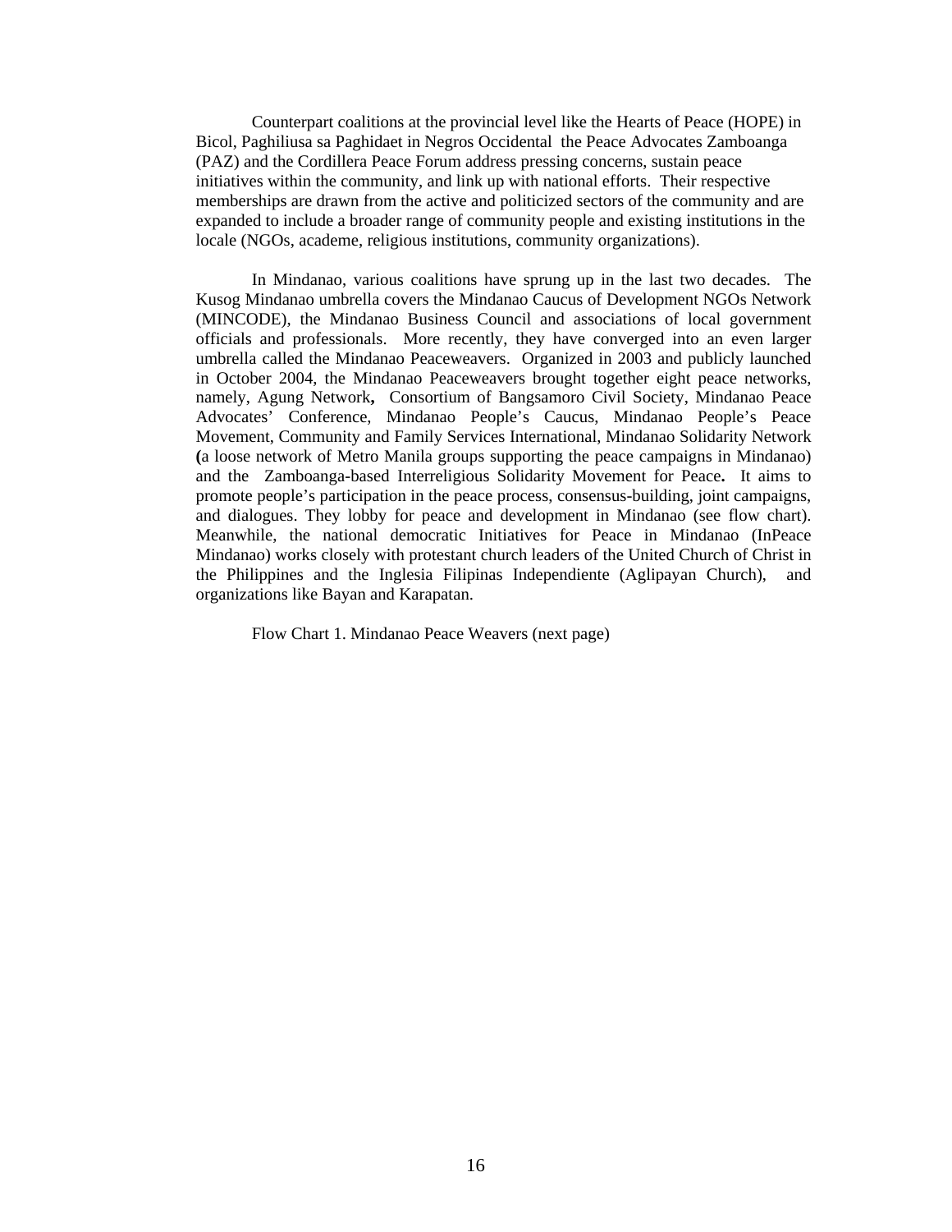Counterpart coalitions at the provincial level like the Hearts of Peace (HOPE) in Bicol, Paghiliusa sa Paghidaet in Negros Occidental the Peace Advocates Zamboanga (PAZ) and the Cordillera Peace Forum address pressing concerns, sustain peace initiatives within the community, and link up with national efforts. Their respective memberships are drawn from the active and politicized sectors of the community and are expanded to include a broader range of community people and existing institutions in the locale (NGOs, academe, religious institutions, community organizations).

In Mindanao, various coalitions have sprung up in the last two decades. The Kusog Mindanao umbrella covers the Mindanao Caucus of Development NGOs Network (MINCODE), the Mindanao Business Council and associations of local government officials and professionals. More recently, they have converged into an even larger umbrella called the Mindanao Peaceweavers. Organized in 2003 and publicly launched in October 2004, the Mindanao Peaceweavers brought together eight peace networks, namely, Agung Network**,** Consortium of Bangsamoro Civil Society, Mindanao Peace Advocates' Conference, Mindanao People's Caucus, Mindanao People's Peace Movement, Community and Family Services International, Mindanao Solidarity Network **(**a loose network of Metro Manila groups supporting the peace campaigns in Mindanao) and the Zamboanga-based Interreligious Solidarity Movement for Peace**.** It aims to promote people's participation in the peace process, consensus-building, joint campaigns, and dialogues. They lobby for peace and development in Mindanao (see flow chart). Meanwhile, the national democratic Initiatives for Peace in Mindanao (InPeace Mindanao) works closely with protestant church leaders of the United Church of Christ in the Philippines and the Inglesia Filipinas Independiente (Aglipayan Church), and organizations like Bayan and Karapatan.

Flow Chart 1. Mindanao Peace Weavers (next page)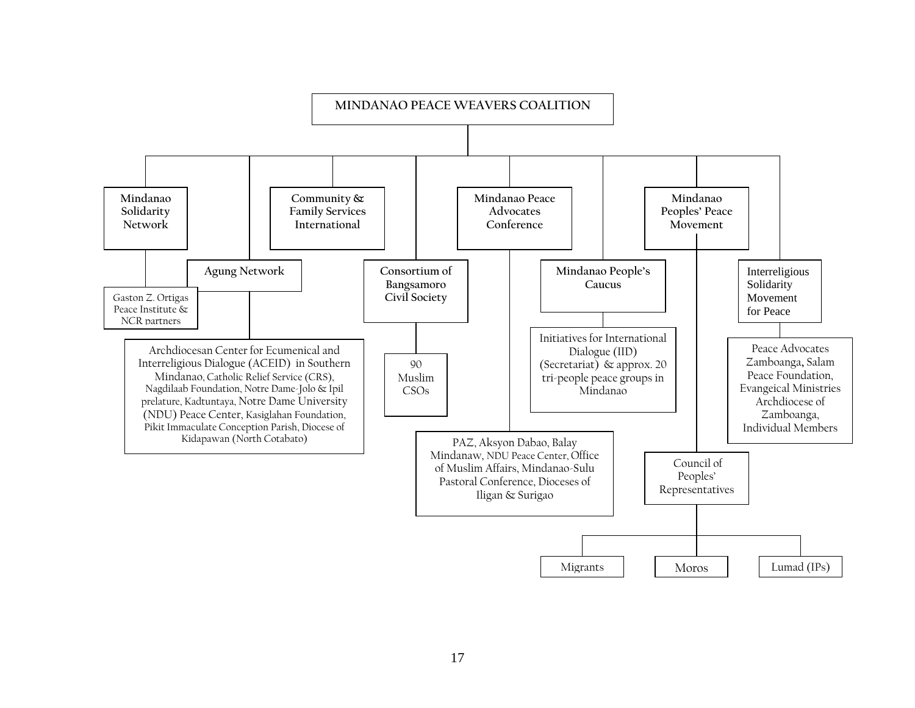# MINDANAO PEACE WEAVERS COALITION

- **Mindanao Solidarity Network**
  - Gaston Z. Ortigas Peace Institute & NCR partners
- **Agung Network**
  - Archdiocesan Center for Ecumenical and Interreligious Dialogue (ACEID) in Southern Mindanao, Catholic Relief Service (CRS), Nagdilaab Foundation, Notre Dame-Jolo & Ipil prelature, Kadtuntaya, Notre Dame University (NDU) Peace Center, Kasiglahan Foundation, Pikit Immaculate Conception Parish, Diocese of Kidapawan (North Cotabato)
- **Community & Family Services International**
- **Consortium of Bangsamoro Civil Society**
  - 90 Muslim CSOs
- **Mindanao Peace Advocates Conference**
  - PAZ, Aksyon Dabao, Balay Mindanaw, NDU Peace Center, Office of Muslim Affairs, Mindanao-Sulu Pastoral Conference, Dioceses of Iligan & Surigao
- **Mindanao People's Caucus**
  - Initiatives for International Dialogue (IID) (Secretariat) & approx. 20 tri-people peace groups in Mindanao
- **Mindanao Peoples' Peace Movement**
  - Council of Peoples' Representatives
    - Migrants
    - Moros
    - Lumad (IPs)
- **Interreligious Solidarity Movement for Peace**
  - Peace Advocates Zamboanga, Salam Peace Foundation, Evangeical Ministries Archdiocese of Zamboanga, Individual Members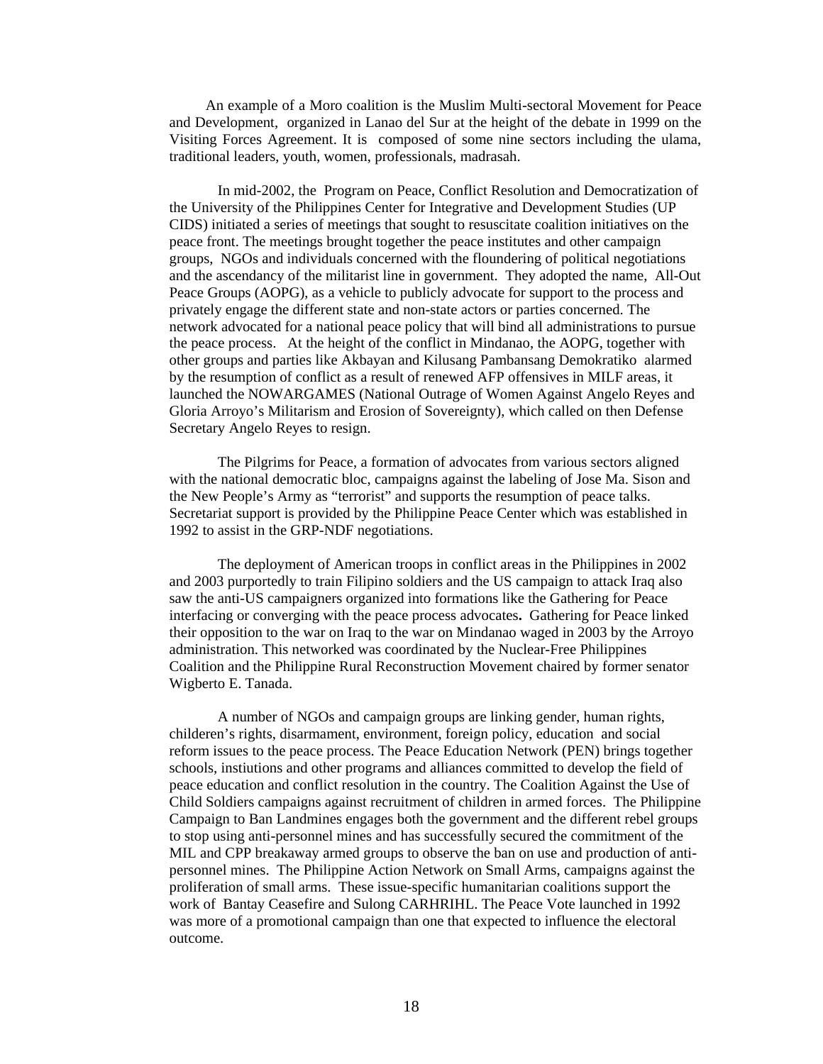An example of a Moro coalition is the Muslim Multi-sectoral Movement for Peace and Development, organized in Lanao del Sur at the height of the debate in 1999 on the Visiting Forces Agreement. It is composed of some nine sectors including the ulama, traditional leaders, youth, women, professionals, madrasah.

In mid-2002, the Program on Peace, Conflict Resolution and Democratization of the University of the Philippines Center for Integrative and Development Studies (UP CIDS) initiated a series of meetings that sought to resuscitate coalition initiatives on the peace front. The meetings brought together the peace institutes and other campaign groups, NGOs and individuals concerned with the floundering of political negotiations and the ascendancy of the militarist line in government. They adopted the name, All-Out Peace Groups (AOPG), as a vehicle to publicly advocate for support to the process and privately engage the different state and non-state actors or parties concerned. The network advocated for a national peace policy that will bind all administrations to pursue the peace process. At the height of the conflict in Mindanao, the AOPG, together with other groups and parties like Akbayan and Kilusang Pambansang Demokratiko alarmed by the resumption of conflict as a result of renewed AFP offensives in MILF areas, it launched the NOWARGAMES (National Outrage of Women Against Angelo Reyes and Gloria Arroyo's Militarism and Erosion of Sovereignty), which called on then Defense Secretary Angelo Reyes to resign.

The Pilgrims for Peace, a formation of advocates from various sectors aligned with the national democratic bloc, campaigns against the labeling of Jose Ma. Sison and the New People's Army as "terrorist" and supports the resumption of peace talks. Secretariat support is provided by the Philippine Peace Center which was established in 1992 to assist in the GRP-NDF negotiations.

The deployment of American troops in conflict areas in the Philippines in 2002 and 2003 purportedly to train Filipino soldiers and the US campaign to attack Iraq also saw the anti-US campaigners organized into formations like the Gathering for Peace interfacing or converging with the peace process advocates**.** Gathering for Peace linked their opposition to the war on Iraq to the war on Mindanao waged in 2003 by the Arroyo administration. This networked was coordinated by the Nuclear-Free Philippines Coalition and the Philippine Rural Reconstruction Movement chaired by former senator Wigberto E. Tanada.

A number of NGOs and campaign groups are linking gender, human rights, childeren's rights, disarmament, environment, foreign policy, education and social reform issues to the peace process. The Peace Education Network (PEN) brings together schools, instiutions and other programs and alliances committed to develop the field of peace education and conflict resolution in the country. The Coalition Against the Use of Child Soldiers campaigns against recruitment of children in armed forces. The Philippine Campaign to Ban Landmines engages both the government and the different rebel groups to stop using anti-personnel mines and has successfully secured the commitment of the MIL and CPP breakaway armed groups to observe the ban on use and production of anti-personnel mines. The Philippine Action Network on Small Arms, campaigns against the proliferation of small arms. These issue-specific humanitarian coalitions support the work of Bantay Ceasefire and Sulong CARHRIHL. The Peace Vote launched in 1992 was more of a promotional campaign than one that expected to influence the electoral outcome.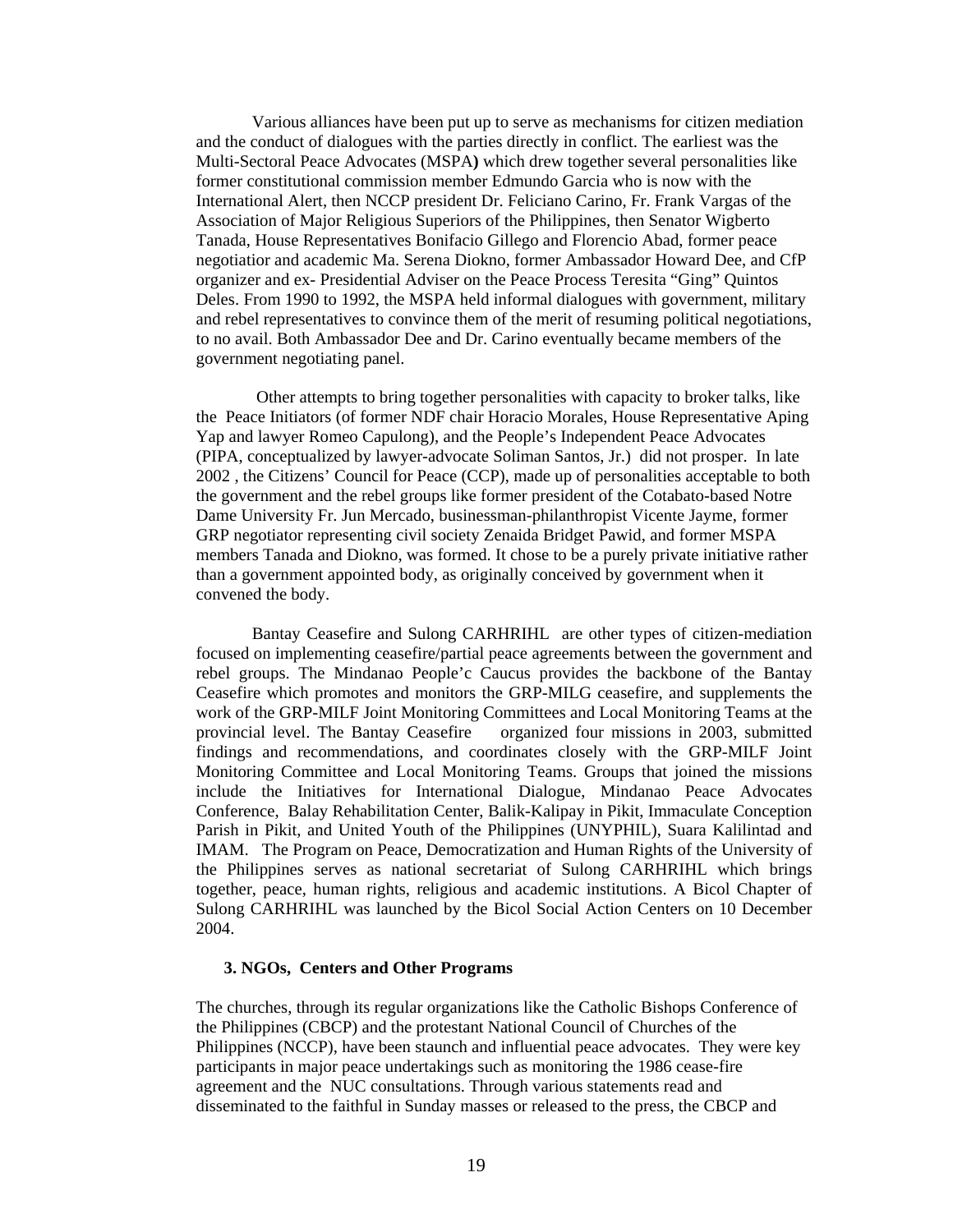Various alliances have been put up to serve as mechanisms for citizen mediation and the conduct of dialogues with the parties directly in conflict. The earliest was the Multi-Sectoral Peace Advocates (MSPA**)** which drew together several personalities like former constitutional commission member Edmundo Garcia who is now with the International Alert, then NCCP president Dr. Feliciano Carino, Fr. Frank Vargas of the Association of Major Religious Superiors of the Philippines, then Senator Wigberto Tanada, House Representatives Bonifacio Gillego and Florencio Abad, former peace negotiatior and academic Ma. Serena Diokno, former Ambassador Howard Dee, and CfP organizer and ex- Presidential Adviser on the Peace Process Teresita "Ging" Quintos Deles. From 1990 to 1992, the MSPA held informal dialogues with government, military and rebel representatives to convince them of the merit of resuming political negotiations, to no avail. Both Ambassador Dee and Dr. Carino eventually became members of the government negotiating panel.

Other attempts to bring together personalities with capacity to broker talks, like the Peace Initiators (of former NDF chair Horacio Morales, House Representative Aping Yap and lawyer Romeo Capulong), and the People's Independent Peace Advocates (PIPA, conceptualized by lawyer-advocate Soliman Santos, Jr.) did not prosper. In late 2002 , the Citizens' Council for Peace (CCP), made up of personalities acceptable to both the government and the rebel groups like former president of the Cotabato-based Notre Dame University Fr. Jun Mercado, businessman-philanthropist Vicente Jayme, former GRP negotiator representing civil society Zenaida Bridget Pawid, and former MSPA members Tanada and Diokno, was formed. It chose to be a purely private initiative rather than a government appointed body, as originally conceived by government when it convened the body.

Bantay Ceasefire and Sulong CARHRIHL are other types of citizen-mediation focused on implementing ceasefire/partial peace agreements between the government and rebel groups. The Mindanao People'c Caucus provides the backbone of the Bantay Ceasefire which promotes and monitors the GRP-MILG ceasefire, and supplements the work of the GRP-MILF Joint Monitoring Committees and Local Monitoring Teams at the provincial level. The Bantay Ceasefire organized four missions in 2003, submitted findings and recommendations, and coordinates closely with the GRP-MILF Joint Monitoring Committee and Local Monitoring Teams. Groups that joined the missions include the Initiatives for International Dialogue, Mindanao Peace Advocates Conference, Balay Rehabilitation Center, Balik-Kalipay in Pikit, Immaculate Conception Parish in Pikit, and United Youth of the Philippines (UNYPHIL), Suara Kalilintad and IMAM. The Program on Peace, Democratization and Human Rights of the University of the Philippines serves as national secretariat of Sulong CARHRIHL which brings together, peace, human rights, religious and academic institutions. A Bicol Chapter of Sulong CARHRIHL was launched by the Bicol Social Action Centers on 10 December 2004.

### 3. NGOs, Centers and Other Programs

The churches, through its regular organizations like the Catholic Bishops Conference of the Philippines (CBCP) and the protestant National Council of Churches of the Philippines (NCCP), have been staunch and influential peace advocates. They were key participants in major peace undertakings such as monitoring the 1986 cease-fire agreement and the NUC consultations. Through various statements read and disseminated to the faithful in Sunday masses or released to the press, the CBCP and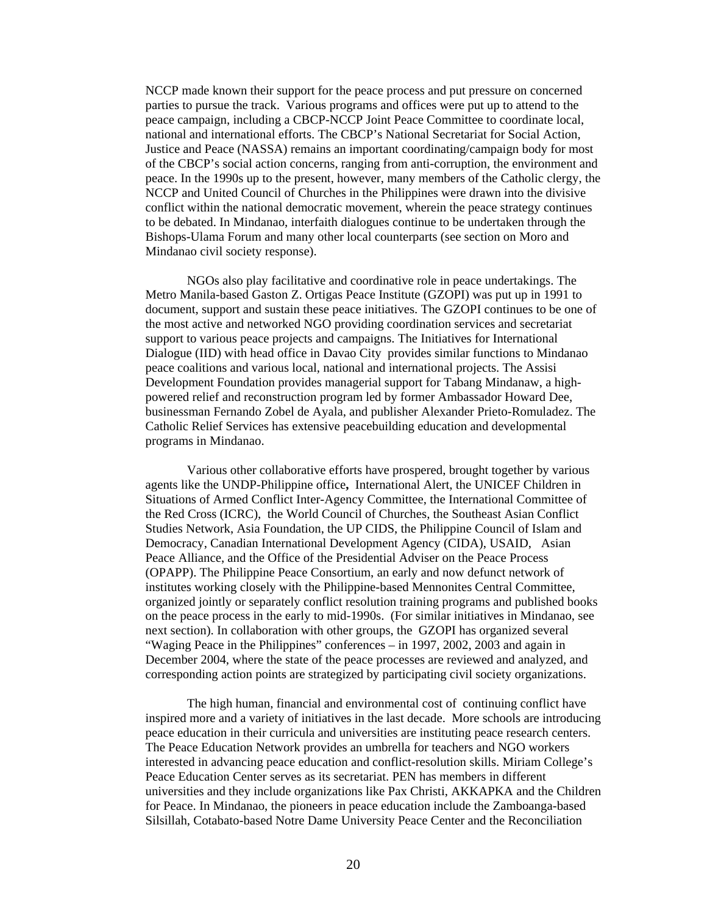NCCP made known their support for the peace process and put pressure on concerned parties to pursue the track. Various programs and offices were put up to attend to the peace campaign, including a CBCP-NCCP Joint Peace Committee to coordinate local, national and international efforts. The CBCP's National Secretariat for Social Action, Justice and Peace (NASSA) remains an important coordinating/campaign body for most of the CBCP's social action concerns, ranging from anti-corruption, the environment and peace. In the 1990s up to the present, however, many members of the Catholic clergy, the NCCP and United Council of Churches in the Philippines were drawn into the divisive conflict within the national democratic movement, wherein the peace strategy continues to be debated. In Mindanao, interfaith dialogues continue to be undertaken through the Bishops-Ulama Forum and many other local counterparts (see section on Moro and Mindanao civil society response).

NGOs also play facilitative and coordinative role in peace undertakings. The Metro Manila-based Gaston Z. Ortigas Peace Institute (GZOPI) was put up in 1991 to document, support and sustain these peace initiatives. The GZOPI continues to be one of the most active and networked NGO providing coordination services and secretariat support to various peace projects and campaigns. The Initiatives for International Dialogue (IID) with head office in Davao City provides similar functions to Mindanao peace coalitions and various local, national and international projects. The Assisi Development Foundation provides managerial support for Tabang Mindanaw, a high-powered relief and reconstruction program led by former Ambassador Howard Dee, businessman Fernando Zobel de Ayala, and publisher Alexander Prieto-Romuladez. The Catholic Relief Services has extensive peacebuilding education and developmental programs in Mindanao.

Various other collaborative efforts have prospered, brought together by various agents like the UNDP-Philippine office**,** International Alert, the UNICEF Children in Situations of Armed Conflict Inter-Agency Committee, the International Committee of the Red Cross (ICRC), the World Council of Churches, the Southeast Asian Conflict Studies Network, Asia Foundation, the UP CIDS, the Philippine Council of Islam and Democracy, Canadian International Development Agency (CIDA), USAID, Asian Peace Alliance, and the Office of the Presidential Adviser on the Peace Process (OPAPP). The Philippine Peace Consortium, an early and now defunct network of institutes working closely with the Philippine-based Mennonites Central Committee, organized jointly or separately conflict resolution training programs and published books on the peace process in the early to mid-1990s. (For similar initiatives in Mindanao, see next section). In collaboration with other groups, the GZOPI has organized several "Waging Peace in the Philippines" conferences – in 1997, 2002, 2003 and again in December 2004, where the state of the peace processes are reviewed and analyzed, and corresponding action points are strategized by participating civil society organizations.

The high human, financial and environmental cost of continuing conflict have inspired more and a variety of initiatives in the last decade. More schools are introducing peace education in their curricula and universities are instituting peace research centers. The Peace Education Network provides an umbrella for teachers and NGO workers interested in advancing peace education and conflict-resolution skills. Miriam College's Peace Education Center serves as its secretariat. PEN has members in different universities and they include organizations like Pax Christi, AKKAPKA and the Children for Peace. In Mindanao, the pioneers in peace education include the Zamboanga-based Silsillah, Cotabato-based Notre Dame University Peace Center and the Reconciliation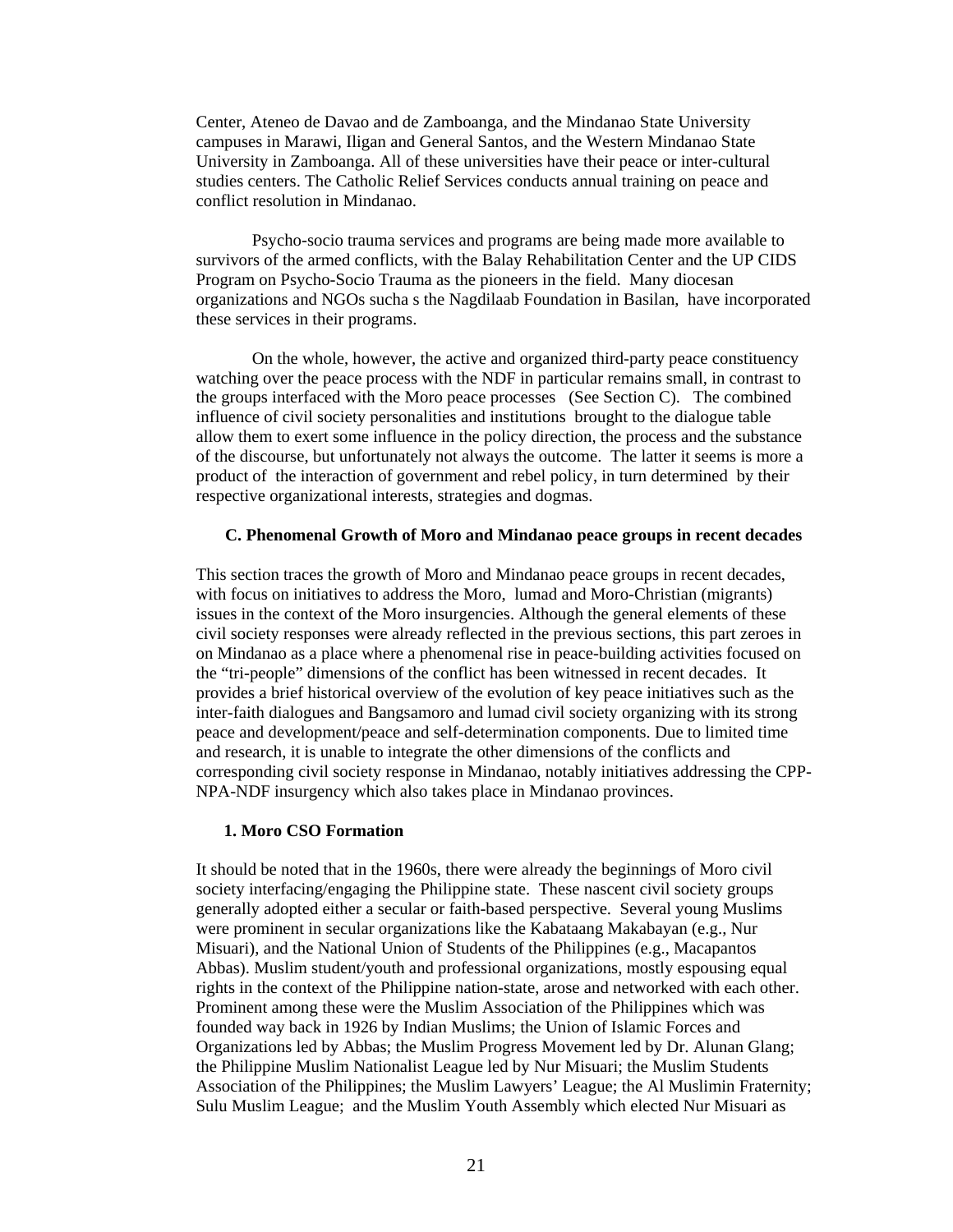Center, Ateneo de Davao and de Zamboanga, and the Mindanao State University campuses in Marawi, Iligan and General Santos, and the Western Mindanao State University in Zamboanga. All of these universities have their peace or inter-cultural studies centers. The Catholic Relief Services conducts annual training on peace and conflict resolution in Mindanao.

Psycho-socio trauma services and programs are being made more available to survivors of the armed conflicts, with the Balay Rehabilitation Center and the UP CIDS Program on Psycho-Socio Trauma as the pioneers in the field. Many diocesan organizations and NGOs sucha s the Nagdilaab Foundation in Basilan, have incorporated these services in their programs.

On the whole, however, the active and organized third-party peace constituency watching over the peace process with the NDF in particular remains small, in contrast to the groups interfaced with the Moro peace processes (See Section C). The combined influence of civil society personalities and institutions brought to the dialogue table allow them to exert some influence in the policy direction, the process and the substance of the discourse, but unfortunately not always the outcome. The latter it seems is more a product of the interaction of government and rebel policy, in turn determined by their respective organizational interests, strategies and dogmas.

### C. Phenomenal Growth of Moro and Mindanao peace groups in recent decades

This section traces the growth of Moro and Mindanao peace groups in recent decades, with focus on initiatives to address the Moro, lumad and Moro-Christian (migrants) issues in the context of the Moro insurgencies. Although the general elements of these civil society responses were already reflected in the previous sections, this part zeroes in on Mindanao as a place where a phenomenal rise in peace-building activities focused on the "tri-people" dimensions of the conflict has been witnessed in recent decades. It provides a brief historical overview of the evolution of key peace initiatives such as the inter-faith dialogues and Bangsamoro and lumad civil society organizing with its strong peace and development/peace and self-determination components. Due to limited time and research, it is unable to integrate the other dimensions of the conflicts and corresponding civil society response in Mindanao, notably initiatives addressing the CPP-NPA-NDF insurgency which also takes place in Mindanao provinces.

#### 1. Moro CSO Formation

It should be noted that in the 1960s, there were already the beginnings of Moro civil society interfacing/engaging the Philippine state. These nascent civil society groups generally adopted either a secular or faith-based perspective. Several young Muslims were prominent in secular organizations like the Kabataang Makabayan (e.g., Nur Misuari), and the National Union of Students of the Philippines (e.g., Macapantos Abbas). Muslim student/youth and professional organizations, mostly espousing equal rights in the context of the Philippine nation-state, arose and networked with each other. Prominent among these were the Muslim Association of the Philippines which was founded way back in 1926 by Indian Muslims; the Union of Islamic Forces and Organizations led by Abbas; the Muslim Progress Movement led by Dr. Alunan Glang; the Philippine Muslim Nationalist League led by Nur Misuari; the Muslim Students Association of the Philippines; the Muslim Lawyers' League; the Al Muslimin Fraternity; Sulu Muslim League; and the Muslim Youth Assembly which elected Nur Misuari as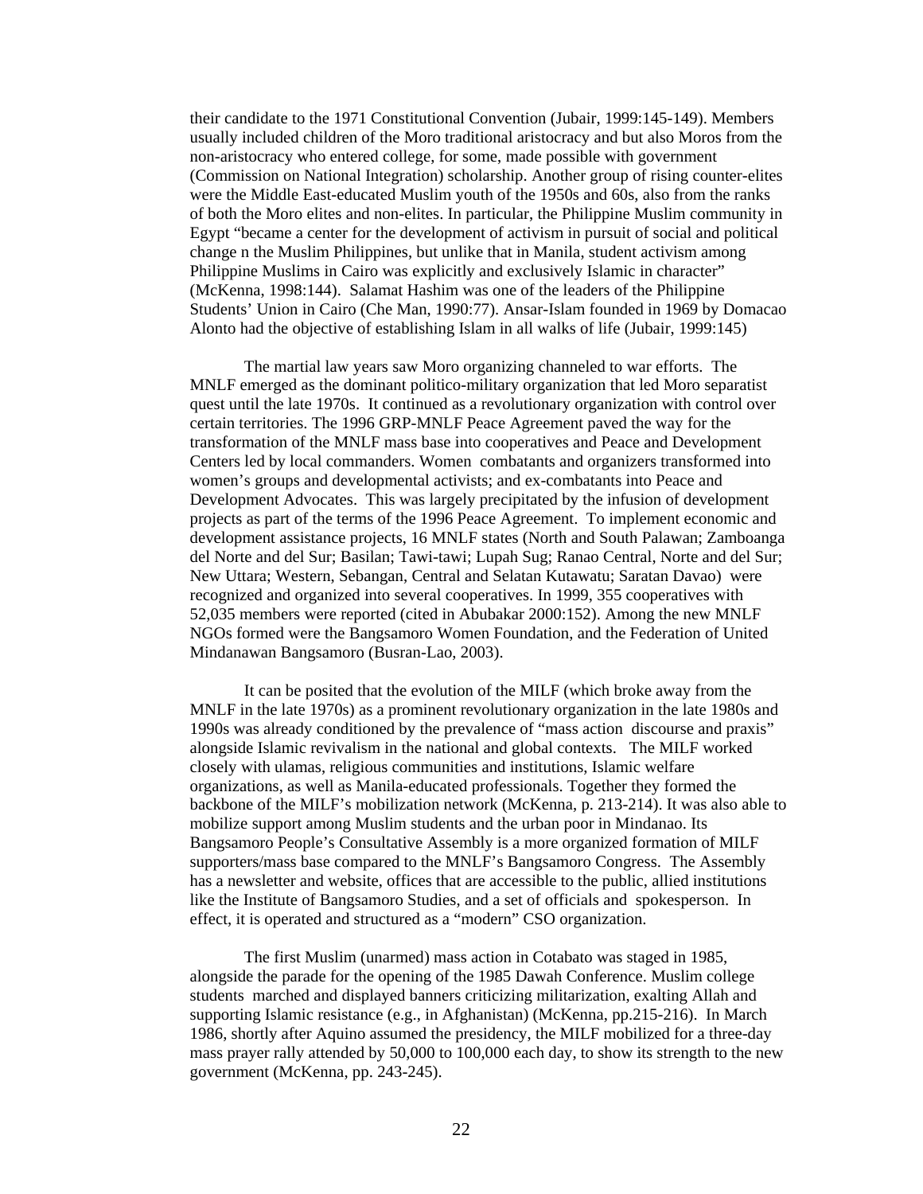their candidate to the 1971 Constitutional Convention (Jubair, 1999:145-149). Members usually included children of the Moro traditional aristocracy and but also Moros from the non-aristocracy who entered college, for some, made possible with government (Commission on National Integration) scholarship. Another group of rising counter-elites were the Middle East-educated Muslim youth of the 1950s and 60s, also from the ranks of both the Moro elites and non-elites. In particular, the Philippine Muslim community in Egypt "became a center for the development of activism in pursuit of social and political change n the Muslim Philippines, but unlike that in Manila, student activism among Philippine Muslims in Cairo was explicitly and exclusively Islamic in character" (McKenna, 1998:144). Salamat Hashim was one of the leaders of the Philippine Students' Union in Cairo (Che Man, 1990:77). Ansar-Islam founded in 1969 by Domacao Alonto had the objective of establishing Islam in all walks of life (Jubair, 1999:145)

The martial law years saw Moro organizing channeled to war efforts. The MNLF emerged as the dominant politico-military organization that led Moro separatist quest until the late 1970s. It continued as a revolutionary organization with control over certain territories. The 1996 GRP-MNLF Peace Agreement paved the way for the transformation of the MNLF mass base into cooperatives and Peace and Development Centers led by local commanders. Women combatants and organizers transformed into women's groups and developmental activists; and ex-combatants into Peace and Development Advocates. This was largely precipitated by the infusion of development projects as part of the terms of the 1996 Peace Agreement. To implement economic and development assistance projects, 16 MNLF states (North and South Palawan; Zamboanga del Norte and del Sur; Basilan; Tawi-tawi; Lupah Sug; Ranao Central, Norte and del Sur; New Uttara; Western, Sebangan, Central and Selatan Kutawatu; Saratan Davao) were recognized and organized into several cooperatives. In 1999, 355 cooperatives with 52,035 members were reported (cited in Abubakar 2000:152). Among the new MNLF NGOs formed were the Bangsamoro Women Foundation, and the Federation of United Mindanawan Bangsamoro (Busran-Lao, 2003).

It can be posited that the evolution of the MILF (which broke away from the MNLF in the late 1970s) as a prominent revolutionary organization in the late 1980s and 1990s was already conditioned by the prevalence of "mass action discourse and praxis" alongside Islamic revivalism in the national and global contexts. The MILF worked closely with ulamas, religious communities and institutions, Islamic welfare organizations, as well as Manila-educated professionals. Together they formed the backbone of the MILF's mobilization network (McKenna, p. 213-214). It was also able to mobilize support among Muslim students and the urban poor in Mindanao. Its Bangsamoro People's Consultative Assembly is a more organized formation of MILF supporters/mass base compared to the MNLF's Bangsamoro Congress. The Assembly has a newsletter and website, offices that are accessible to the public, allied institutions like the Institute of Bangsamoro Studies, and a set of officials and spokesperson. In effect, it is operated and structured as a "modern" CSO organization.

The first Muslim (unarmed) mass action in Cotabato was staged in 1985, alongside the parade for the opening of the 1985 Dawah Conference. Muslim college students marched and displayed banners criticizing militarization, exalting Allah and supporting Islamic resistance (e.g., in Afghanistan) (McKenna, pp.215-216). In March 1986, shortly after Aquino assumed the presidency, the MILF mobilized for a three-day mass prayer rally attended by 50,000 to 100,000 each day, to show its strength to the new government (McKenna, pp. 243-245).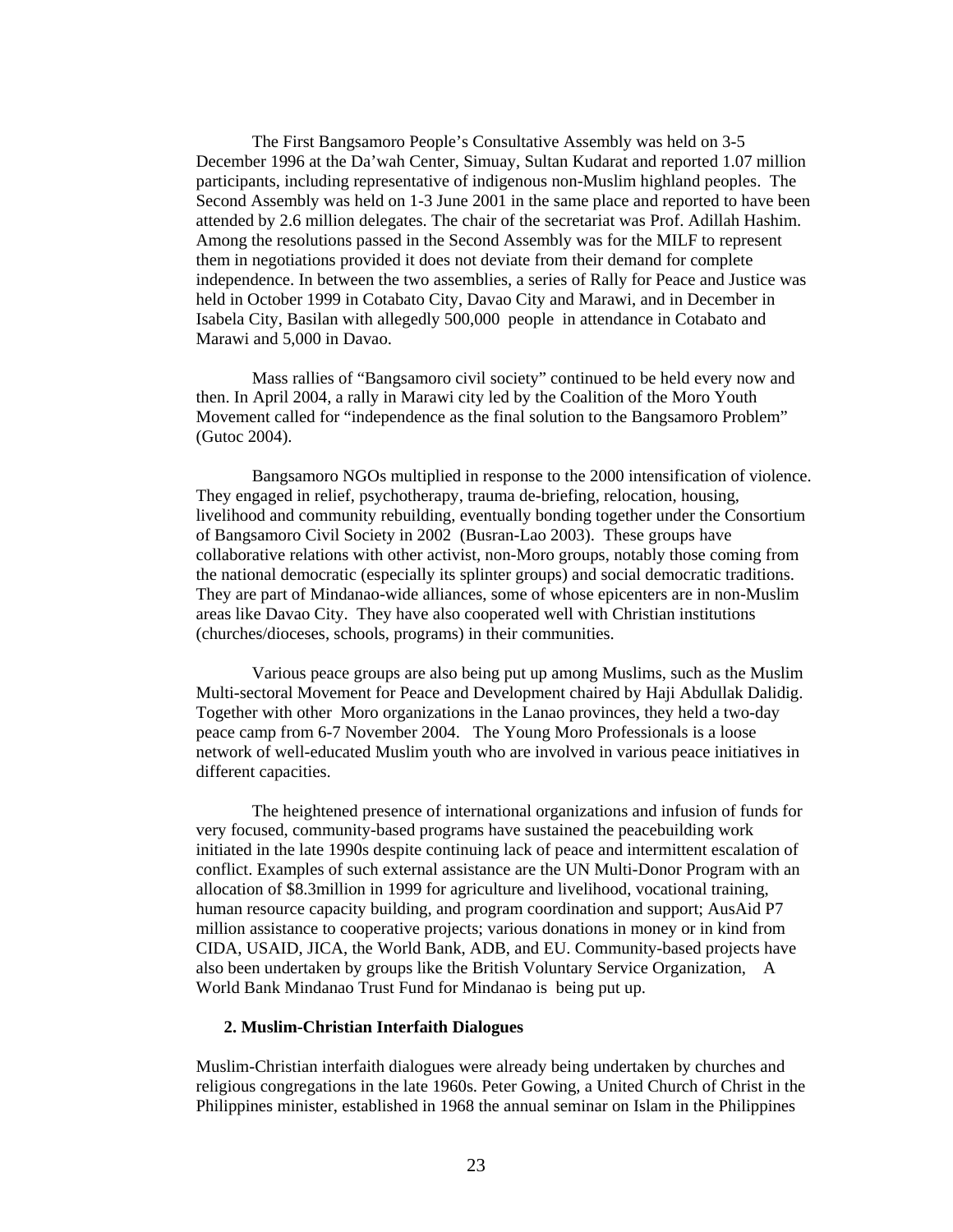The First Bangsamoro People's Consultative Assembly was held on 3-5 December 1996 at the Da'wah Center, Simuay, Sultan Kudarat and reported 1.07 million participants, including representative of indigenous non-Muslim highland peoples. The Second Assembly was held on 1-3 June 2001 in the same place and reported to have been attended by 2.6 million delegates. The chair of the secretariat was Prof. Adillah Hashim. Among the resolutions passed in the Second Assembly was for the MILF to represent them in negotiations provided it does not deviate from their demand for complete independence. In between the two assemblies, a series of Rally for Peace and Justice was held in October 1999 in Cotabato City, Davao City and Marawi, and in December in Isabela City, Basilan with allegedly 500,000 people in attendance in Cotabato and Marawi and 5,000 in Davao.

Mass rallies of "Bangsamoro civil society" continued to be held every now and then. In April 2004, a rally in Marawi city led by the Coalition of the Moro Youth Movement called for "independence as the final solution to the Bangsamoro Problem" (Gutoc 2004).

Bangsamoro NGOs multiplied in response to the 2000 intensification of violence. They engaged in relief, psychotherapy, trauma de-briefing, relocation, housing, livelihood and community rebuilding, eventually bonding together under the Consortium of Bangsamoro Civil Society in 2002 (Busran-Lao 2003). These groups have collaborative relations with other activist, non-Moro groups, notably those coming from the national democratic (especially its splinter groups) and social democratic traditions. They are part of Mindanao-wide alliances, some of whose epicenters are in non-Muslim areas like Davao City. They have also cooperated well with Christian institutions (churches/dioceses, schools, programs) in their communities.

Various peace groups are also being put up among Muslims, such as the Muslim Multi-sectoral Movement for Peace and Development chaired by Haji Abdullak Dalidig. Together with other Moro organizations in the Lanao provinces, they held a two-day peace camp from 6-7 November 2004. The Young Moro Professionals is a loose network of well-educated Muslim youth who are involved in various peace initiatives in different capacities.

The heightened presence of international organizations and infusion of funds for very focused, community-based programs have sustained the peacebuilding work initiated in the late 1990s despite continuing lack of peace and intermittent escalation of conflict. Examples of such external assistance are the UN Multi-Donor Program with an allocation of $8.3million in 1999 for agriculture and livelihood, vocational training, human resource capacity building, and program coordination and support; AusAid P7 million assistance to cooperative projects; various donations in money or in kind from CIDA, USAID, JICA, the World Bank, ADB, and EU. Community-based projects have also been undertaken by groups like the British Voluntary Service Organization, A World Bank Mindanao Trust Fund for Mindanao is being put up.

### 2. Muslim-Christian Interfaith Dialogues

Muslim-Christian interfaith dialogues were already being undertaken by churches and religious congregations in the late 1960s. Peter Gowing, a United Church of Christ in the Philippines minister, established in 1968 the annual seminar on Islam in the Philippines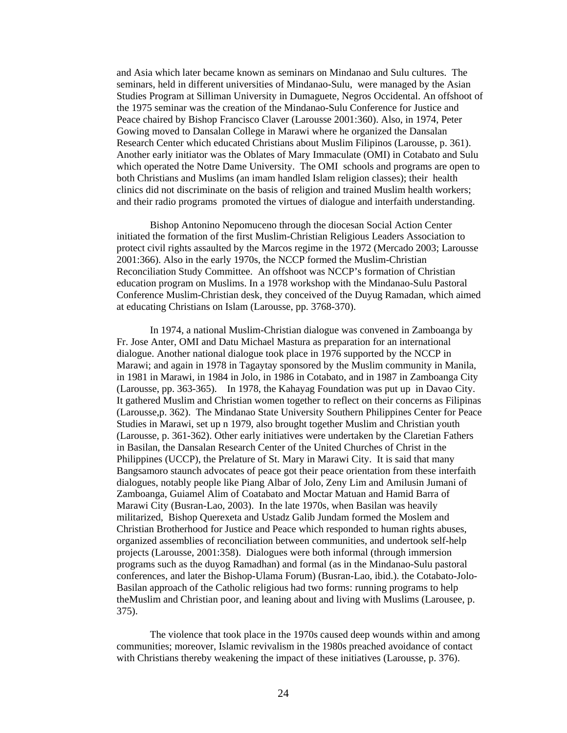and Asia which later became known as seminars on Mindanao and Sulu cultures. The seminars, held in different universities of Mindanao-Sulu, were managed by the Asian Studies Program at Silliman University in Dumaguete, Negros Occidental. An offshoot of the 1975 seminar was the creation of the Mindanao-Sulu Conference for Justice and Peace chaired by Bishop Francisco Claver (Larousse 2001:360). Also, in 1974, Peter Gowing moved to Dansalan College in Marawi where he organized the Dansalan Research Center which educated Christians about Muslim Filipinos (Larousse, p. 361). Another early initiator was the Oblates of Mary Immaculate (OMI) in Cotabato and Sulu which operated the Notre Dame University. The OMI schools and programs are open to both Christians and Muslims (an imam handled Islam religion classes); their health clinics did not discriminate on the basis of religion and trained Muslim health workers; and their radio programs promoted the virtues of dialogue and interfaith understanding.

Bishop Antonino Nepomuceno through the diocesan Social Action Center initiated the formation of the first Muslim-Christian Religious Leaders Association to protect civil rights assaulted by the Marcos regime in the 1972 (Mercado 2003; Larousse 2001:366). Also in the early 1970s, the NCCP formed the Muslim-Christian Reconciliation Study Committee. An offshoot was NCCP's formation of Christian education program on Muslims. In a 1978 workshop with the Mindanao-Sulu Pastoral Conference Muslim-Christian desk, they conceived of the Duyug Ramadan, which aimed at educating Christians on Islam (Larousse, pp. 3768-370).

In 1974, a national Muslim-Christian dialogue was convened in Zamboanga by Fr. Jose Anter, OMI and Datu Michael Mastura as preparation for an international dialogue. Another national dialogue took place in 1976 supported by the NCCP in Marawi; and again in 1978 in Tagaytay sponsored by the Muslim community in Manila, in 1981 in Marawi, in 1984 in Jolo, in 1986 in Cotabato, and in 1987 in Zamboanga City (Larousse, pp. 363-365). In 1978, the Kahayag Foundation was put up in Davao City. It gathered Muslim and Christian women together to reflect on their concerns as Filipinas (Larousse,p. 362). The Mindanao State University Southern Philippines Center for Peace Studies in Marawi, set up n 1979, also brought together Muslim and Christian youth (Larousse, p. 361-362). Other early initiatives were undertaken by the Claretian Fathers in Basilan, the Dansalan Research Center of the United Churches of Christ in the Philippines (UCCP), the Prelature of St. Mary in Marawi City. It is said that many Bangsamoro staunch advocates of peace got their peace orientation from these interfaith dialogues, notably people like Piang Albar of Jolo, Zeny Lim and Amilusin Jumani of Zamboanga, Guiamel Alim of Coatabato and Moctar Matuan and Hamid Barra of Marawi City (Busran-Lao, 2003). In the late 1970s, when Basilan was heavily militarized, Bishop Querexeta and Ustadz Galib Jundam formed the Moslem and Christian Brotherhood for Justice and Peace which responded to human rights abuses, organized assemblies of reconciliation between communities, and undertook self-help projects (Larousse, 2001:358). Dialogues were both informal (through immersion programs such as the duyog Ramadhan) and formal (as in the Mindanao-Sulu pastoral conferences, and later the Bishop-Ulama Forum) (Busran-Lao, ibid.). the Cotabato-Jolo-Basilan approach of the Catholic religious had two forms: running programs to help theMuslim and Christian poor, and leaning about and living with Muslims (Larousee, p. 375).

The violence that took place in the 1970s caused deep wounds within and among communities; moreover, Islamic revivalism in the 1980s preached avoidance of contact with Christians thereby weakening the impact of these initiatives (Larousse, p. 376).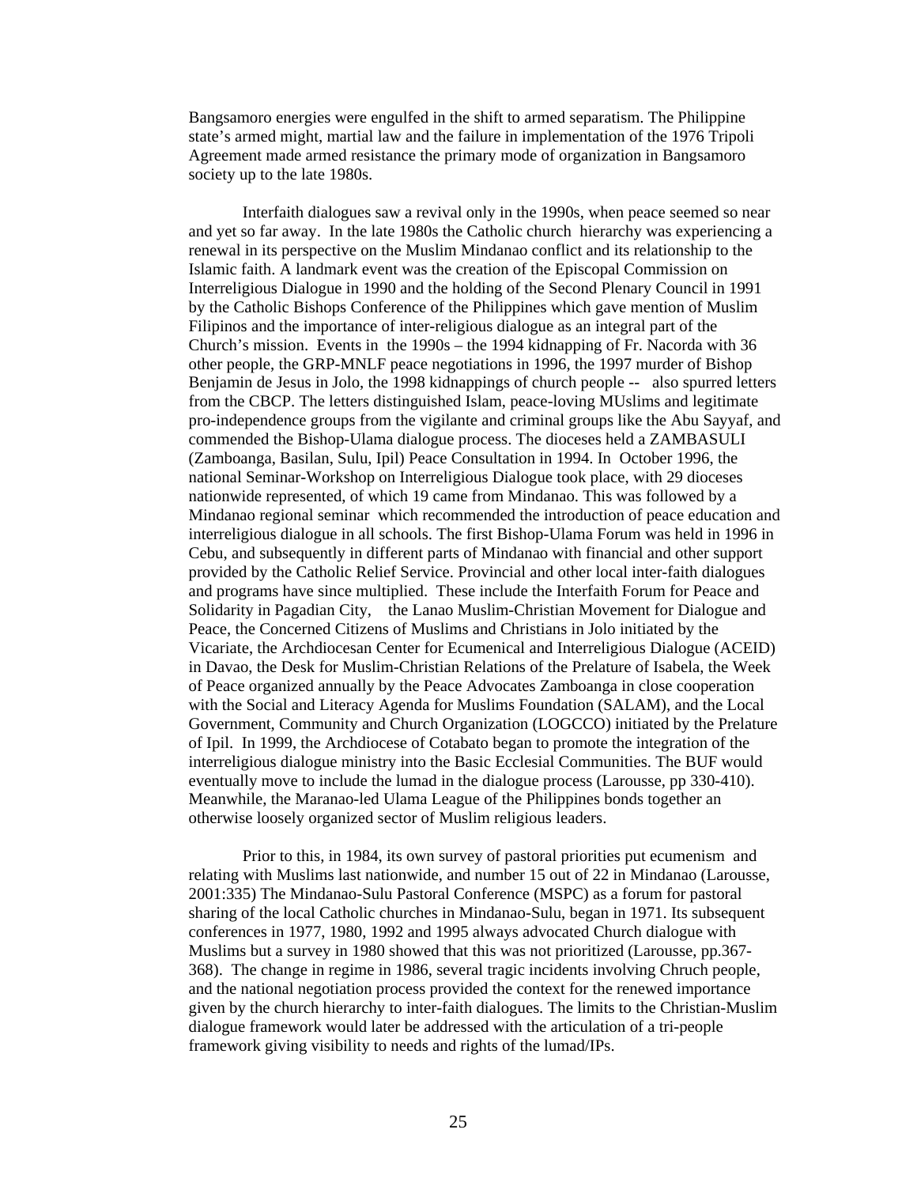Bangsamoro energies were engulfed in the shift to armed separatism. The Philippine state's armed might, martial law and the failure in implementation of the 1976 Tripoli Agreement made armed resistance the primary mode of organization in Bangsamoro society up to the late 1980s.

Interfaith dialogues saw a revival only in the 1990s, when peace seemed so near and yet so far away. In the late 1980s the Catholic church hierarchy was experiencing a renewal in its perspective on the Muslim Mindanao conflict and its relationship to the Islamic faith. A landmark event was the creation of the Episcopal Commission on Interreligious Dialogue in 1990 and the holding of the Second Plenary Council in 1991 by the Catholic Bishops Conference of the Philippines which gave mention of Muslim Filipinos and the importance of inter-religious dialogue as an integral part of the Church's mission. Events in the 1990s – the 1994 kidnapping of Fr. Nacorda with 36 other people, the GRP-MNLF peace negotiations in 1996, the 1997 murder of Bishop Benjamin de Jesus in Jolo, the 1998 kidnappings of church people -- also spurred letters from the CBCP. The letters distinguished Islam, peace-loving MUslims and legitimate pro-independence groups from the vigilante and criminal groups like the Abu Sayyaf, and commended the Bishop-Ulama dialogue process. The dioceses held a ZAMBASULI (Zamboanga, Basilan, Sulu, Ipil) Peace Consultation in 1994. In October 1996, the national Seminar-Workshop on Interreligious Dialogue took place, with 29 dioceses nationwide represented, of which 19 came from Mindanao. This was followed by a Mindanao regional seminar which recommended the introduction of peace education and interreligious dialogue in all schools. The first Bishop-Ulama Forum was held in 1996 in Cebu, and subsequently in different parts of Mindanao with financial and other support provided by the Catholic Relief Service. Provincial and other local inter-faith dialogues and programs have since multiplied. These include the Interfaith Forum for Peace and Solidarity in Pagadian City, the Lanao Muslim-Christian Movement for Dialogue and Peace, the Concerned Citizens of Muslims and Christians in Jolo initiated by the Vicariate, the Archdiocesan Center for Ecumenical and Interreligious Dialogue (ACEID) in Davao, the Desk for Muslim-Christian Relations of the Prelature of Isabela, the Week of Peace organized annually by the Peace Advocates Zamboanga in close cooperation with the Social and Literacy Agenda for Muslims Foundation (SALAM), and the Local Government, Community and Church Organization (LOGCCO) initiated by the Prelature of Ipil. In 1999, the Archdiocese of Cotabato began to promote the integration of the interreligious dialogue ministry into the Basic Ecclesial Communities. The BUF would eventually move to include the lumad in the dialogue process (Larousse, pp 330-410). Meanwhile, the Maranao-led Ulama League of the Philippines bonds together an otherwise loosely organized sector of Muslim religious leaders.

Prior to this, in 1984, its own survey of pastoral priorities put ecumenism and relating with Muslims last nationwide, and number 15 out of 22 in Mindanao (Larousse, 2001:335) The Mindanao-Sulu Pastoral Conference (MSPC) as a forum for pastoral sharing of the local Catholic churches in Mindanao-Sulu, began in 1971. Its subsequent conferences in 1977, 1980, 1992 and 1995 always advocated Church dialogue with Muslims but a survey in 1980 showed that this was not prioritized (Larousse, pp.367-368). The change in regime in 1986, several tragic incidents involving Chruch people, and the national negotiation process provided the context for the renewed importance given by the church hierarchy to inter-faith dialogues. The limits to the Christian-Muslim dialogue framework would later be addressed with the articulation of a tri-people framework giving visibility to needs and rights of the lumad/IPs.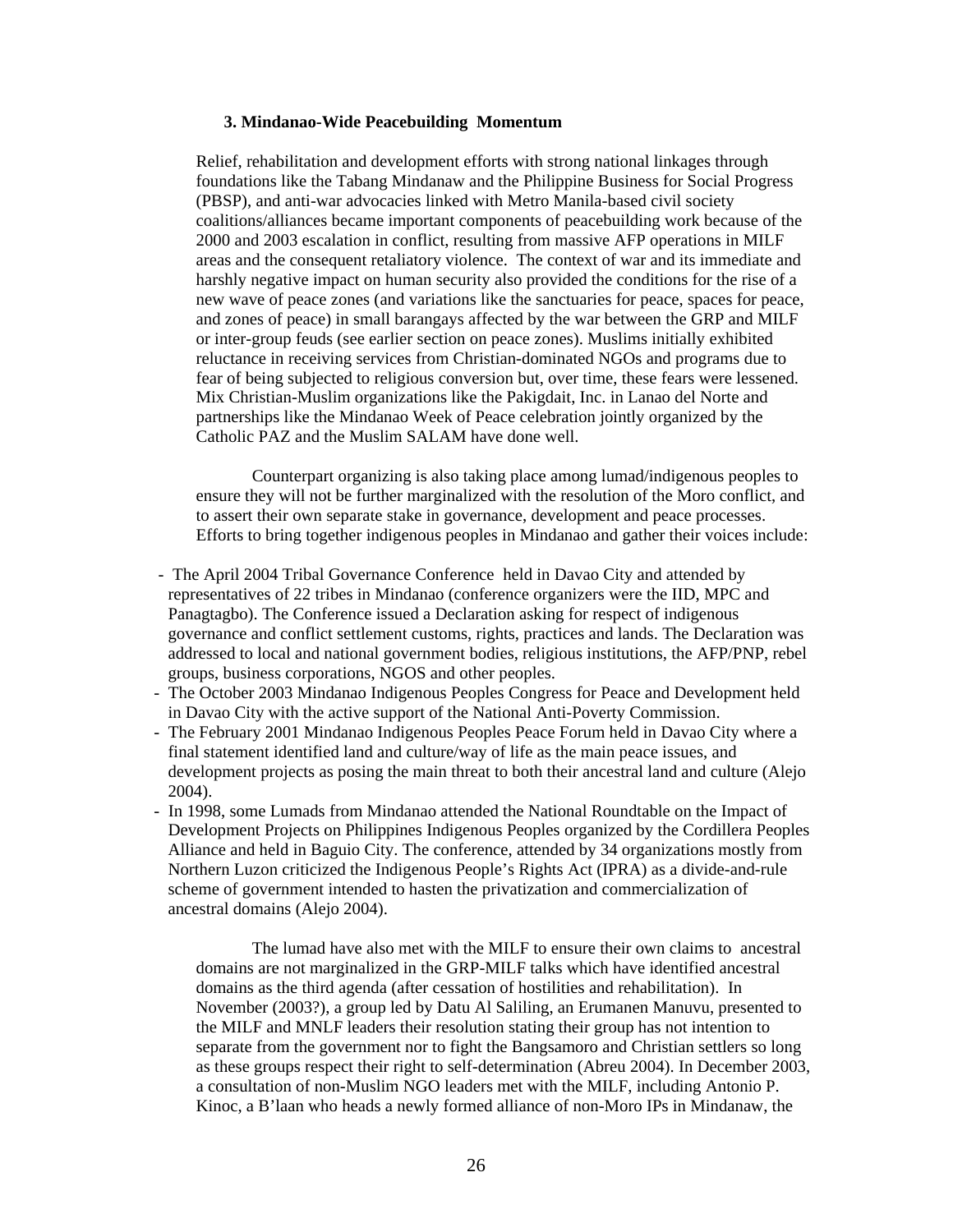### 3. Mindanao-Wide Peacebuilding Momentum

Relief, rehabilitation and development efforts with strong national linkages through foundations like the Tabang Mindanaw and the Philippine Business for Social Progress (PBSP), and anti-war advocacies linked with Metro Manila-based civil society coalitions/alliances became important components of peacebuilding work because of the 2000 and 2003 escalation in conflict, resulting from massive AFP operations in MILF areas and the consequent retaliatory violence. The context of war and its immediate and harshly negative impact on human security also provided the conditions for the rise of a new wave of peace zones (and variations like the sanctuaries for peace, spaces for peace, and zones of peace) in small barangays affected by the war between the GRP and MILF or inter-group feuds (see earlier section on peace zones). Muslims initially exhibited reluctance in receiving services from Christian-dominated NGOs and programs due to fear of being subjected to religious conversion but, over time, these fears were lessened. Mix Christian-Muslim organizations like the Pakigdait, Inc. in Lanao del Norte and partnerships like the Mindanao Week of Peace celebration jointly organized by the Catholic PAZ and the Muslim SALAM have done well.

Counterpart organizing is also taking place among lumad/indigenous peoples to ensure they will not be further marginalized with the resolution of the Moro conflict, and to assert their own separate stake in governance, development and peace processes. Efforts to bring together indigenous peoples in Mindanao and gather their voices include:

- The April 2004 Tribal Governance Conference held in Davao City and attended by representatives of 22 tribes in Mindanao (conference organizers were the IID, MPC and Panagtagbo). The Conference issued a Declaration asking for respect of indigenous governance and conflict settlement customs, rights, practices and lands. The Declaration was addressed to local and national government bodies, religious institutions, the AFP/PNP, rebel groups, business corporations, NGOS and other peoples.
- The October 2003 Mindanao Indigenous Peoples Congress for Peace and Development held in Davao City with the active support of the National Anti-Poverty Commission.
- The February 2001 Mindanao Indigenous Peoples Peace Forum held in Davao City where a final statement identified land and culture/way of life as the main peace issues, and development projects as posing the main threat to both their ancestral land and culture (Alejo 2004).
- In 1998, some Lumads from Mindanao attended the National Roundtable on the Impact of Development Projects on Philippines Indigenous Peoples organized by the Cordillera Peoples Alliance and held in Baguio City. The conference, attended by 34 organizations mostly from Northern Luzon criticized the Indigenous People's Rights Act (IPRA) as a divide-and-rule scheme of government intended to hasten the privatization and commercialization of ancestral domains (Alejo 2004).

The lumad have also met with the MILF to ensure their own claims to ancestral domains are not marginalized in the GRP-MILF talks which have identified ancestral domains as the third agenda (after cessation of hostilities and rehabilitation). In November (2003?), a group led by Datu Al Saliling, an Erumanen Manuvu, presented to the MILF and MNLF leaders their resolution stating their group has not intention to separate from the government nor to fight the Bangsamoro and Christian settlers so long as these groups respect their right to self-determination (Abreu 2004). In December 2003, a consultation of non-Muslim NGO leaders met with the MILF, including Antonio P. Kinoc, a B'laan who heads a newly formed alliance of non-Moro IPs in Mindanaw, the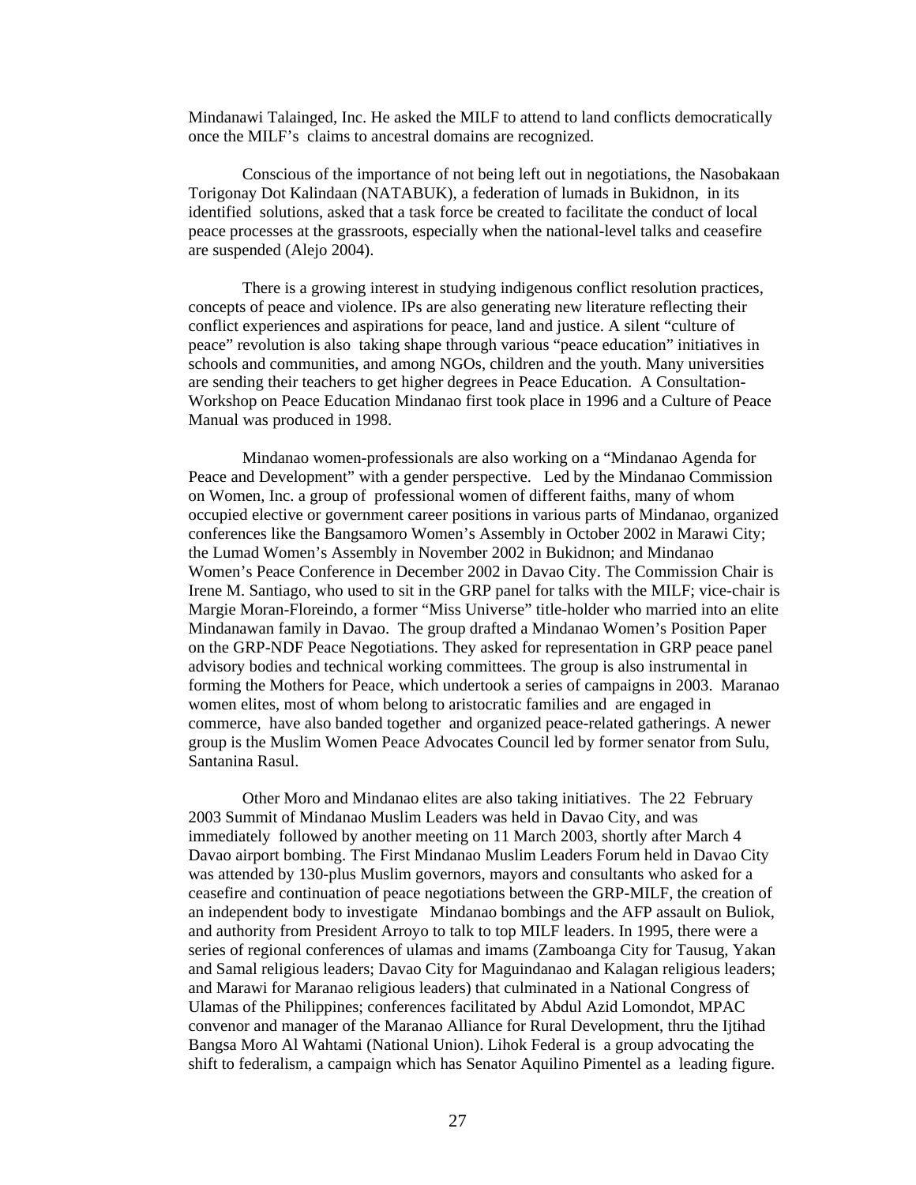Mindanawi Talainged, Inc. He asked the MILF to attend to land conflicts democratically once the MILF's claims to ancestral domains are recognized.

Conscious of the importance of not being left out in negotiations, the Nasobakaan Torigonay Dot Kalindaan (NATABUK), a federation of lumads in Bukidnon, in its identified solutions, asked that a task force be created to facilitate the conduct of local peace processes at the grassroots, especially when the national-level talks and ceasefire are suspended (Alejo 2004).

There is a growing interest in studying indigenous conflict resolution practices, concepts of peace and violence. IPs are also generating new literature reflecting their conflict experiences and aspirations for peace, land and justice. A silent "culture of peace" revolution is also taking shape through various "peace education" initiatives in schools and communities, and among NGOs, children and the youth. Many universities are sending their teachers to get higher degrees in Peace Education. A Consultation-Workshop on Peace Education Mindanao first took place in 1996 and a Culture of Peace Manual was produced in 1998.

Mindanao women-professionals are also working on a "Mindanao Agenda for Peace and Development" with a gender perspective. Led by the Mindanao Commission on Women, Inc. a group of professional women of different faiths, many of whom occupied elective or government career positions in various parts of Mindanao, organized conferences like the Bangsamoro Women's Assembly in October 2002 in Marawi City; the Lumad Women's Assembly in November 2002 in Bukidnon; and Mindanao Women's Peace Conference in December 2002 in Davao City. The Commission Chair is Irene M. Santiago, who used to sit in the GRP panel for talks with the MILF; vice-chair is Margie Moran-Floreindo, a former "Miss Universe" title-holder who married into an elite Mindanawan family in Davao. The group drafted a Mindanao Women's Position Paper on the GRP-NDF Peace Negotiations. They asked for representation in GRP peace panel advisory bodies and technical working committees. The group is also instrumental in forming the Mothers for Peace, which undertook a series of campaigns in 2003. Maranao women elites, most of whom belong to aristocratic families and are engaged in commerce, have also banded together and organized peace-related gatherings. A newer group is the Muslim Women Peace Advocates Council led by former senator from Sulu, Santanina Rasul.

Other Moro and Mindanao elites are also taking initiatives. The 22 February 2003 Summit of Mindanao Muslim Leaders was held in Davao City, and was immediately followed by another meeting on 11 March 2003, shortly after March 4 Davao airport bombing. The First Mindanao Muslim Leaders Forum held in Davao City was attended by 130-plus Muslim governors, mayors and consultants who asked for a ceasefire and continuation of peace negotiations between the GRP-MILF, the creation of an independent body to investigate Mindanao bombings and the AFP assault on Buliok, and authority from President Arroyo to talk to top MILF leaders. In 1995, there were a series of regional conferences of ulamas and imams (Zamboanga City for Tausug, Yakan and Samal religious leaders; Davao City for Maguindanao and Kalagan religious leaders; and Marawi for Maranao religious leaders) that culminated in a National Congress of Ulamas of the Philippines; conferences facilitated by Abdul Azid Lomondot, MPAC convenor and manager of the Maranao Alliance for Rural Development, thru the Ijtihad Bangsa Moro Al Wahtami (National Union). Lihok Federal is a group advocating the shift to federalism, a campaign which has Senator Aquilino Pimentel as a leading figure.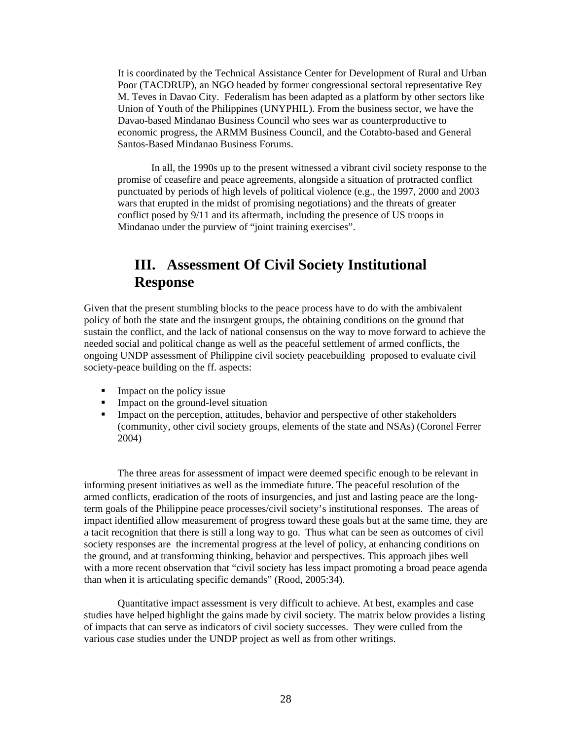It is coordinated by the Technical Assistance Center for Development of Rural and Urban Poor (TACDRUP), an NGO headed by former congressional sectoral representative Rey M. Teves in Davao City. Federalism has been adapted as a platform by other sectors like Union of Youth of the Philippines (UNYPHIL). From the business sector, we have the Davao-based Mindanao Business Council who sees war as counterproductive to economic progress, the ARMM Business Council, and the Cotabto-based and General Santos-Based Mindanao Business Forums.

In all, the 1990s up to the present witnessed a vibrant civil society response to the promise of ceasefire and peace agreements, alongside a situation of protracted conflict punctuated by periods of high levels of political violence (e.g., the 1997, 2000 and 2003 wars that erupted in the midst of promising negotiations) and the threats of greater conflict posed by 9/11 and its aftermath, including the presence of US troops in Mindanao under the purview of "joint training exercises".

# III. Assessment Of Civil Society Institutional Response

Given that the present stumbling blocks to the peace process have to do with the ambivalent policy of both the state and the insurgent groups, the obtaining conditions on the ground that sustain the conflict, and the lack of national consensus on the way to move forward to achieve the needed social and political change as well as the peaceful settlement of armed conflicts, the ongoing UNDP assessment of Philippine civil society peacebuilding proposed to evaluate civil society-peace building on the ff. aspects:

- Impact on the policy issue
- Impact on the ground-level situation
- Impact on the perception, attitudes, behavior and perspective of other stakeholders (community, other civil society groups, elements of the state and NSAs) (Coronel Ferrer 2004)

The three areas for assessment of impact were deemed specific enough to be relevant in informing present initiatives as well as the immediate future. The peaceful resolution of the armed conflicts, eradication of the roots of insurgencies, and just and lasting peace are the long-term goals of the Philippine peace processes/civil society's institutional responses. The areas of impact identified allow measurement of progress toward these goals but at the same time, they are a tacit recognition that there is still a long way to go. Thus what can be seen as outcomes of civil society responses are the incremental progress at the level of policy, at enhancing conditions on the ground, and at transforming thinking, behavior and perspectives. This approach jibes well with a more recent observation that "civil society has less impact promoting a broad peace agenda than when it is articulating specific demands" (Rood, 2005:34).

Quantitative impact assessment is very difficult to achieve. At best, examples and case studies have helped highlight the gains made by civil society. The matrix below provides a listing of impacts that can serve as indicators of civil society successes. They were culled from the various case studies under the UNDP project as well as from other writings.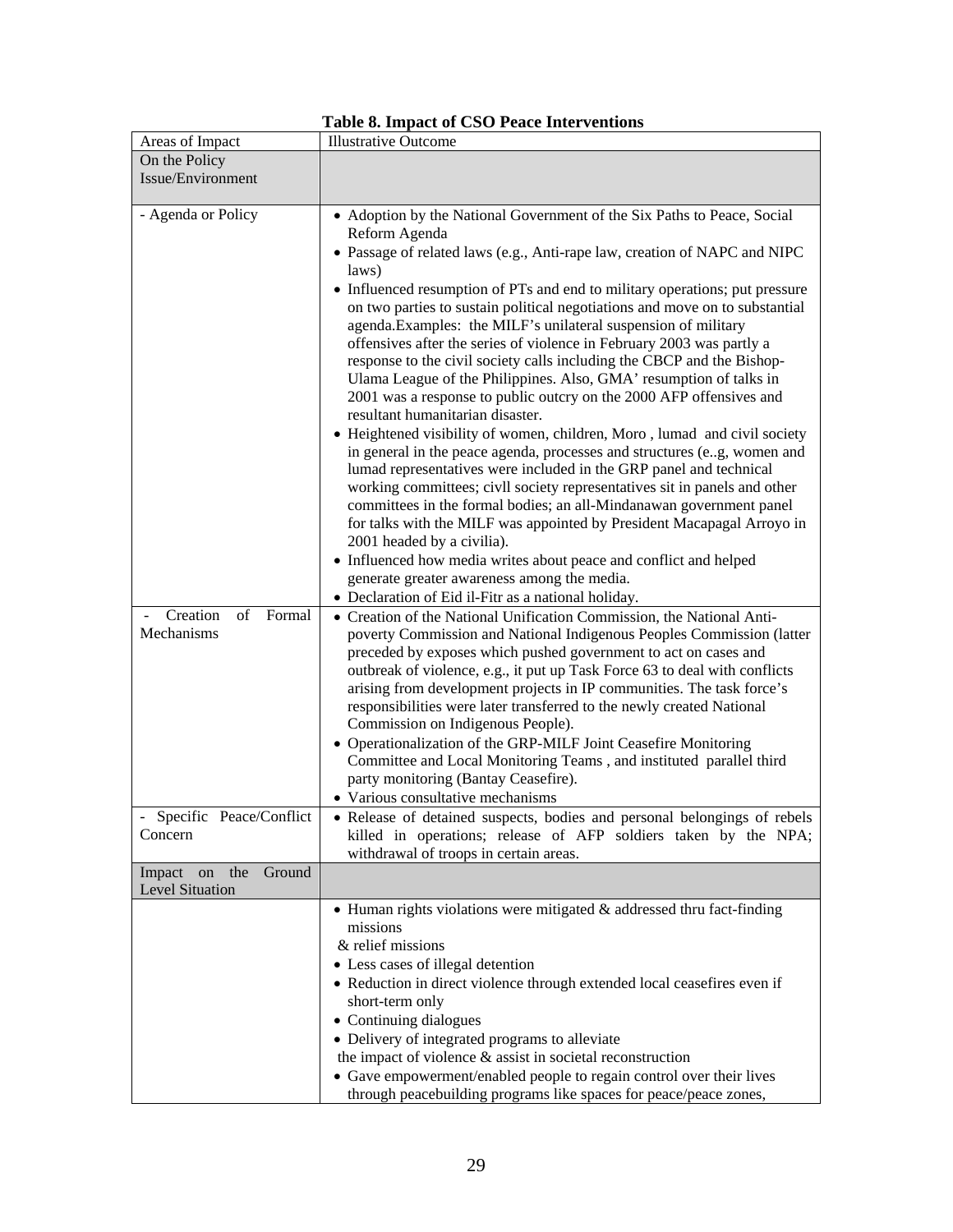**Table 8. Impact of CSO Peace Interventions**

| Areas of Impact | Illustrative Outcome |
|---|---|
| On the Policy Issue/Environment | |
| - Agenda or Policy | • Adoption by the National Government of the Six Paths to Peace, Social Reform Agenda<br>• Passage of related laws (e.g., Anti-rape law, creation of NAPC and NIPC laws)<br>• Influenced resumption of PTs and end to military operations; put pressure on two parties to sustain political negotiations and move on to substantial agenda.Examples: the MILF's unilateral suspension of military offensives after the series of violence in February 2003 was partly a response to the civil society calls including the CBCP and the Bishop-Ulama League of the Philippines. Also, GMA' resumption of talks in 2001 was a response to public outcry on the 2000 AFP offensives and resultant humanitarian disaster.<br>• Heightened visibility of women, children, Moro , lumad and civil society in general in the peace agenda, processes and structures (e..g, women and lumad representatives were included in the GRP panel and technical working committees; civll society representatives sit in panels and other committees in the formal bodies; an all-Mindanawan government panel for talks with the MILF was appointed by President Macapagal Arroyo in 2001 headed by a civilia).<br>• Influenced how media writes about peace and conflict and helped generate greater awareness among the media.<br>• Declaration of Eid il-Fitr as a national holiday. |
| - Creation of Formal Mechanisms | • Creation of the National Unification Commission, the National Anti-poverty Commission and National Indigenous Peoples Commission (latter preceded by exposes which pushed government to act on cases and outbreak of violence, e.g., it put up Task Force 63 to deal with conflicts arising from development projects in IP communities. The task force's responsibilities were later transferred to the newly created National Commission on Indigenous People).<br>• Operationalization of the GRP-MILF Joint Ceasefire Monitoring Committee and Local Monitoring Teams , and instituted parallel third party monitoring (Bantay Ceasefire).<br>• Various consultative mechanisms |
| - Specific Peace/Conflict Concern | • Release of detained suspects, bodies and personal belongings of rebels killed in operations; release of AFP soldiers taken by the NPA; withdrawal of troops in certain areas. |
| Impact on the Ground Level Situation | |
| | • Human rights violations were mitigated & addressed thru fact-finding missions & relief missions<br>• Less cases of illegal detention<br>• Reduction in direct violence through extended local ceasefires even if short-term only<br>• Continuing dialogues<br>• Delivery of integrated programs to alleviate the impact of violence & assist in societal reconstruction<br>• Gave empowerment/enabled people to regain control over their lives through peacebuilding programs like spaces for peace/peace zones, |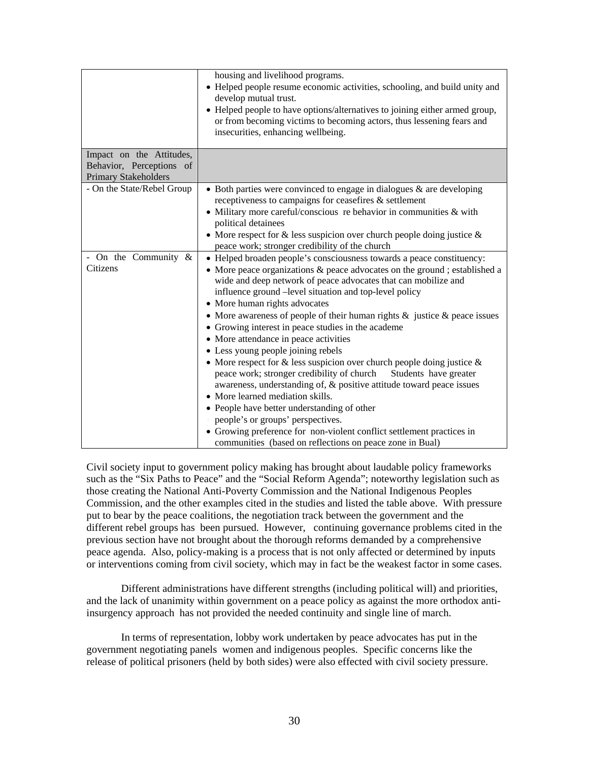| | |
|---|---|
| | housing and livelihood programs.<br>• Helped people resume economic activities, schooling, and build unity and develop mutual trust.<br>• Helped people to have options/alternatives to joining either armed group, or from becoming victims to becoming actors, thus lessening fears and insecurities, enhancing wellbeing. |
| Impact on the Attitudes, Behavior, Perceptions of Primary Stakeholders | |
| - On the State/Rebel Group | • Both parties were convinced to engage in dialogues & are developing receptiveness to campaigns for ceasefires & settlement<br>• Military more careful/conscious re behavior in communities & with political detainees<br>• More respect for & less suspicion over church people doing justice & peace work; stronger credibility of the church |
| - On the Community & Citizens | • Helped broaden people's consciousness towards a peace constituency:<br>• More peace organizations & peace advocates on the ground ; established a wide and deep network of peace advocates that can mobilize and influence ground –level situation and top-level policy<br>• More human rights advocates<br>• More awareness of people of their human rights & justice & peace issues<br>• Growing interest in peace studies in the academe<br>• More attendance in peace activities<br>• Less young people joining rebels<br>• More respect for & less suspicion over church people doing justice & peace work; stronger credibility of church Students have greater awareness, understanding of, & positive attitude toward peace issues<br>• More learned mediation skills.<br>• People have better understanding of other people's or groups' perspectives.<br>• Growing preference for non-violent conflict settlement practices in communities (based on reflections on peace zone in Bual) |

Civil society input to government policy making has brought about laudable policy frameworks such as the "Six Paths to Peace" and the "Social Reform Agenda"; noteworthy legislation such as those creating the National Anti-Poverty Commission and the National Indigenous Peoples Commission, and the other examples cited in the studies and listed the table above. With pressure put to bear by the peace coalitions, the negotiation track between the government and the different rebel groups has been pursued. However, continuing governance problems cited in the previous section have not brought about the thorough reforms demanded by a comprehensive peace agenda. Also, policy-making is a process that is not only affected or determined by inputs or interventions coming from civil society, which may in fact be the weakest factor in some cases.

Different administrations have different strengths (including political will) and priorities, and the lack of unanimity within government on a peace policy as against the more orthodox anti-insurgency approach has not provided the needed continuity and single line of march.

In terms of representation, lobby work undertaken by peace advocates has put in the government negotiating panels women and indigenous peoples. Specific concerns like the release of political prisoners (held by both sides) were also effected with civil society pressure.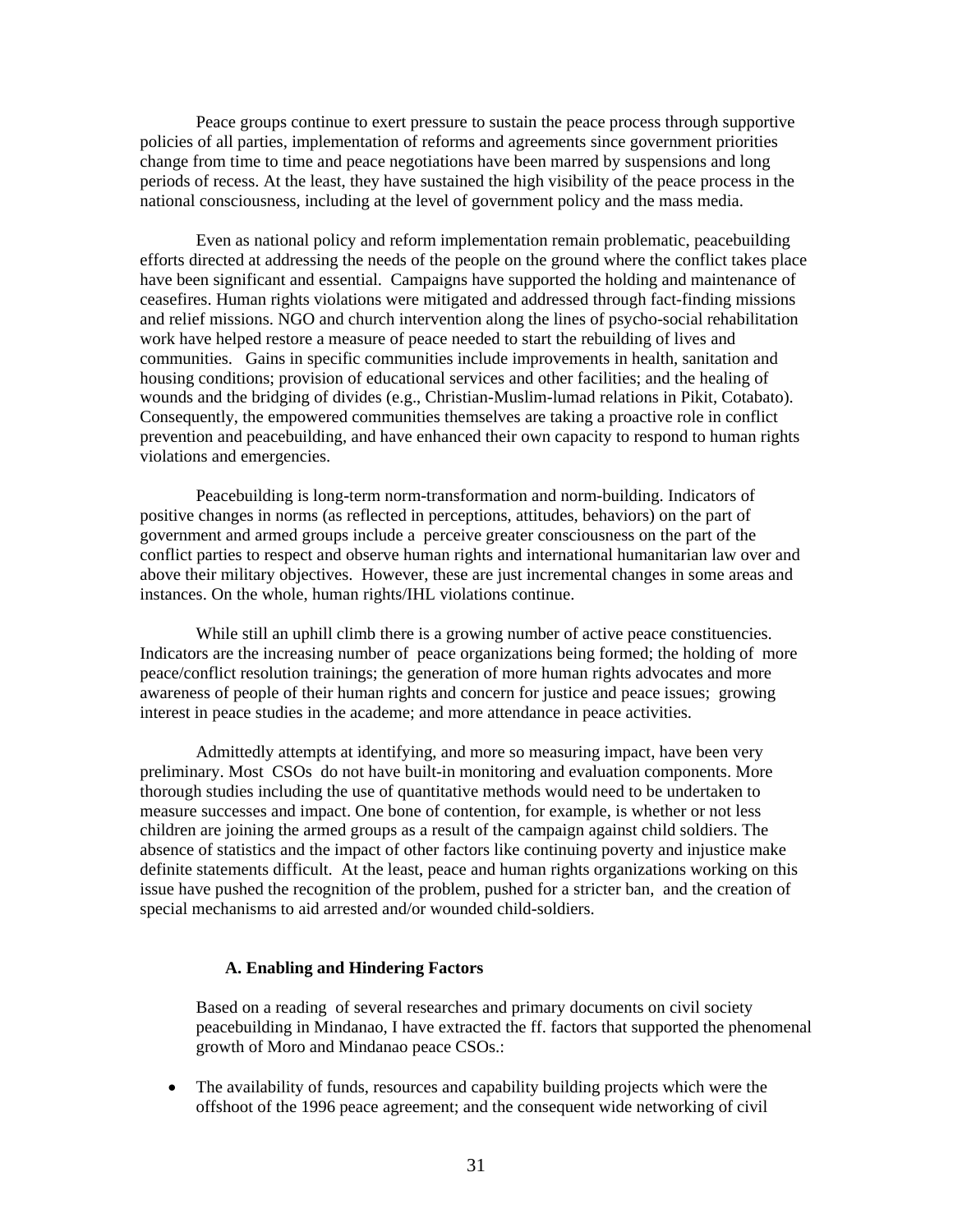Peace groups continue to exert pressure to sustain the peace process through supportive policies of all parties, implementation of reforms and agreements since government priorities change from time to time and peace negotiations have been marred by suspensions and long periods of recess. At the least, they have sustained the high visibility of the peace process in the national consciousness, including at the level of government policy and the mass media.

Even as national policy and reform implementation remain problematic, peacebuilding efforts directed at addressing the needs of the people on the ground where the conflict takes place have been significant and essential. Campaigns have supported the holding and maintenance of ceasefires. Human rights violations were mitigated and addressed through fact-finding missions and relief missions. NGO and church intervention along the lines of psycho-social rehabilitation work have helped restore a measure of peace needed to start the rebuilding of lives and communities. Gains in specific communities include improvements in health, sanitation and housing conditions; provision of educational services and other facilities; and the healing of wounds and the bridging of divides (e.g., Christian-Muslim-lumad relations in Pikit, Cotabato). Consequently, the empowered communities themselves are taking a proactive role in conflict prevention and peacebuilding, and have enhanced their own capacity to respond to human rights violations and emergencies.

Peacebuilding is long-term norm-transformation and norm-building. Indicators of positive changes in norms (as reflected in perceptions, attitudes, behaviors) on the part of government and armed groups include a perceive greater consciousness on the part of the conflict parties to respect and observe human rights and international humanitarian law over and above their military objectives. However, these are just incremental changes in some areas and instances. On the whole, human rights/IHL violations continue.

While still an uphill climb there is a growing number of active peace constituencies. Indicators are the increasing number of peace organizations being formed; the holding of more peace/conflict resolution trainings; the generation of more human rights advocates and more awareness of people of their human rights and concern for justice and peace issues; growing interest in peace studies in the academe; and more attendance in peace activities.

Admittedly attempts at identifying, and more so measuring impact, have been very preliminary. Most CSOs do not have built-in monitoring and evaluation components. More thorough studies including the use of quantitative methods would need to be undertaken to measure successes and impact. One bone of contention, for example, is whether or not less children are joining the armed groups as a result of the campaign against child soldiers. The absence of statistics and the impact of other factors like continuing poverty and injustice make definite statements difficult. At the least, peace and human rights organizations working on this issue have pushed the recognition of the problem, pushed for a stricter ban, and the creation of special mechanisms to aid arrested and/or wounded child-soldiers.

### A. Enabling and Hindering Factors

Based on a reading of several researches and primary documents on civil society peacebuilding in Mindanao, I have extracted the ff. factors that supported the phenomenal growth of Moro and Mindanao peace CSOs.:

- The availability of funds, resources and capability building projects which were the offshoot of the 1996 peace agreement; and the consequent wide networking of civil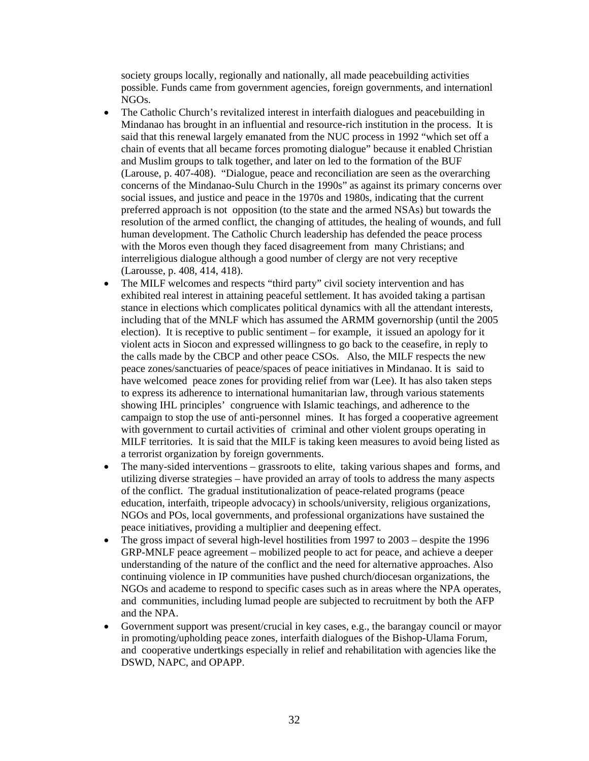society groups locally, regionally and nationally, all made peacebuilding activities possible. Funds came from government agencies, foreign governments, and internationl NGOs.

- The Catholic Church's revitalized interest in interfaith dialogues and peacebuilding in Mindanao has brought in an influential and resource-rich institution in the process. It is said that this renewal largely emanated from the NUC process in 1992 "which set off a chain of events that all became forces promoting dialogue" because it enabled Christian and Muslim groups to talk together, and later on led to the formation of the BUF (Larouse, p. 407-408). "Dialogue, peace and reconciliation are seen as the overarching concerns of the Mindanao-Sulu Church in the 1990s" as against its primary concerns over social issues, and justice and peace in the 1970s and 1980s, indicating that the current preferred approach is not opposition (to the state and the armed NSAs) but towards the resolution of the armed conflict, the changing of attitudes, the healing of wounds, and full human development. The Catholic Church leadership has defended the peace process with the Moros even though they faced disagreement from many Christians; and interreligious dialogue although a good number of clergy are not very receptive (Larousse, p. 408, 414, 418).
- The MILF welcomes and respects "third party" civil society intervention and has exhibited real interest in attaining peaceful settlement. It has avoided taking a partisan stance in elections which complicates political dynamics with all the attendant interests, including that of the MNLF which has assumed the ARMM governorship (until the 2005 election). It is receptive to public sentiment – for example, it issued an apology for it violent acts in Siocon and expressed willingness to go back to the ceasefire, in reply to the calls made by the CBCP and other peace CSOs. Also, the MILF respects the new peace zones/sanctuaries of peace/spaces of peace initiatives in Mindanao. It is said to have welcomed peace zones for providing relief from war (Lee). It has also taken steps to express its adherence to international humanitarian law, through various statements showing IHL principles' congruence with Islamic teachings, and adherence to the campaign to stop the use of anti-personnel mines. It has forged a cooperative agreement with government to curtail activities of criminal and other violent groups operating in MILF territories. It is said that the MILF is taking keen measures to avoid being listed as a terrorist organization by foreign governments.
- The many-sided interventions – grassroots to elite, taking various shapes and forms, and utilizing diverse strategies – have provided an array of tools to address the many aspects of the conflict. The gradual institutionalization of peace-related programs (peace education, interfaith, tripeople advocacy) in schools/university, religious organizations, NGOs and POs, local governments, and professional organizations have sustained the peace initiatives, providing a multiplier and deepening effect.
- The gross impact of several high-level hostilities from 1997 to 2003 – despite the 1996 GRP-MNLF peace agreement – mobilized people to act for peace, and achieve a deeper understanding of the nature of the conflict and the need for alternative approaches. Also continuing violence in IP communities have pushed church/diocesan organizations, the NGOs and academe to respond to specific cases such as in areas where the NPA operates, and communities, including lumad people are subjected to recruitment by both the AFP and the NPA.
- Government support was present/crucial in key cases, e.g., the barangay council or mayor in promoting/upholding peace zones, interfaith dialogues of the Bishop-Ulama Forum, and cooperative undertkings especially in relief and rehabilitation with agencies like the DSWD, NAPC, and OPAPP.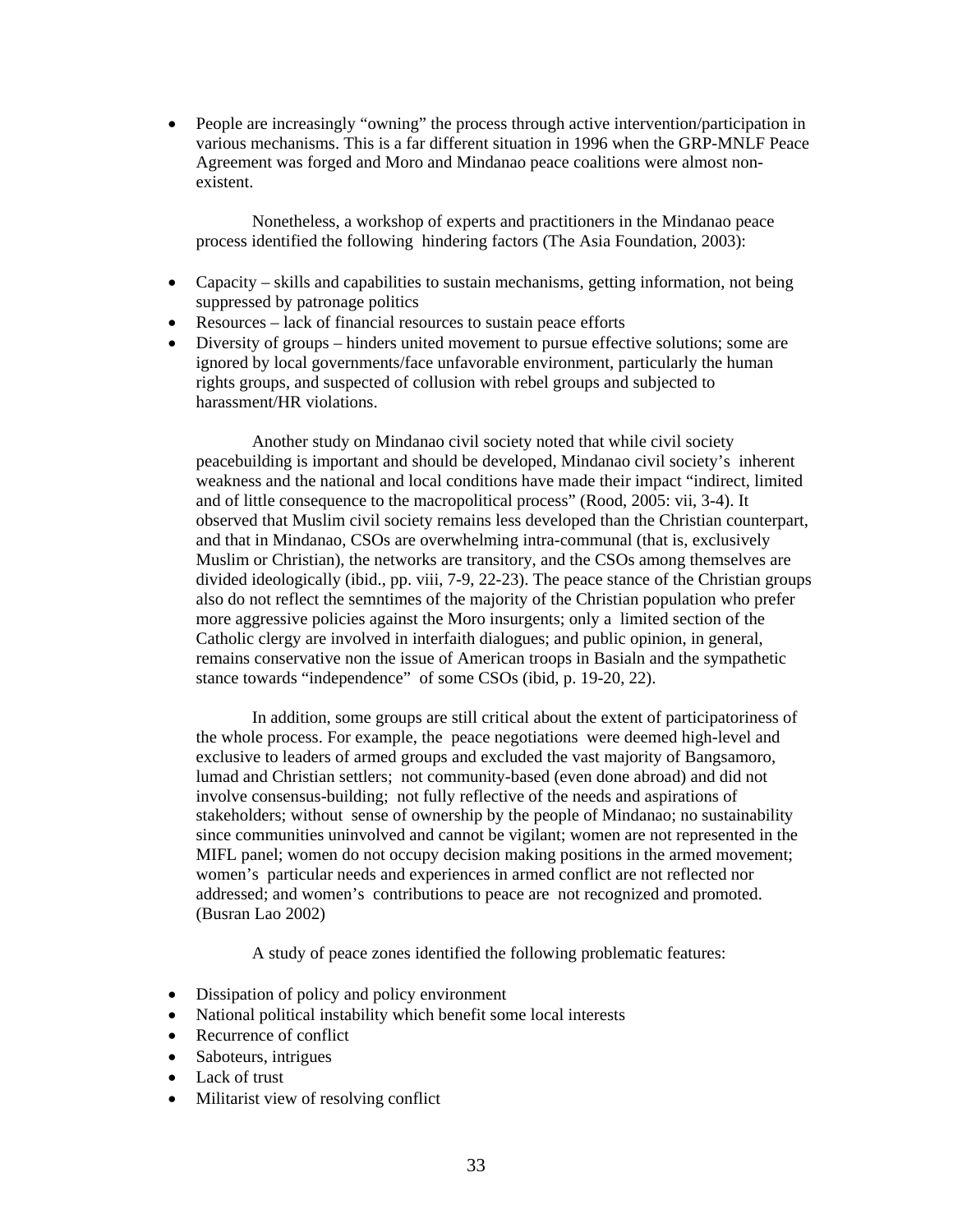- People are increasingly "owning" the process through active intervention/participation in various mechanisms. This is a far different situation in 1996 when the GRP-MNLF Peace Agreement was forged and Moro and Mindanao peace coalitions were almost non-existent.

Nonetheless, a workshop of experts and practitioners in the Mindanao peace process identified the following hindering factors (The Asia Foundation, 2003):

- Capacity – skills and capabilities to sustain mechanisms, getting information, not being suppressed by patronage politics
- Resources – lack of financial resources to sustain peace efforts
- Diversity of groups – hinders united movement to pursue effective solutions; some are ignored by local governments/face unfavorable environment, particularly the human rights groups, and suspected of collusion with rebel groups and subjected to harassment/HR violations.

Another study on Mindanao civil society noted that while civil society peacebuilding is important and should be developed, Mindanao civil society's inherent weakness and the national and local conditions have made their impact "indirect, limited and of little consequence to the macropolitical process" (Rood, 2005: vii, 3-4). It observed that Muslim civil society remains less developed than the Christian counterpart, and that in Mindanao, CSOs are overwhelming intra-communal (that is, exclusively Muslim or Christian), the networks are transitory, and the CSOs among themselves are divided ideologically (ibid., pp. viii, 7-9, 22-23). The peace stance of the Christian groups also do not reflect the semntimes of the majority of the Christian population who prefer more aggressive policies against the Moro insurgents; only a limited section of the Catholic clergy are involved in interfaith dialogues; and public opinion, in general, remains conservative non the issue of American troops in Basialn and the sympathetic stance towards "independence" of some CSOs (ibid, p. 19-20, 22).

In addition, some groups are still critical about the extent of participatoriness of the whole process. For example, the peace negotiations were deemed high-level and exclusive to leaders of armed groups and excluded the vast majority of Bangsamoro, lumad and Christian settlers; not community-based (even done abroad) and did not involve consensus-building; not fully reflective of the needs and aspirations of stakeholders; without sense of ownership by the people of Mindanao; no sustainability since communities uninvolved and cannot be vigilant; women are not represented in the MIFL panel; women do not occupy decision making positions in the armed movement; women's particular needs and experiences in armed conflict are not reflected nor addressed; and women's contributions to peace are not recognized and promoted. (Busran Lao 2002)

A study of peace zones identified the following problematic features:

- Dissipation of policy and policy environment
- National political instability which benefit some local interests
- Recurrence of conflict
- Saboteurs, intrigues
- Lack of trust
- Militarist view of resolving conflict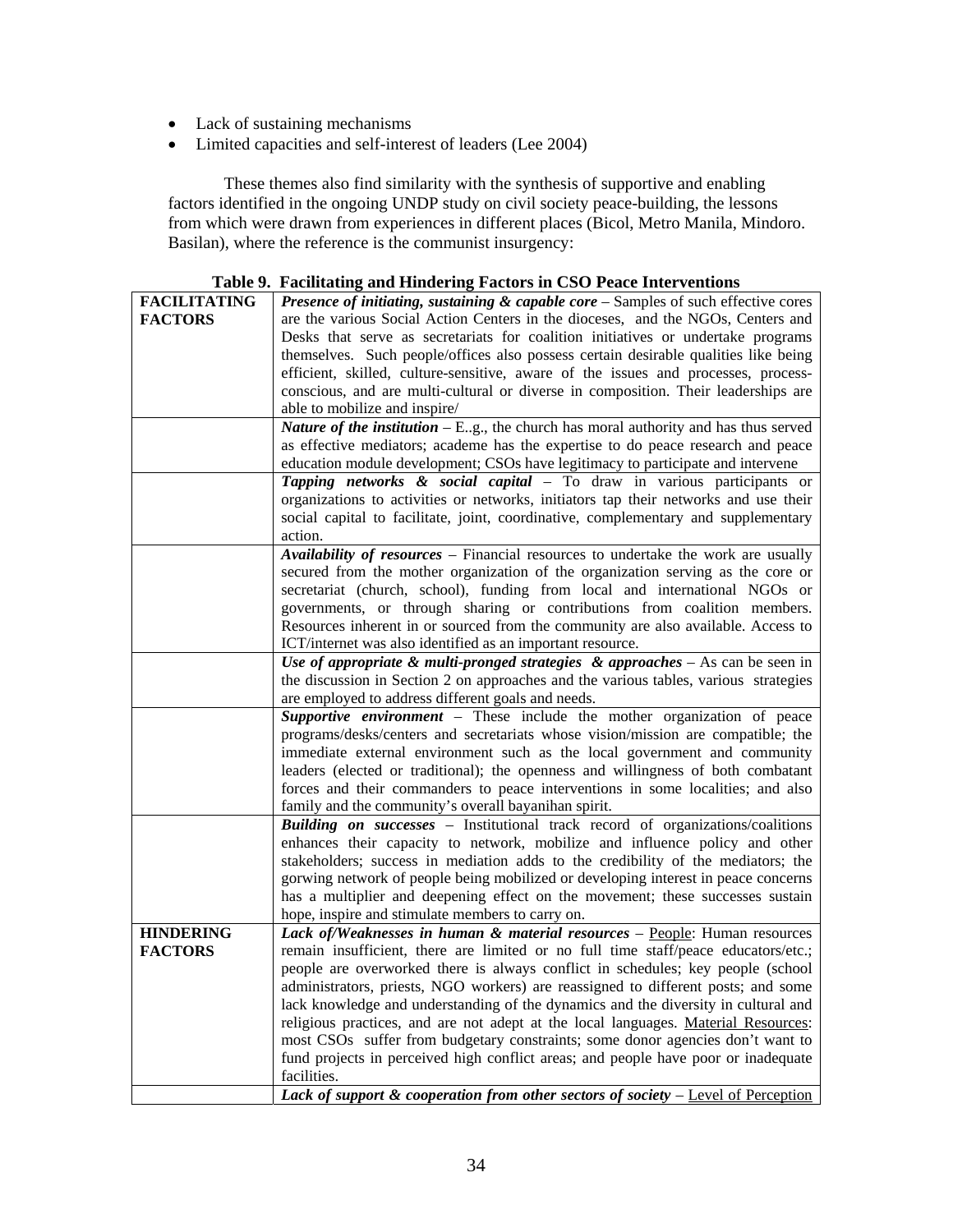- Lack of sustaining mechanisms
- Limited capacities and self-interest of leaders (Lee 2004)

These themes also find similarity with the synthesis of supportive and enabling factors identified in the ongoing UNDP study on civil society peace-building, the lessons from which were drawn from experiences in different places (Bicol, Metro Manila, Mindoro. Basilan), where the reference is the communist insurgency:

**Table 9. Facilitating and Hindering Factors in CSO Peace Interventions**

| | |
|---|---|
| **FACILITATING FACTORS** | ***Presence of initiating, sustaining & capable core*** – Samples of such effective cores are the various Social Action Centers in the dioceses, and the NGOs, Centers and Desks that serve as secretariats for coalition initiatives or undertake programs themselves. Such people/offices also possess certain desirable qualities like being efficient, skilled, culture-sensitive, aware of the issues and processes, process-conscious, and are multi-cultural or diverse in composition. Their leaderships are able to mobilize and inspire/ |
| | ***Nature of the institution*** – E..g., the church has moral authority and has thus served as effective mediators; academe has the expertise to do peace research and peace education module development; CSOs have legitimacy to participate and intervene |
| | ***Tapping networks & social capital*** – To draw in various participants or organizations to activities or networks, initiators tap their networks and use their social capital to facilitate, joint, coordinative, complementary and supplementary action. |
| | ***Availability of resources*** – Financial resources to undertake the work are usually secured from the mother organization of the organization serving as the core or secretariat (church, school), funding from local and international NGOs or governments, or through sharing or contributions from coalition members. Resources inherent in or sourced from the community are also available. Access to ICT/internet was also identified as an important resource. |
| | ***Use of appropriate & multi-pronged strategies & approaches*** – As can be seen in the discussion in Section 2 on approaches and the various tables, various strategies are employed to address different goals and needs. |
| | ***Supportive environment*** – These include the mother organization of peace programs/desks/centers and secretariats whose vision/mission are compatible; the immediate external environment such as the local government and community leaders (elected or traditional); the openness and willingness of both combatant forces and their commanders to peace interventions in some localities; and also family and the community's overall bayanihan spirit. |
| | ***Building on successes*** – Institutional track record of organizations/coalitions enhances their capacity to network, mobilize and influence policy and other stakeholders; success in mediation adds to the credibility of the mediators; the gorwing network of people being mobilized or developing interest in peace concerns has a multiplier and deepening effect on the movement; these successes sustain hope, inspire and stimulate members to carry on. |
| **HINDERING FACTORS** | ***Lack of/Weaknesses in human & material resources*** – People: Human resources remain insufficient, there are limited or no full time staff/peace educators/etc.; people are overworked there is always conflict in schedules; key people (school administrators, priests, NGO workers) are reassigned to different posts; and some lack knowledge and understanding of the dynamics and the diversity in cultural and religious practices, and are not adept at the local languages. Material Resources: most CSOs suffer from budgetary constraints; some donor agencies don't want to fund projects in perceived high conflict areas; and people have poor or inadequate facilities. |
| | ***Lack of support & cooperation from other sectors of society*** – Level of Perception |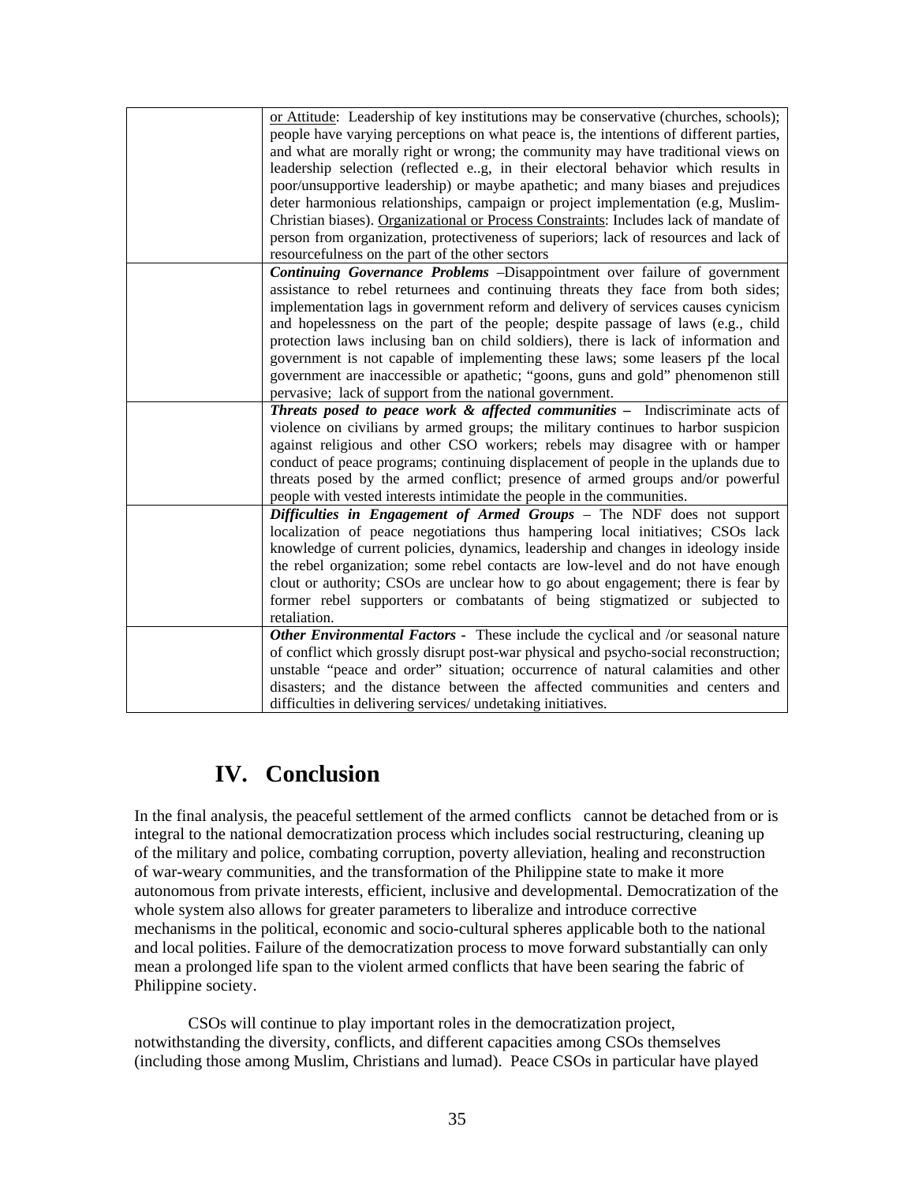|  |  |
| --- | --- |
|  | or Attitude: Leadership of key institutions may be conservative (churches, schools); people have varying perceptions on what peace is, the intentions of different parties, and what are morally right or wrong; the community may have traditional views on leadership selection (reflected e..g, in their electoral behavior which results in poor/unsupportive leadership) or maybe apathetic; and many biases and prejudices deter harmonious relationships, campaign or project implementation (e.g, Muslim-Christian biases). Organizational or Process Constraints: Includes lack of mandate of person from organization, protectiveness of superiors; lack of resources and lack of resourcefulness on the part of the other sectors |
|  | ***Continuing Governance Problems*** –Disappointment over failure of government assistance to rebel returnees and continuing threats they face from both sides; implementation lags in government reform and delivery of services causes cynicism and hopelessness on the part of the people; despite passage of laws (e.g., child protection laws inclusing ban on child soldiers), there is lack of information and government is not capable of implementing these laws; some leasers pf the local government are inaccessible or apathetic; "goons, guns and gold" phenomenon still pervasive; lack of support from the national government. |
|  | ***Threats posed to peace work & affected communities –*** Indiscriminate acts of violence on civilians by armed groups; the military continues to harbor suspicion against religious and other CSO workers; rebels may disagree with or hamper conduct of peace programs; continuing displacement of people in the uplands due to threats posed by the armed conflict; presence of armed groups and/or powerful people with vested interests intimidate the people in the communities. |
|  | ***Difficulties in Engagement of Armed Groups*** – The NDF does not support localization of peace negotiations thus hampering local initiatives; CSOs lack knowledge of current policies, dynamics, leadership and changes in ideology inside the rebel organization; some rebel contacts are low-level and do not have enough clout or authority; CSOs are unclear how to go about engagement; there is fear by former rebel supporters or combatants of being stigmatized or subjected to retaliation. |
|  | ***Other Environmental Factors -*** These include the cyclical and /or seasonal nature of conflict which grossly disrupt post-war physical and psycho-social reconstruction; unstable "peace and order" situation; occurrence of natural calamities and other disasters; and the distance between the affected communities and centers and difficulties in delivering services/ undetaking initiatives. |

# IV. Conclusion

In the final analysis, the peaceful settlement of the armed conflicts cannot be detached from or is integral to the national democratization process which includes social restructuring, cleaning up of the military and police, combating corruption, poverty alleviation, healing and reconstruction of war-weary communities, and the transformation of the Philippine state to make it more autonomous from private interests, efficient, inclusive and developmental. Democratization of the whole system also allows for greater parameters to liberalize and introduce corrective mechanisms in the political, economic and socio-cultural spheres applicable both to the national and local polities. Failure of the democratization process to move forward substantially can only mean a prolonged life span to the violent armed conflicts that have been searing the fabric of Philippine society.

CSOs will continue to play important roles in the democratization project, notwithstanding the diversity, conflicts, and different capacities among CSOs themselves (including those among Muslim, Christians and lumad). Peace CSOs in particular have played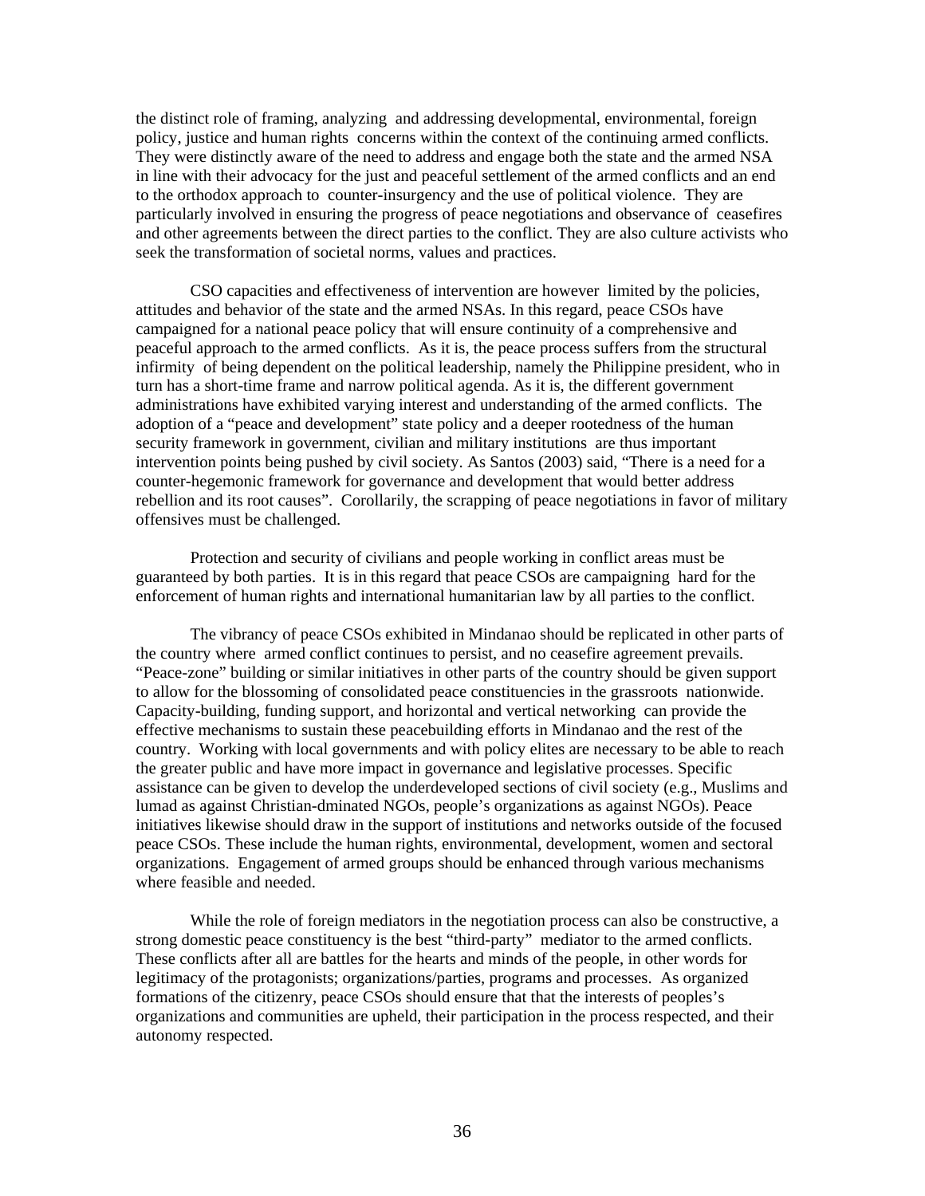the distinct role of framing, analyzing and addressing developmental, environmental, foreign policy, justice and human rights concerns within the context of the continuing armed conflicts. They were distinctly aware of the need to address and engage both the state and the armed NSA in line with their advocacy for the just and peaceful settlement of the armed conflicts and an end to the orthodox approach to counter-insurgency and the use of political violence. They are particularly involved in ensuring the progress of peace negotiations and observance of ceasefires and other agreements between the direct parties to the conflict. They are also culture activists who seek the transformation of societal norms, values and practices.

CSO capacities and effectiveness of intervention are however limited by the policies, attitudes and behavior of the state and the armed NSAs. In this regard, peace CSOs have campaigned for a national peace policy that will ensure continuity of a comprehensive and peaceful approach to the armed conflicts. As it is, the peace process suffers from the structural infirmity of being dependent on the political leadership, namely the Philippine president, who in turn has a short-time frame and narrow political agenda. As it is, the different government administrations have exhibited varying interest and understanding of the armed conflicts. The adoption of a "peace and development" state policy and a deeper rootedness of the human security framework in government, civilian and military institutions are thus important intervention points being pushed by civil society. As Santos (2003) said, "There is a need for a counter-hegemonic framework for governance and development that would better address rebellion and its root causes". Corollarily, the scrapping of peace negotiations in favor of military offensives must be challenged.

Protection and security of civilians and people working in conflict areas must be guaranteed by both parties. It is in this regard that peace CSOs are campaigning hard for the enforcement of human rights and international humanitarian law by all parties to the conflict.

The vibrancy of peace CSOs exhibited in Mindanao should be replicated in other parts of the country where armed conflict continues to persist, and no ceasefire agreement prevails. "Peace-zone" building or similar initiatives in other parts of the country should be given support to allow for the blossoming of consolidated peace constituencies in the grassroots nationwide. Capacity-building, funding support, and horizontal and vertical networking can provide the effective mechanisms to sustain these peacebuilding efforts in Mindanao and the rest of the country. Working with local governments and with policy elites are necessary to be able to reach the greater public and have more impact in governance and legislative processes. Specific assistance can be given to develop the underdeveloped sections of civil society (e.g., Muslims and lumad as against Christian-dminated NGOs, people's organizations as against NGOs). Peace initiatives likewise should draw in the support of institutions and networks outside of the focused peace CSOs. These include the human rights, environmental, development, women and sectoral organizations. Engagement of armed groups should be enhanced through various mechanisms where feasible and needed.

While the role of foreign mediators in the negotiation process can also be constructive, a strong domestic peace constituency is the best "third-party" mediator to the armed conflicts. These conflicts after all are battles for the hearts and minds of the people, in other words for legitimacy of the protagonists; organizations/parties, programs and processes. As organized formations of the citizenry, peace CSOs should ensure that that the interests of peoples's organizations and communities are upheld, their participation in the process respected, and their autonomy respected.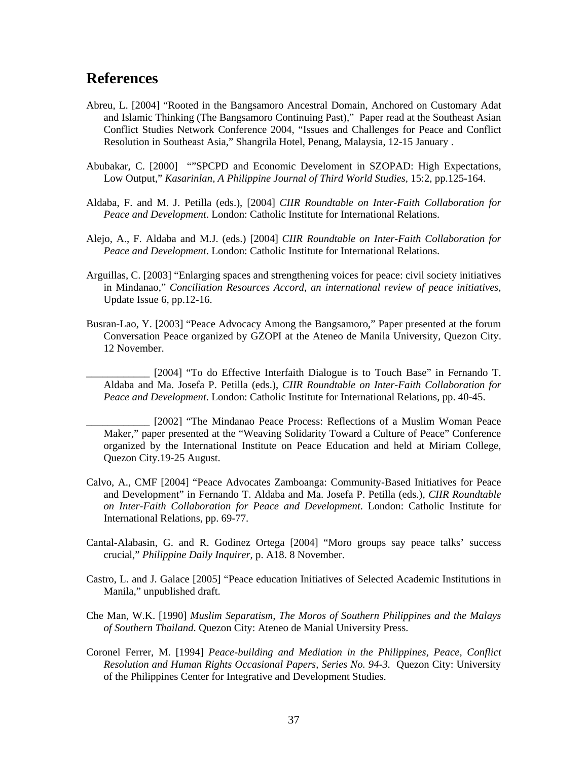## References

Abreu, L. [2004] "Rooted in the Bangsamoro Ancestral Domain, Anchored on Customary Adat and Islamic Thinking (The Bangsamoro Continuing Past)," Paper read at the Southeast Asian Conflict Studies Network Conference 2004, "Issues and Challenges for Peace and Conflict Resolution in Southeast Asia," Shangrila Hotel, Penang, Malaysia, 12-15 January .

Abubakar, C. [2000] ""SPCPD and Economic Develoment in SZOPAD: High Expectations, Low Output," *Kasarinlan, A Philippine Journal of Third World Studies*, 15:2, pp.125-164.

Aldaba, F. and M. J. Petilla (eds.), [2004] *CIIR Roundtable on Inter-Faith Collaboration for Peace and Development*. London: Catholic Institute for International Relations.

Alejo, A., F. Aldaba and M.J. (eds.) [2004] *CIIR Roundtable on Inter-Faith Collaboration for Peace and Development*. London: Catholic Institute for International Relations.

Arguillas, C. [2003] "Enlarging spaces and strengthening voices for peace: civil society initiatives in Mindanao," *Conciliation Resources Accord, an international review of peace initiatives*, Update Issue 6, pp.12-16.

Busran-Lao, Y. [2003] "Peace Advocacy Among the Bangsamoro," Paper presented at the forum Conversation Peace organized by GZOPI at the Ateneo de Manila University, Quezon City. 12 November.

____________ [2004] "To do Effective Interfaith Dialogue is to Touch Base" in Fernando T. Aldaba and Ma. Josefa P. Petilla (eds.), *CIIR Roundtable on Inter-Faith Collaboration for Peace and Development*. London: Catholic Institute for International Relations, pp. 40-45.

____________ [2002] "The Mindanao Peace Process: Reflections of a Muslim Woman Peace Maker," paper presented at the "Weaving Solidarity Toward a Culture of Peace" Conference organized by the International Institute on Peace Education and held at Miriam College, Quezon City.19-25 August.

Calvo, A., CMF [2004] "Peace Advocates Zamboanga: Community-Based Initiatives for Peace and Development" in Fernando T. Aldaba and Ma. Josefa P. Petilla (eds.), *CIIR Roundtable on Inter-Faith Collaboration for Peace and Development*. London: Catholic Institute for International Relations, pp. 69-77.

Cantal-Alabasin, G. and R. Godinez Ortega [2004] "Moro groups say peace talks' success crucial," *Philippine Daily Inquirer*, p. A18. 8 November.

Castro, L. and J. Galace [2005] "Peace education Initiatives of Selected Academic Institutions in Manila," unpublished draft.

Che Man, W.K. [1990] *Muslim Separatism, The Moros of Southern Philippines and the Malays of Southern Thailand*. Quezon City: Ateneo de Manial University Press.

Coronel Ferrer, M. [1994] *Peace-building and Mediation in the Philippines, Peace, Conflict Resolution and Human Rights Occasional Papers, Series No. 94-3.* Quezon City: University of the Philippines Center for Integrative and Development Studies.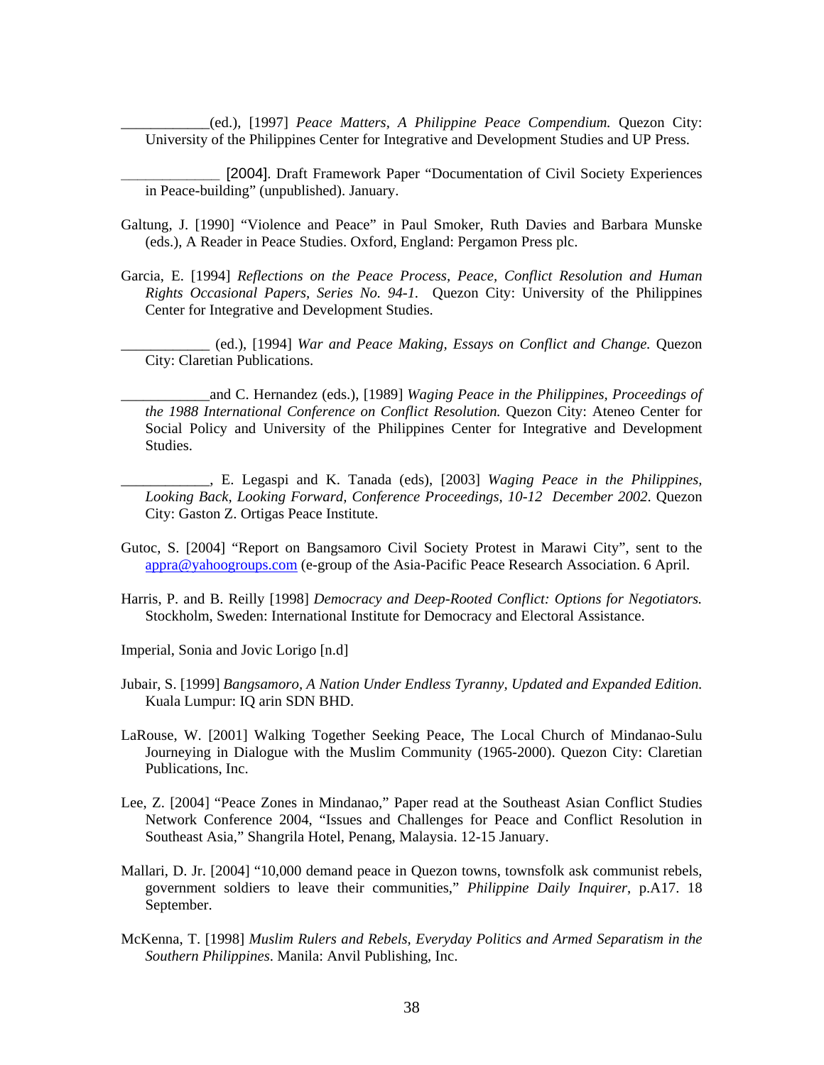____________(ed.), [1997] *Peace Matters, A Philippine Peace Compendium.* Quezon City: University of the Philippines Center for Integrative and Development Studies and UP Press.

______________ [2004]. Draft Framework Paper "Documentation of Civil Society Experiences in Peace-building" (unpublished). January.

Galtung, J. [1990] "Violence and Peace" in Paul Smoker, Ruth Davies and Barbara Munske (eds.), A Reader in Peace Studies. Oxford, England: Pergamon Press plc.

Garcia, E. [1994] *Reflections on the Peace Process, Peace, Conflict Resolution and Human Rights Occasional Papers, Series No. 94-1.* Quezon City: University of the Philippines Center for Integrative and Development Studies.

____________ (ed.), [1994] *War and Peace Making, Essays on Conflict and Change.* Quezon City: Claretian Publications.

____________and C. Hernandez (eds.), [1989] *Waging Peace in the Philippines, Proceedings of the 1988 International Conference on Conflict Resolution.* Quezon City: Ateneo Center for Social Policy and University of the Philippines Center for Integrative and Development Studies.

____________, E. Legaspi and K. Tanada (eds), [2003] *Waging Peace in the Philippines, Looking Back, Looking Forward, Conference Proceedings, 10-12 December 2002*. Quezon City: Gaston Z. Ortigas Peace Institute.

Gutoc, S. [2004] "Report on Bangsamoro Civil Society Protest in Marawi City", sent to the appra@yahoogroups.com (e-group of the Asia-Pacific Peace Research Association. 6 April.

Harris, P. and B. Reilly [1998] *Democracy and Deep-Rooted Conflict: Options for Negotiators.* Stockholm, Sweden: International Institute for Democracy and Electoral Assistance.

Imperial, Sonia and Jovic Lorigo [n.d]

Jubair, S. [1999] *Bangsamoro, A Nation Under Endless Tyranny, Updated and Expanded Edition.* Kuala Lumpur: IQ arin SDN BHD.

LaRouse, W. [2001] Walking Together Seeking Peace, The Local Church of Mindanao-Sulu Journeying in Dialogue with the Muslim Community (1965-2000). Quezon City: Claretian Publications, Inc.

Lee, Z. [2004] "Peace Zones in Mindanao," Paper read at the Southeast Asian Conflict Studies Network Conference 2004, "Issues and Challenges for Peace and Conflict Resolution in Southeast Asia," Shangrila Hotel, Penang, Malaysia. 12-15 January.

Mallari, D. Jr. [2004] "10,000 demand peace in Quezon towns, townsfolk ask communist rebels, government soldiers to leave their communities," *Philippine Daily Inquirer*, p.A17. 18 September.

McKenna, T. [1998] *Muslim Rulers and Rebels, Everyday Politics and Armed Separatism in the Southern Philippines*. Manila: Anvil Publishing, Inc.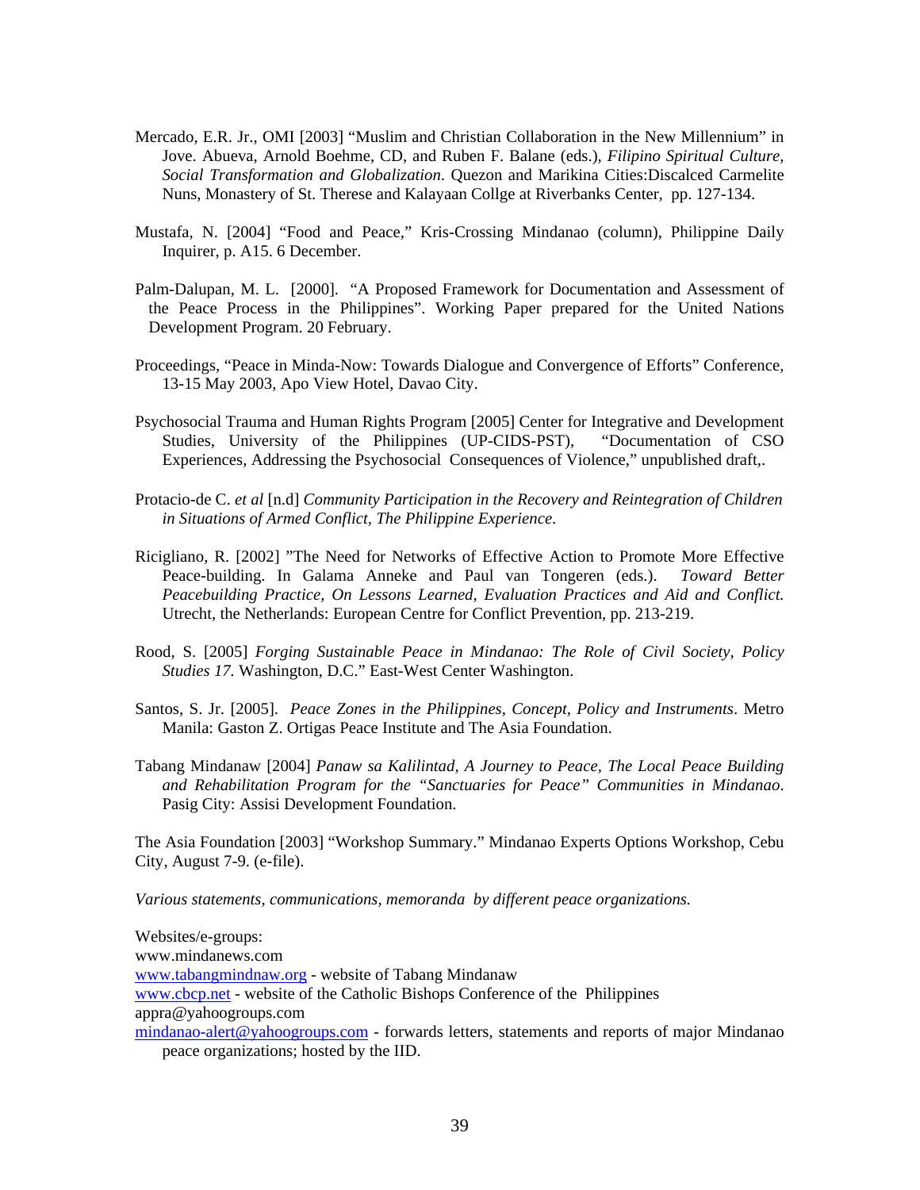Mercado, E.R. Jr., OMI [2003] “Muslim and Christian Collaboration in the New Millennium” in Jove. Abueva, Arnold Boehme, CD, and Ruben F. Balane (eds.), *Filipino Spiritual Culture, Social Transformation and Globalization*. Quezon and Marikina Cities:Discalced Carmelite Nuns, Monastery of St. Therese and Kalayaan Collge at Riverbanks Center, pp. 127-134.

Mustafa, N. [2004] “Food and Peace,” Kris-Crossing Mindanao (column), Philippine Daily Inquirer, p. A15. 6 December.

Palm-Dalupan, M. L. [2000]. “A Proposed Framework for Documentation and Assessment of the Peace Process in the Philippines”. Working Paper prepared for the United Nations Development Program. 20 February.

Proceedings, “Peace in Minda-Now: Towards Dialogue and Convergence of Efforts” Conference, 13-15 May 2003, Apo View Hotel, Davao City.

Psychosocial Trauma and Human Rights Program [2005] Center for Integrative and Development Studies, University of the Philippines (UP-CIDS-PST), “Documentation of CSO Experiences, Addressing the Psychosocial Consequences of Violence,” unpublished draft,.

Protacio-de C. *et al* [n.d] *Community Participation in the Recovery and Reintegration of Children in Situations of Armed Conflict, The Philippine Experience*.

Ricigliano, R. [2002] ”The Need for Networks of Effective Action to Promote More Effective Peace-building. In Galama Anneke and Paul van Tongeren (eds.). *Toward Better Peacebuilding Practice, On Lessons Learned, Evaluation Practices and Aid and Conflict.* Utrecht, the Netherlands: European Centre for Conflict Prevention, pp. 213-219.

Rood, S. [2005] *Forging Sustainable Peace in Mindanao: The Role of Civil Society, Policy Studies 17*. Washington, D.C.” East-West Center Washington.

Santos, S. Jr. [2005]. *Peace Zones in the Philippines, Concept, Policy and Instruments*. Metro Manila: Gaston Z. Ortigas Peace Institute and The Asia Foundation.

Tabang Mindanaw [2004] *Panaw sa Kalilintad, A Journey to Peace, The Local Peace Building and Rehabilitation Program for the “Sanctuaries for Peace” Communities in Mindanao*. Pasig City: Assisi Development Foundation.

The Asia Foundation [2003] “Workshop Summary.” Mindanao Experts Options Workshop, Cebu City, August 7-9. (e-file).

*Various statements, communications, memoranda by different peace organizations.*

Websites/e-groups:
www.mindanews.com
www.tabangmindnaw.org - website of Tabang Mindanaw
www.cbcp.net - website of the Catholic Bishops Conference of the Philippines
appra@yahoogroups.com
mindanao-alert@yahoogroups.com - forwards letters, statements and reports of major Mindanao peace organizations; hosted by the IID.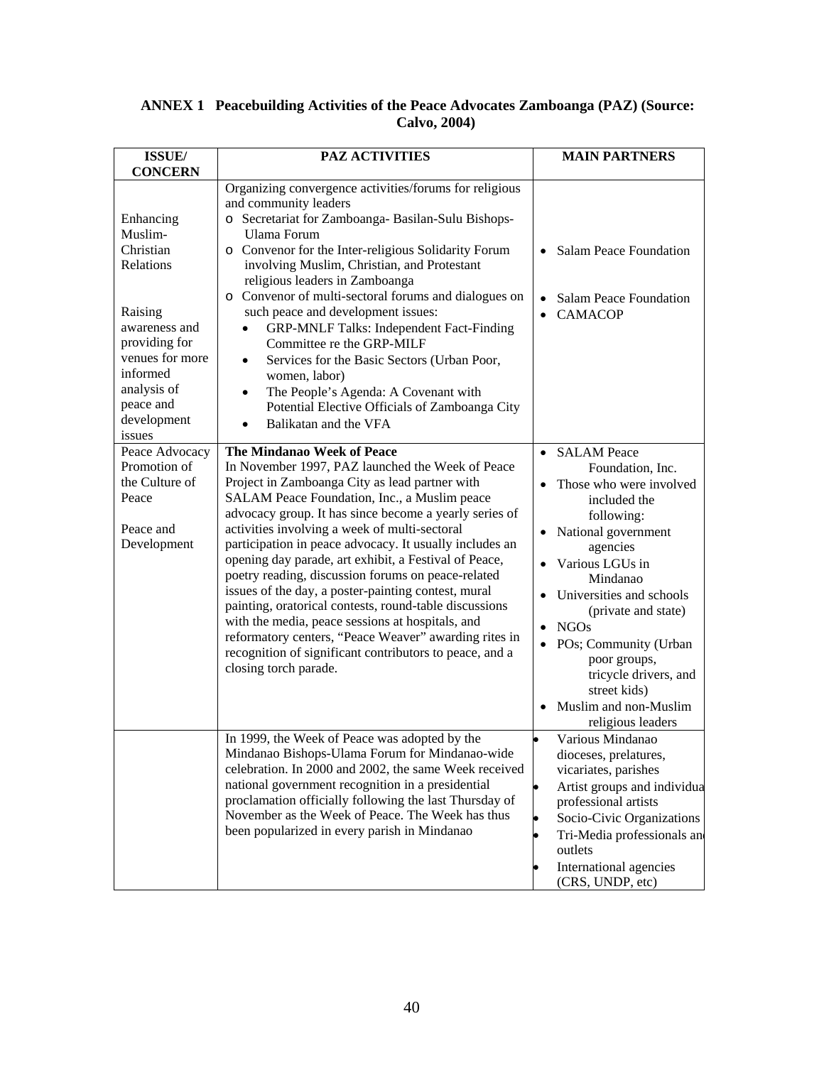**ANNEX 1 Peacebuilding Activities of the Peace Advocates Zamboanga (PAZ) (Source: Calvo, 2004)**

| ISSUE/ CONCERN | PAZ ACTIVITIES | MAIN PARTNERS |
|---|---|---|
| Enhancing Muslim-Christian Relations<br><br>Raising awareness and providing for venues for more informed analysis of peace and development issues | Organizing convergence activities/forums for religious and community leaders<br>o Secretariat for Zamboanga- Basilan-Sulu Bishops-Ulama Forum<br>o Convenor for the Inter-religious Solidarity Forum involving Muslim, Christian, and Protestant religious leaders in Zamboanga<br>o Convenor of multi-sectoral forums and dialogues on such peace and development issues:<br>• GRP-MNLF Talks: Independent Fact-Finding Committee re the GRP-MILF<br>• Services for the Basic Sectors (Urban Poor, women, labor)<br>• The People's Agenda: A Covenant with Potential Elective Officials of Zamboanga City<br>• Balikatan and the VFA | • Salam Peace Foundation<br><br>• Salam Peace Foundation<br>• CAMACOP |
| Peace Advocacy Promotion of the Culture of Peace<br><br>Peace and Development | **The Mindanao Week of Peace**<br>In November 1997, PAZ launched the Week of Peace Project in Zamboanga City as lead partner with SALAM Peace Foundation, Inc., a Muslim peace advocacy group. It has since become a yearly series of activities involving a week of multi-sectoral participation in peace advocacy. It usually includes an opening day parade, art exhibit, a Festival of Peace, poetry reading, discussion forums on peace-related issues of the day, a poster-painting contest, mural painting, oratorical contests, round-table discussions with the media, peace sessions at hospitals, and reformatory centers, "Peace Weaver" awarding rites in recognition of significant contributors to peace, and a closing torch parade. | • SALAM Peace Foundation, Inc.<br>• Those who were involved included the following:<br>• National government agencies<br>• Various LGUs in Mindanao<br>• Universities and schools (private and state)<br>• NGOs<br>• POs; Community (Urban poor groups, tricycle drivers, and street kids)<br>• Muslim and non-Muslim religious leaders |
| | In 1999, the Week of Peace was adopted by the Mindanao Bishops-Ulama Forum for Mindanao-wide celebration. In 2000 and 2002, the same Week received national government recognition in a presidential proclamation officially following the last Thursday of November as the Week of Peace. The Week has thus been popularized in every parish in Mindanao | • Various Mindanao dioceses, prelatures, vicariates, parishes<br>• Artist groups and individua professional artists<br>• Socio-Civic Organizations<br>• Tri-Media professionals and outlets<br>• International agencies (CRS, UNDP, etc) |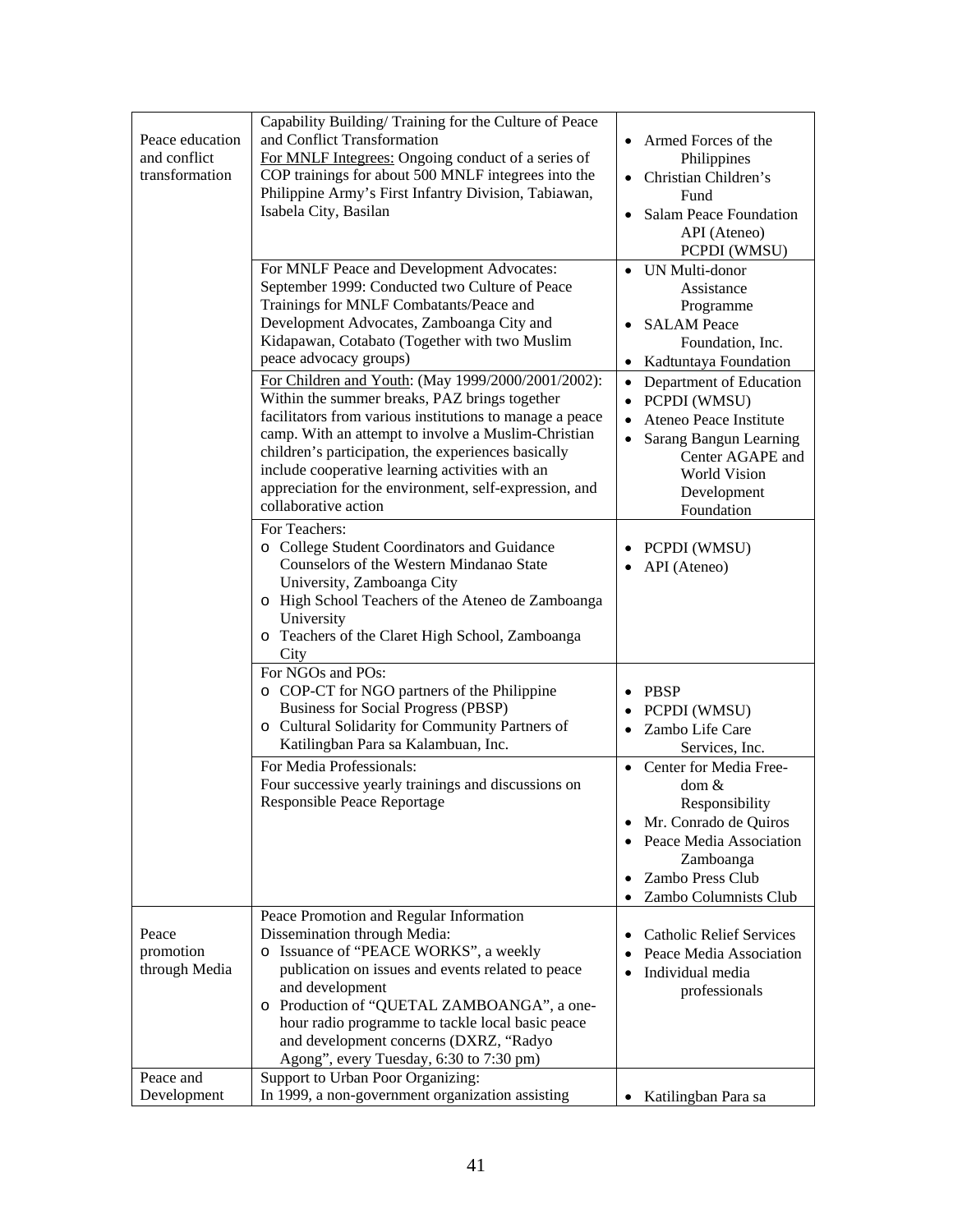| | | |
|---|---|---|
| Peace education and conflict transformation | Capability Building/ Training for the Culture of Peace and Conflict Transformation<br>For MNLF Integrees: Ongoing conduct of a series of COP trainings for about 500 MNLF integrees into the Philippine Army's First Infantry Division, Tabiawan, Isabela City, Basilan | • Armed Forces of the Philippines<br>• Christian Children's Fund<br>• Salam Peace Foundation API (Ateneo) PCPDI (WMSU) |
| | For MNLF Peace and Development Advocates: September 1999: Conducted two Culture of Peace Trainings for MNLF Combatants/Peace and Development Advocates, Zamboanga City and Kidapawan, Cotabato (Together with two Muslim peace advocacy groups) | • UN Multi-donor Assistance Programme<br>• SALAM Peace Foundation, Inc.<br>• Kadtuntaya Foundation |
| | For Children and Youth: (May 1999/2000/2001/2002): Within the summer breaks, PAZ brings together facilitators from various institutions to manage a peace camp. With an attempt to involve a Muslim-Christian children's participation, the experiences basically include cooperative learning activities with an appreciation for the environment, self-expression, and collaborative action | • Department of Education<br>• PCPDI (WMSU)<br>• Ateneo Peace Institute<br>• Sarang Bangun Learning Center AGAPE and World Vision Development Foundation |
| | For Teachers:<br>o College Student Coordinators and Guidance Counselors of the Western Mindanao State University, Zamboanga City<br>o High School Teachers of the Ateneo de Zamboanga University<br>o Teachers of the Claret High School, Zamboanga City | • PCPDI (WMSU)<br>• API (Ateneo) |
| | For NGOs and POs:<br>o COP-CT for NGO partners of the Philippine Business for Social Progress (PBSP)<br>o Cultural Solidarity for Community Partners of Katilingban Para sa Kalambuan, Inc. | • PBSP<br>• PCPDI (WMSU)<br>• Zambo Life Care Services, Inc. |
| | For Media Professionals:<br>Four successive yearly trainings and discussions on Responsible Peace Reportage | • Center for Media Free-dom & Responsibility<br>• Mr. Conrado de Quiros<br>• Peace Media Association Zamboanga<br>• Zambo Press Club<br>• Zambo Columnists Club |
| Peace promotion through Media | Peace Promotion and Regular Information Dissemination through Media:<br>o Issuance of "PEACE WORKS", a weekly publication on issues and events related to peace and development<br>o Production of "QUETAL ZAMBOANGA", a one-hour radio programme to tackle local basic peace and development concerns (DXRZ, "Radyo Agong", every Tuesday, 6:30 to 7:30 pm) | • Catholic Relief Services<br>• Peace Media Association<br>• Individual media professionals |
| Peace and Development | Support to Urban Poor Organizing:<br>In 1999, a non-government organization assisting | • Katilingban Para sa |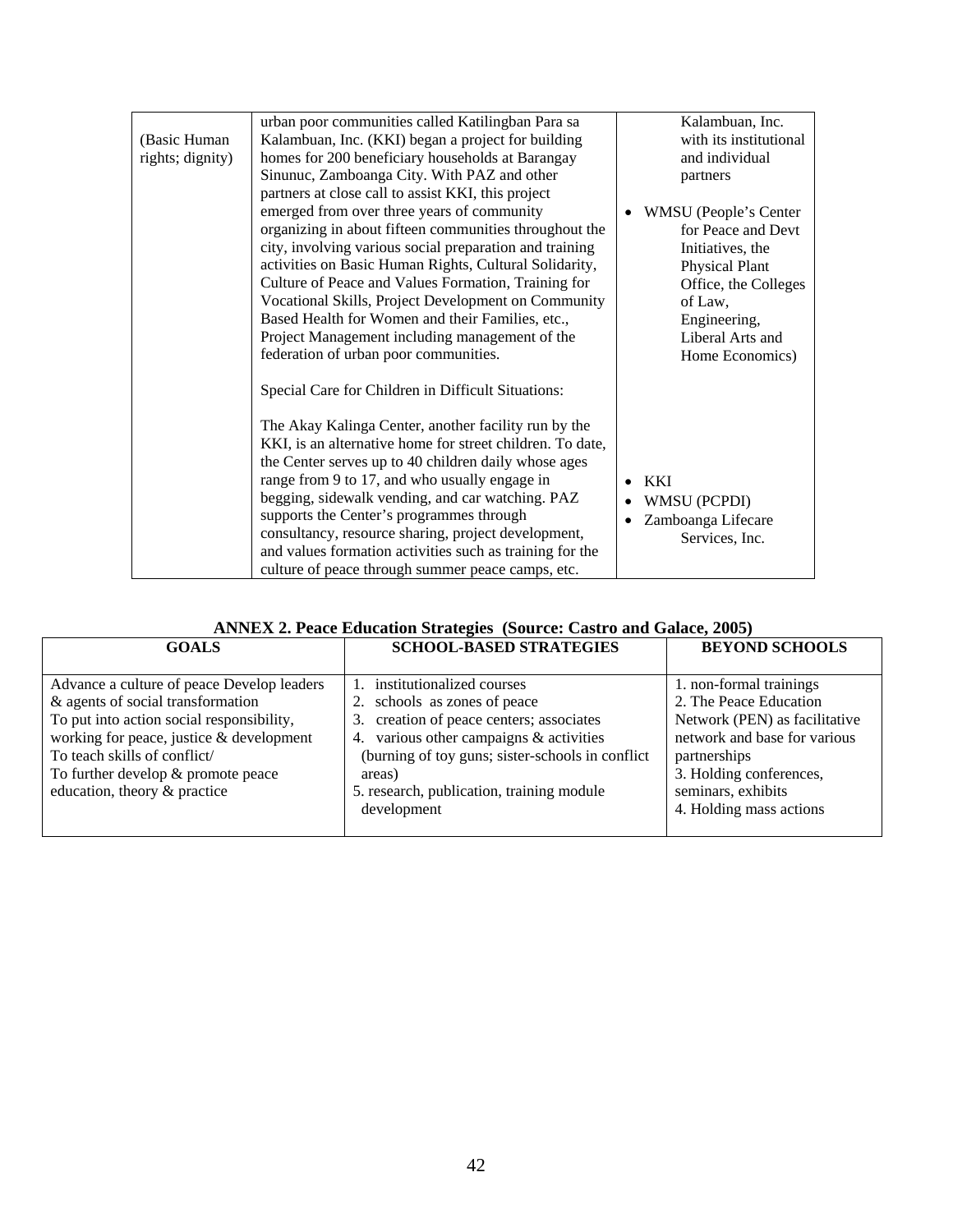| (Basic Human rights; dignity) | urban poor communities called Katilingban Para sa Kalambuan, Inc. (KKI) began a project for building homes for 200 beneficiary households at Barangay Sinunuc, Zamboanga City. With PAZ and other partners at close call to assist KKI, this project emerged from over three years of community organizing in about fifteen communities throughout the city, involving various social preparation and training activities on Basic Human Rights, Cultural Solidarity, Culture of Peace and Values Formation, Training for Vocational Skills, Project Development on Community Based Health for Women and their Families, etc., Project Management including management of the federation of urban poor communities.<br><br>Special Care for Children in Difficult Situations:<br><br>The Akay Kalinga Center, another facility run by the KKI, is an alternative home for street children. To date, the Center serves up to 40 children daily whose ages range from 9 to 17, and who usually engage in begging, sidewalk vending, and car watching. PAZ supports the Center's programmes through consultancy, resource sharing, project development, and values formation activities such as training for the culture of peace through summer peace camps, etc. | Kalambuan, Inc. with its institutional and individual partners<br><br>• WMSU (People's Center for Peace and Devt Initiatives, the Physical Plant Office, the Colleges of Law, Engineering, Liberal Arts and Home Economics)<br><br>• KKI<br>• WMSU (PCPDI)<br>• Zamboanga Lifecare Services, Inc. |
|---|---|---|

**ANNEX 2. Peace Education Strategies (Source: Castro and Galace, 2005)**

| GOALS | SCHOOL-BASED STRATEGIES | BEYOND SCHOOLS |
|---|---|---|
| Advance a culture of peace Develop leaders & agents of social transformation<br>To put into action social responsibility, working for peace, justice & development<br>To teach skills of conflict/<br>To further develop & promote peace education, theory & practice | 1. institutionalized courses<br>2. schools as zones of peace<br>3. creation of peace centers; associates<br>4. various other campaigns & activities (burning of toy guns; sister-schools in conflict areas)<br>5. research, publication, training module development | 1. non-formal trainings<br>2. The Peace Education Network (PEN) as facilitative network and base for various partnerships<br>3. Holding conferences, seminars, exhibits<br>4. Holding mass actions |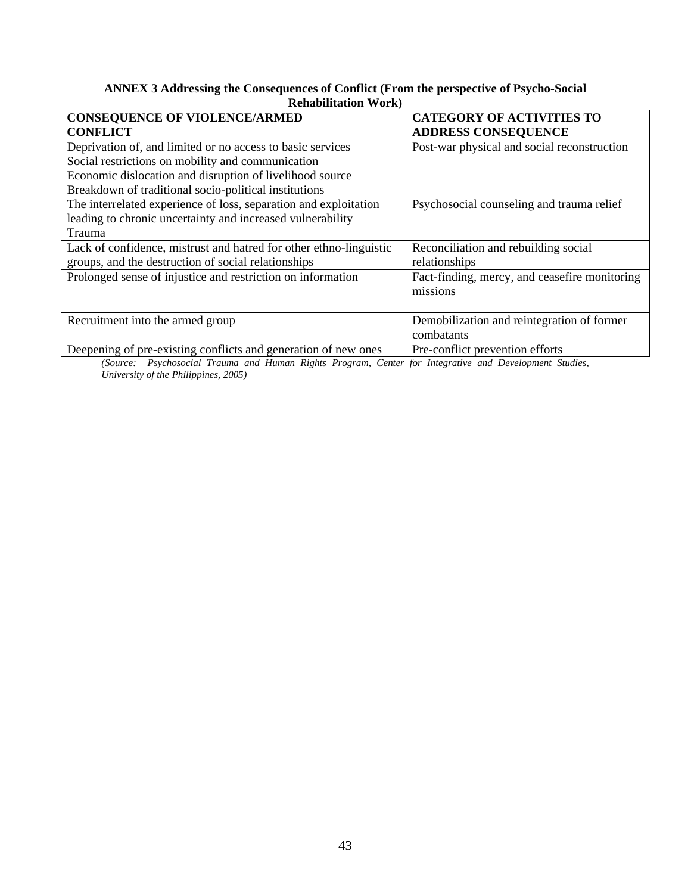**ANNEX 3 Addressing the Consequences of Conflict (From the perspective of Psycho-Social Rehabilitation Work)**

| CONSEQUENCE OF VIOLENCE/ARMED CONFLICT | CATEGORY OF ACTIVITIES TO ADDRESS CONSEQUENCE |
|---|---|
| Deprivation of, and limited or no access to basic services<br>Social restrictions on mobility and communication<br>Economic dislocation and disruption of livelihood source<br>Breakdown of traditional socio-political institutions | Post-war physical and social reconstruction |
| The interrelated experience of loss, separation and exploitation leading to chronic uncertainty and increased vulnerability<br>Trauma | Psychosocial counseling and trauma relief |
| Lack of confidence, mistrust and hatred for other ethno-linguistic groups, and the destruction of social relationships | Reconciliation and rebuilding social relationships |
| Prolonged sense of injustice and restriction on information | Fact-finding, mercy, and ceasefire monitoring missions |
| Recruitment into the armed group | Demobilization and reintegration of former combatants |
| Deepening of pre-existing conflicts and generation of new ones | Pre-conflict prevention efforts |

*(Source: Psychosocial Trauma and Human Rights Program, Center for Integrative and Development Studies, University of the Philippines, 2005)*